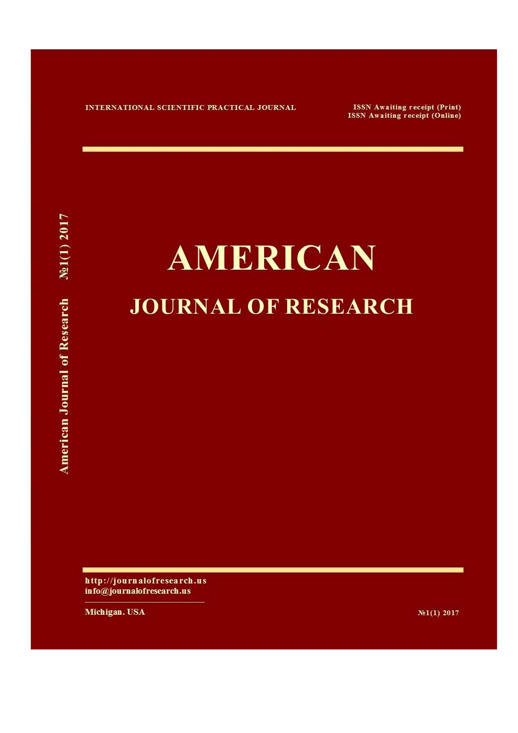INTERNATIONAL SCIENTIFIC PRACTICAL JOURNAL

ISSN Awaiting receipt (Print)
ISSN Awaiting receipt (Online)

American Journal of Research №1(1) 2017

# AMERICAN

## JOURNAL OF RESEARCH

http://journalofresearch.us
info@journalofresearch.us

Michigan. USA

№1(1) 2017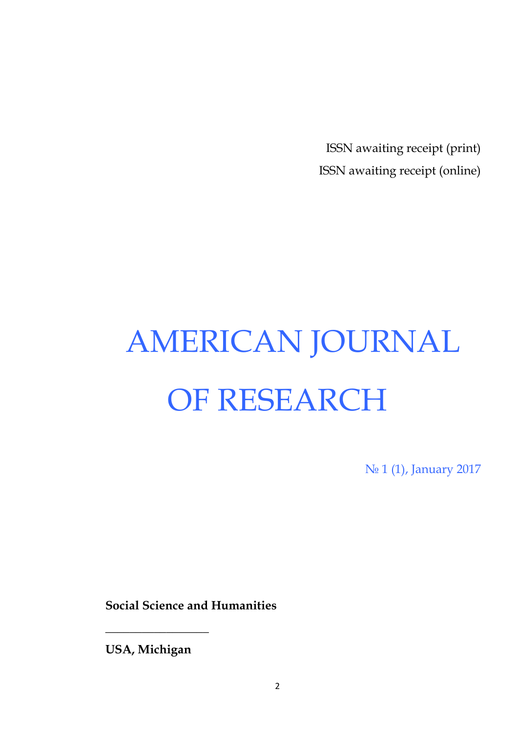ISSN awaiting receipt (print)

ISSN awaiting receipt (online)

# AMERICAN JOURNAL OF RESEARCH

№ 1 (1), January 2017

**Social Science and Humanities**

___________________

**USA, Michigan**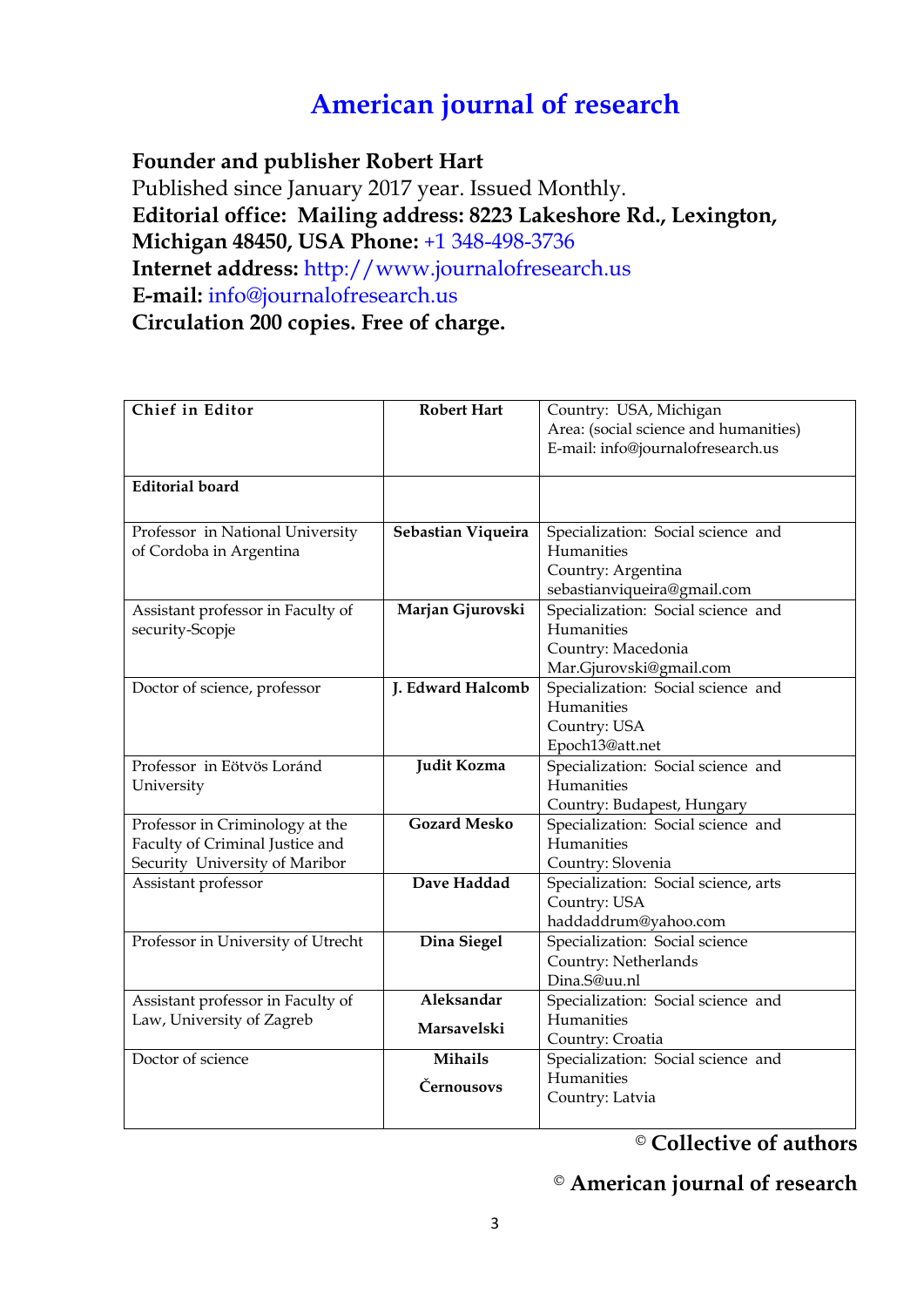# American journal of research

**Founder and publisher Robert Hart**

Published since January 2017 year. Issued Monthly.

**Editorial office: Mailing address: 8223 Lakeshore Rd., Lexington, Michigan 48450, USA Phone:** +1 348-498-3736

**Internet address:** http://www.journalofresearch.us

**E-mail:** info@journalofresearch.us

**Circulation 200 copies. Free of charge.**

| **Chief in Editor** | **Robert Hart** | Country: USA, Michigan<br>Area: (social science and humanities)<br>E-mail: info@journalofresearch.us |
|---|---|---|
| **Editorial board** | | |
| Professor in National University of Cordoba in Argentina | **Sebastian Viqueira** | Specialization: Social science and Humanities<br>Country: Argentina<br>sebastianviqueira@gmail.com |
| Assistant professor in Faculty of security-Scopje | **Marjan Gjurovski** | Specialization: Social science and Humanities<br>Country: Macedonia<br>Mar.Gjurovski@gmail.com |
| Doctor of science, professor | **J. Edward Halcomb** | Specialization: Social science and Humanities<br>Country: USA<br>Epoch13@att.net |
| Professor in Eötvös Loránd University | **Judit Kozma** | Specialization: Social science and Humanities<br>Country: Budapest, Hungary |
| Professor in Criminology at the Faculty of Criminal Justice and Security University of Maribor | **Gozard Mesko** | Specialization: Social science and Humanities<br>Country: Slovenia |
| Assistant professor | **Dave Haddad** | Specialization: Social science, arts<br>Country: USA<br>haddaddrum@yahoo.com |
| Professor in University of Utrecht | **Dina Siegel** | Specialization: Social science<br>Country: Netherlands<br>Dina.S@uu.nl |
| Assistant professor in Faculty of Law, University of Zagreb | **Aleksandar Marsavelski** | Specialization: Social science and Humanities<br>Country: Croatia |
| Doctor of science | **Mihails Černousovs** | Specialization: Social science and Humanities<br>Country: Latvia |

**© Collective of authors**

**© American journal of research**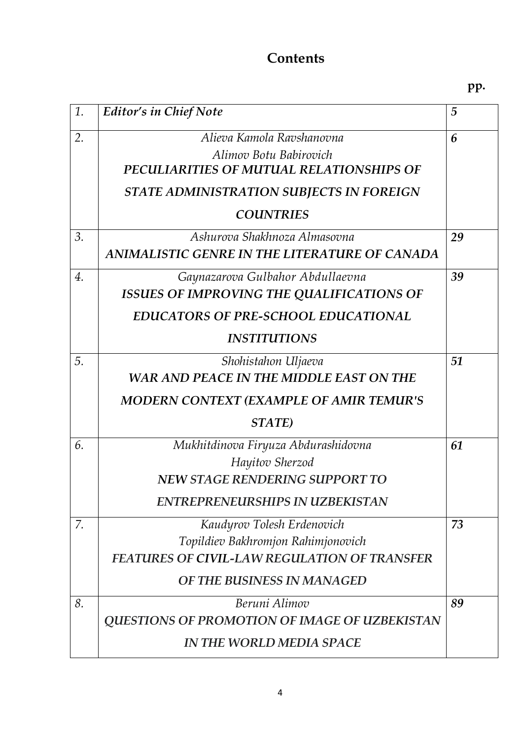# Contents

**pp.**

| | | |
|---|---|---|
| *1.* | ***Editor's in Chief Note*** | ***5*** |
| *2.* | *Alieva Kamola Ravshanovna*<br>*Alimov Botu Babirovich*<br>***PECULIARITIES OF MUTUAL RELATIONSHIPS OF STATE ADMINISTRATION SUBJECTS IN FOREIGN COUNTRIES*** | ***6*** |
| *3.* | *Ashurova Shakhnoza Almasovna*<br>***ANIMALISTIC GENRE IN THE LITERATURE OF CANADA*** | ***29*** |
| *4.* | *Gaynazarova Gulbahor Abdullaevna*<br>***ISSUES OF IMPROVING THE QUALIFICATIONS OF EDUCATORS OF PRE-SCHOOL EDUCATIONAL INSTITUTIONS*** | ***39*** |
| *5.* | *Shohistahon Uljaeva*<br>***WAR AND PEACE IN THE MIDDLE EAST ON THE MODERN CONTEXT (EXAMPLE OF AMIR TEMUR'S STATE)*** | ***51*** |
| *6.* | *Mukhitdinova Firyuza Abdurashidovna*<br>*Hayitov Sherzod*<br>***NEW STAGE RENDERING SUPPORT TO ENTREPRENEURSHIPS IN UZBEKISTAN*** | ***61*** |
| *7.* | *Kaudyrov Tolesh Erdenovich*<br>*Topildiev Bakhromjon Rahimjonovich*<br>***FEATURES OF CIVIL-LAW REGULATION OF TRANSFER OF THE BUSINESS IN MANAGED*** | ***73*** |
| *8.* | *Beruni Alimov*<br>***QUESTIONS OF PROMOTION OF IMAGE OF UZBEKISTAN IN THE WORLD MEDIA SPACE*** | ***89*** |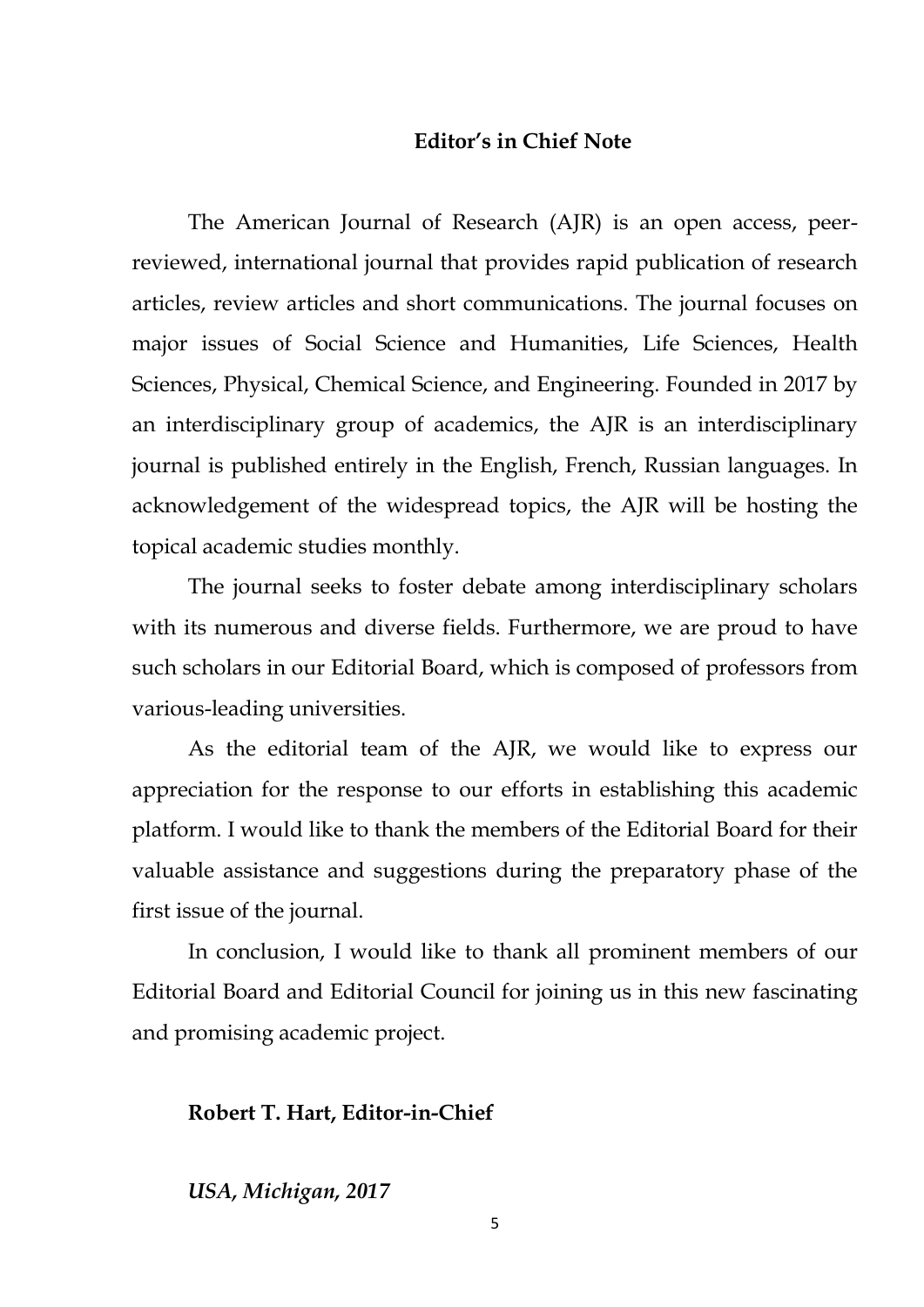**Editor's in Chief Note**

The American Journal of Research (AJR) is an open access, peer-reviewed, international journal that provides rapid publication of research articles, review articles and short communications. The journal focuses on major issues of Social Science and Humanities, Life Sciences, Health Sciences, Physical, Chemical Science, and Engineering. Founded in 2017 by an interdisciplinary group of academics, the AJR is an interdisciplinary journal is published entirely in the English, French, Russian languages. In acknowledgement of the widespread topics, the AJR will be hosting the topical academic studies monthly.

The journal seeks to foster debate among interdisciplinary scholars with its numerous and diverse fields. Furthermore, we are proud to have such scholars in our Editorial Board, which is composed of professors from various-leading universities.

As the editorial team of the AJR, we would like to express our appreciation for the response to our efforts in establishing this academic platform. I would like to thank the members of the Editorial Board for their valuable assistance and suggestions during the preparatory phase of the first issue of the journal.

In conclusion, I would like to thank all prominent members of our Editorial Board and Editorial Council for joining us in this new fascinating and promising academic project.

**Robert T. Hart, Editor-in-Chief**

***USA, Michigan, 2017***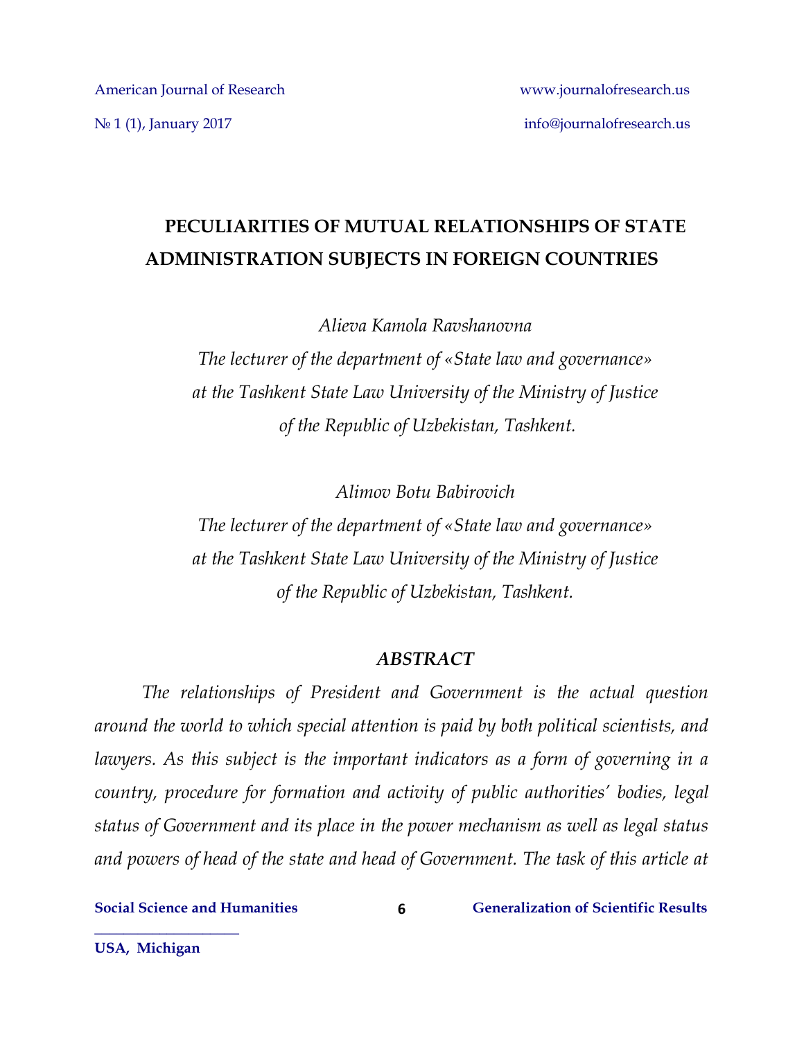# PECULIARITIES OF MUTUAL RELATIONSHIPS OF STATE ADMINISTRATION SUBJECTS IN FOREIGN COUNTRIES

*Alieva Kamola Ravshanovna*

*The lecturer of the department of «State law and governance» at the Tashkent State Law University of the Ministry of Justice of the Republic of Uzbekistan, Tashkent.*

*Alimov Botu Babirovich*

*The lecturer of the department of «State law and governance» at the Tashkent State Law University of the Ministry of Justice of the Republic of Uzbekistan, Tashkent.*

## *ABSTRACT*

*The relationships of President and Government is the actual question around the world to which special attention is paid by both political scientists, and lawyers. As this subject is the important indicators as a form of governing in a country, procedure for formation and activity of public authorities' bodies, legal status of Government and its place in the power mechanism as well as legal status and powers of head of the state and head of Government. The task of this article at*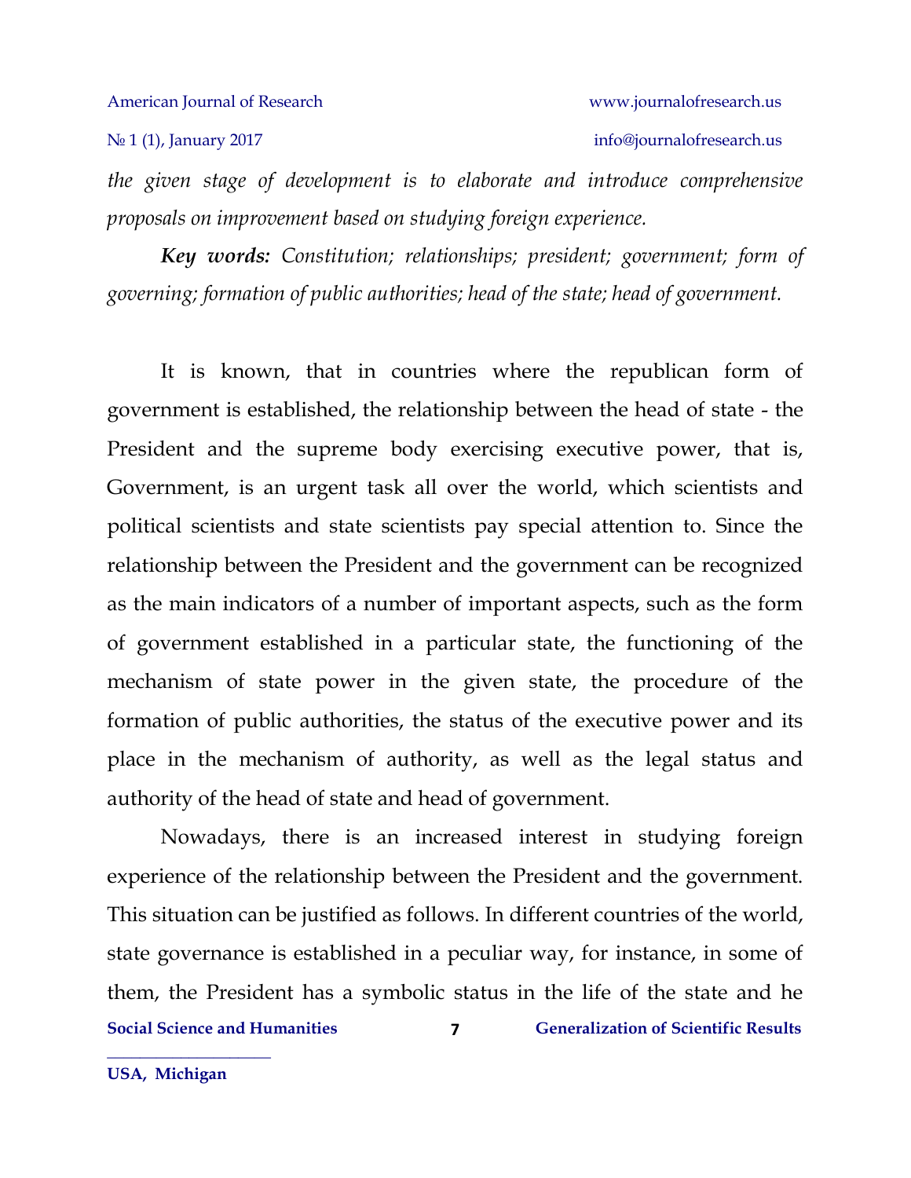*the given stage of development is to elaborate and introduce comprehensive proposals on improvement based on studying foreign experience.*

***Key words:*** *Constitution; relationships; president; government; form of governing; formation of public authorities; head of the state; head of government.*

It is known, that in countries where the republican form of government is established, the relationship between the head of state - the President and the supreme body exercising executive power, that is, Government, is an urgent task all over the world, which scientists and political scientists and state scientists pay special attention to. Since the relationship between the President and the government can be recognized as the main indicators of a number of important aspects, such as the form of government established in a particular state, the functioning of the mechanism of state power in the given state, the procedure of the formation of public authorities, the status of the executive power and its place in the mechanism of authority, as well as the legal status and authority of the head of state and head of government.

Nowadays, there is an increased interest in studying foreign experience of the relationship between the President and the government. This situation can be justified as follows. In different countries of the world, state governance is established in a peculiar way, for instance, in some of them, the President has a symbolic status in the life of the state and he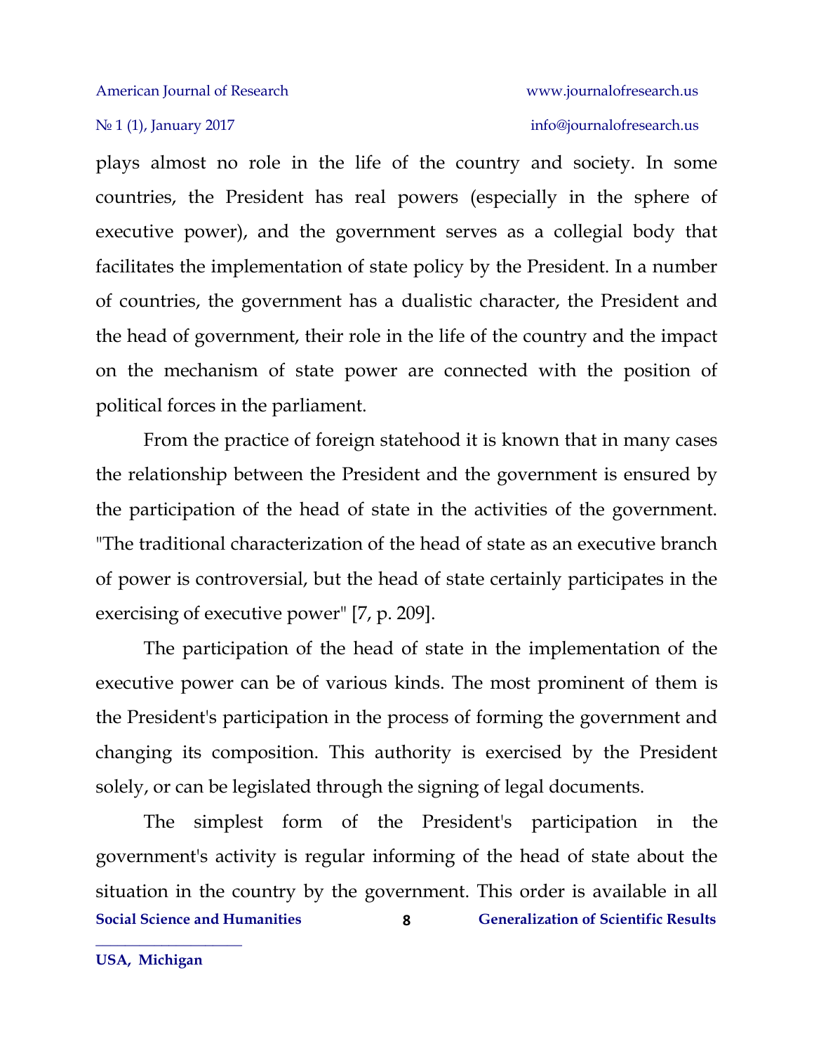plays almost no role in the life of the country and society. In some countries, the President has real powers (especially in the sphere of executive power), and the government serves as a collegial body that facilitates the implementation of state policy by the President. In a number of countries, the government has a dualistic character, the President and the head of government, their role in the life of the country and the impact on the mechanism of state power are connected with the position of political forces in the parliament.

From the practice of foreign statehood it is known that in many cases the relationship between the President and the government is ensured by the participation of the head of state in the activities of the government. "The traditional characterization of the head of state as an executive branch of power is controversial, but the head of state certainly participates in the exercising of executive power" [7, p. 209].

The participation of the head of state in the implementation of the executive power can be of various kinds. The most prominent of them is the President's participation in the process of forming the government and changing its composition. This authority is exercised by the President solely, or can be legislated through the signing of legal documents.

The simplest form of the President's participation in the government's activity is regular informing of the head of state about the situation in the country by the government. This order is available in all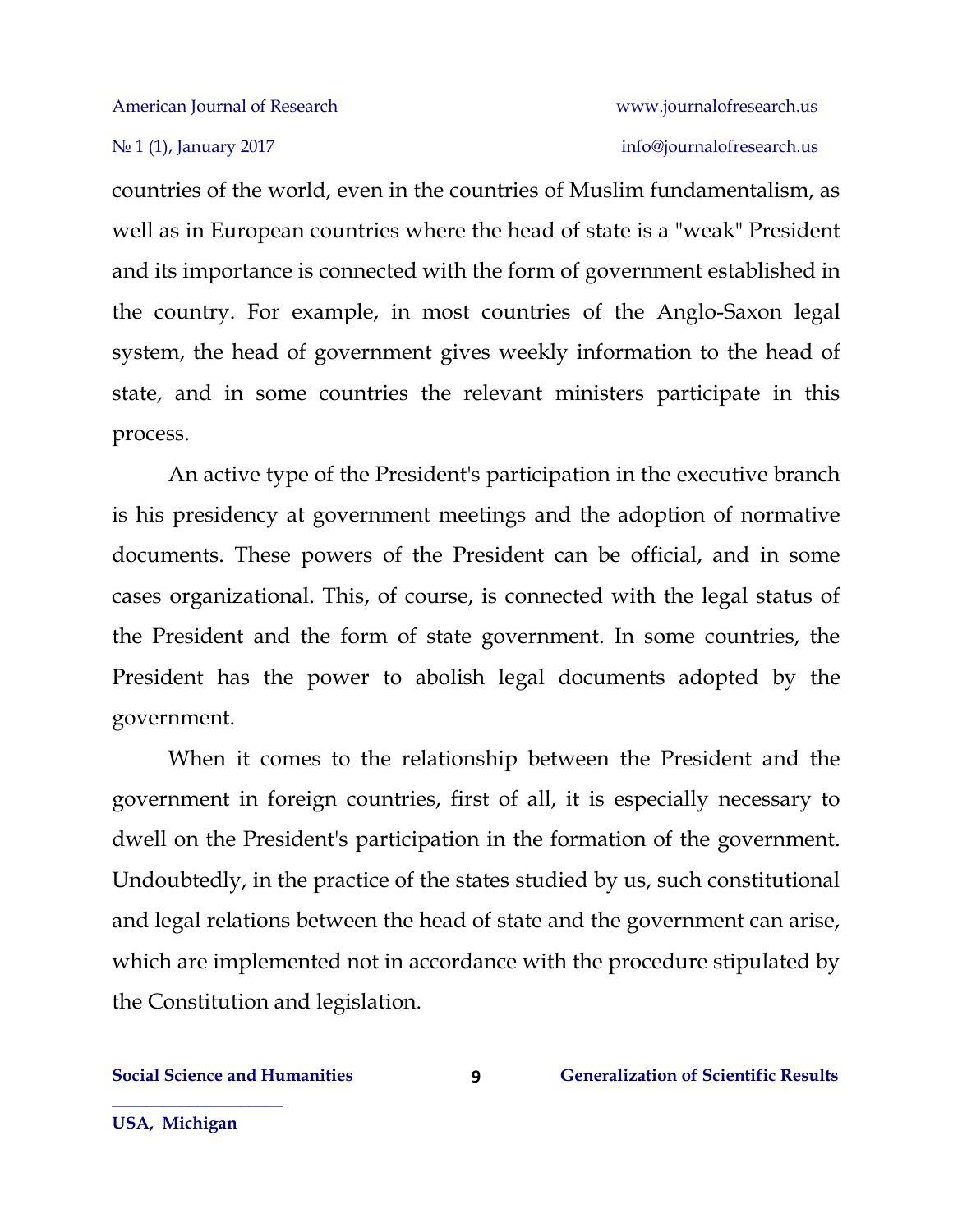countries of the world, even in the countries of Muslim fundamentalism, as well as in European countries where the head of state is a "weak" President and its importance is connected with the form of government established in the country. For example, in most countries of the Anglo-Saxon legal system, the head of government gives weekly information to the head of state, and in some countries the relevant ministers participate in this process.

An active type of the President's participation in the executive branch is his presidency at government meetings and the adoption of normative documents. These powers of the President can be official, and in some cases organizational. This, of course, is connected with the legal status of the President and the form of state government. In some countries, the President has the power to abolish legal documents adopted by the government.

When it comes to the relationship between the President and the government in foreign countries, first of all, it is especially necessary to dwell on the President's participation in the formation of the government. Undoubtedly, in the practice of the states studied by us, such constitutional and legal relations between the head of state and the government can arise, which are implemented not in accordance with the procedure stipulated by the Constitution and legislation.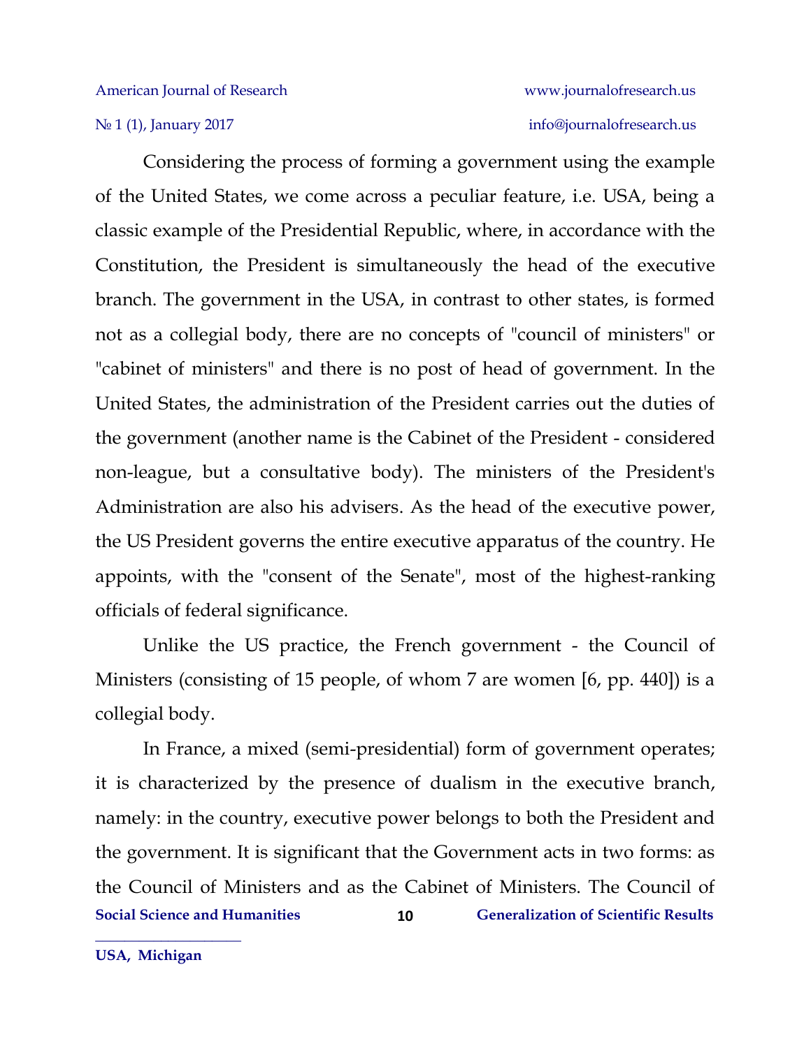Considering the process of forming a government using the example of the United States, we come across a peculiar feature, i.e. USA, being a classic example of the Presidential Republic, where, in accordance with the Constitution, the President is simultaneously the head of the executive branch. The government in the USA, in contrast to other states, is formed not as a collegial body, there are no concepts of "council of ministers" or "cabinet of ministers" and there is no post of head of government. In the United States, the administration of the President carries out the duties of the government (another name is the Cabinet of the President - considered non-league, but a consultative body). The ministers of the President's Administration are also his advisers. As the head of the executive power, the US President governs the entire executive apparatus of the country. He appoints, with the "consent of the Senate", most of the highest-ranking officials of federal significance.

Unlike the US practice, the French government - the Council of Ministers (consisting of 15 people, of whom 7 are women [6, pp. 440]) is a collegial body.

In France, a mixed (semi-presidential) form of government operates; it is characterized by the presence of dualism in the executive branch, namely: in the country, executive power belongs to both the President and the government. It is significant that the Government acts in two forms: as the Council of Ministers and as the Cabinet of Ministers. The Council of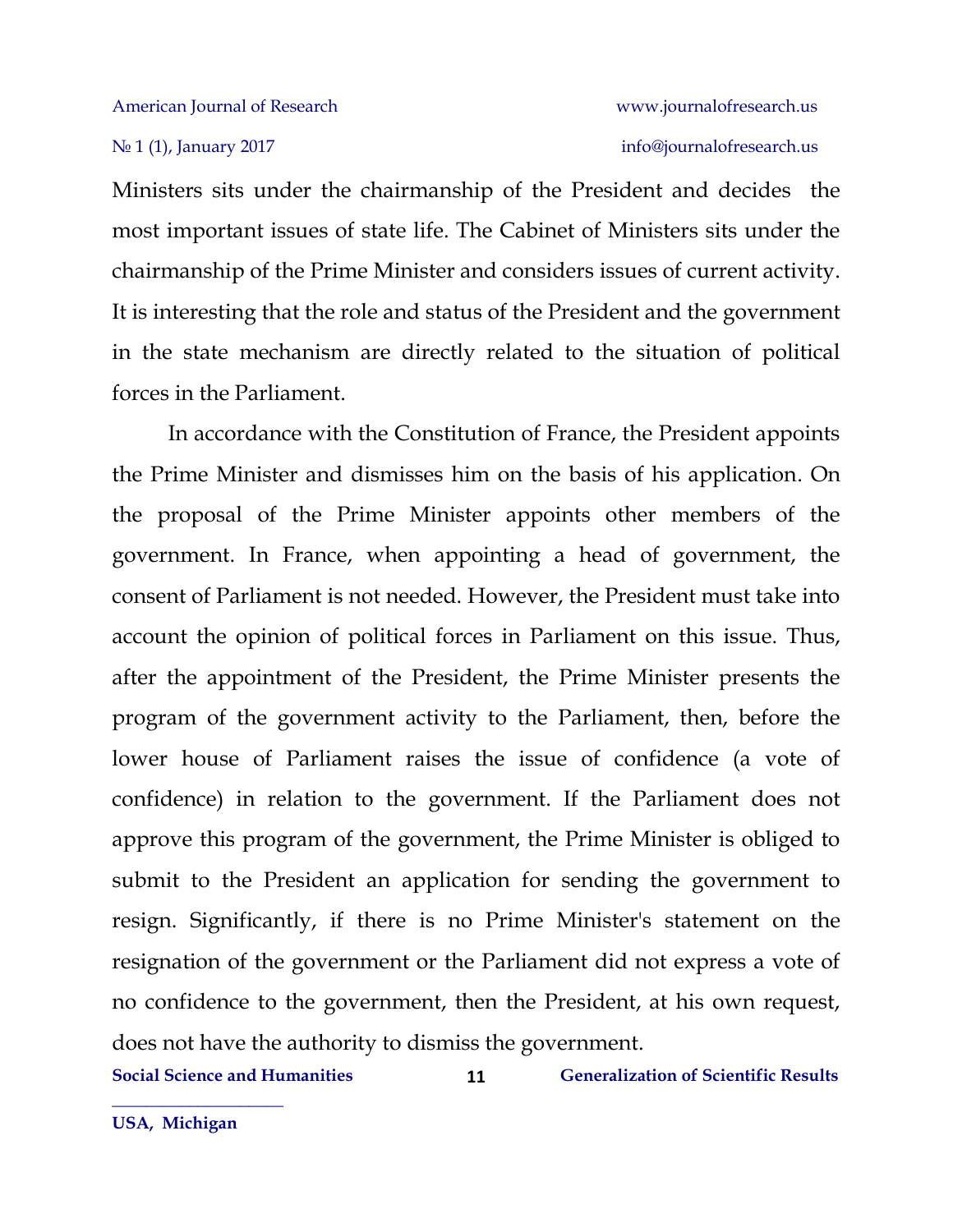Ministers sits under the chairmanship of the President and decides the most important issues of state life. The Cabinet of Ministers sits under the chairmanship of the Prime Minister and considers issues of current activity. It is interesting that the role and status of the President and the government in the state mechanism are directly related to the situation of political forces in the Parliament.

In accordance with the Constitution of France, the President appoints the Prime Minister and dismisses him on the basis of his application. On the proposal of the Prime Minister appoints other members of the government. In France, when appointing a head of government, the consent of Parliament is not needed. However, the President must take into account the opinion of political forces in Parliament on this issue. Thus, after the appointment of the President, the Prime Minister presents the program of the government activity to the Parliament, then, before the lower house of Parliament raises the issue of confidence (a vote of confidence) in relation to the government. If the Parliament does not approve this program of the government, the Prime Minister is obliged to submit to the President an application for sending the government to resign. Significantly, if there is no Prime Minister's statement on the resignation of the government or the Parliament did not express a vote of no confidence to the government, then the President, at his own request, does not have the authority to dismiss the government.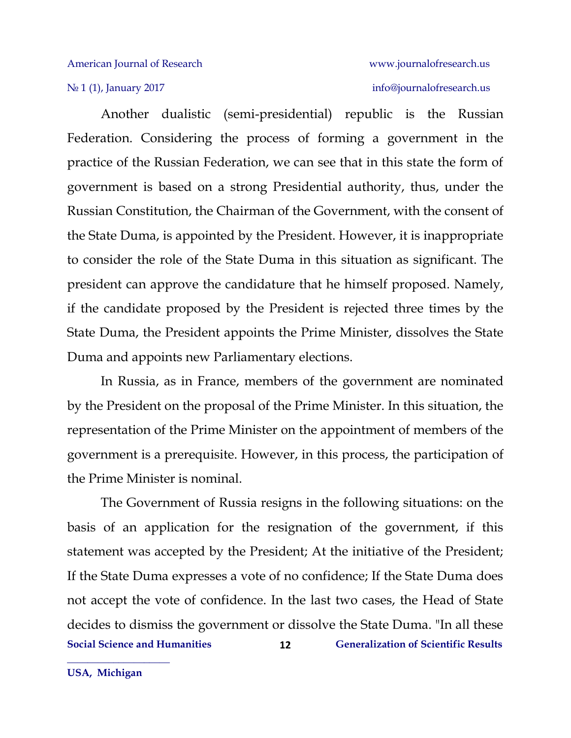Another dualistic (semi-presidential) republic is the Russian Federation. Considering the process of forming a government in the practice of the Russian Federation, we can see that in this state the form of government is based on a strong Presidential authority, thus, under the Russian Constitution, the Chairman of the Government, with the consent of the State Duma, is appointed by the President. However, it is inappropriate to consider the role of the State Duma in this situation as significant. The president can approve the candidature that he himself proposed. Namely, if the candidate proposed by the President is rejected three times by the State Duma, the President appoints the Prime Minister, dissolves the State Duma and appoints new Parliamentary elections.

In Russia, as in France, members of the government are nominated by the President on the proposal of the Prime Minister. In this situation, the representation of the Prime Minister on the appointment of members of the government is a prerequisite. However, in this process, the participation of the Prime Minister is nominal.

The Government of Russia resigns in the following situations: on the basis of an application for the resignation of the government, if this statement was accepted by the President; At the initiative of the President; If the State Duma expresses a vote of no confidence; If the State Duma does not accept the vote of confidence. In the last two cases, the Head of State decides to dismiss the government or dissolve the State Duma. "In all these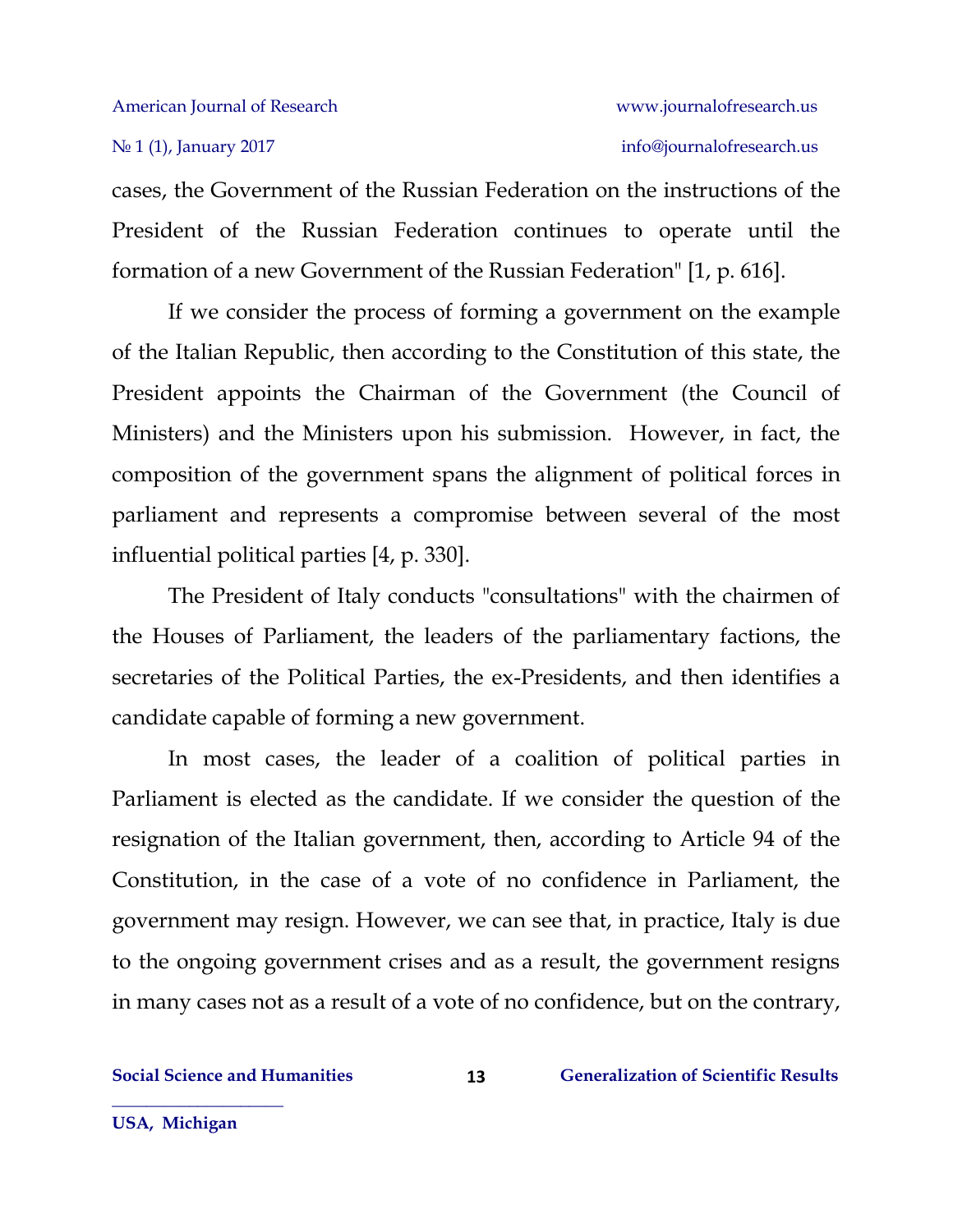cases, the Government of the Russian Federation on the instructions of the President of the Russian Federation continues to operate until the formation of a new Government of the Russian Federation" [1, p. 616].

If we consider the process of forming a government on the example of the Italian Republic, then according to the Constitution of this state, the President appoints the Chairman of the Government (the Council of Ministers) and the Ministers upon his submission. However, in fact, the composition of the government spans the alignment of political forces in parliament and represents a compromise between several of the most influential political parties [4, p. 330].

The President of Italy conducts "consultations" with the chairmen of the Houses of Parliament, the leaders of the parliamentary factions, the secretaries of the Political Parties, the ex-Presidents, and then identifies a candidate capable of forming a new government.

In most cases, the leader of a coalition of political parties in Parliament is elected as the candidate. If we consider the question of the resignation of the Italian government, then, according to Article 94 of the Constitution, in the case of a vote of no confidence in Parliament, the government may resign. However, we can see that, in practice, Italy is due to the ongoing government crises and as a result, the government resigns in many cases not as a result of a vote of no confidence, but on the contrary,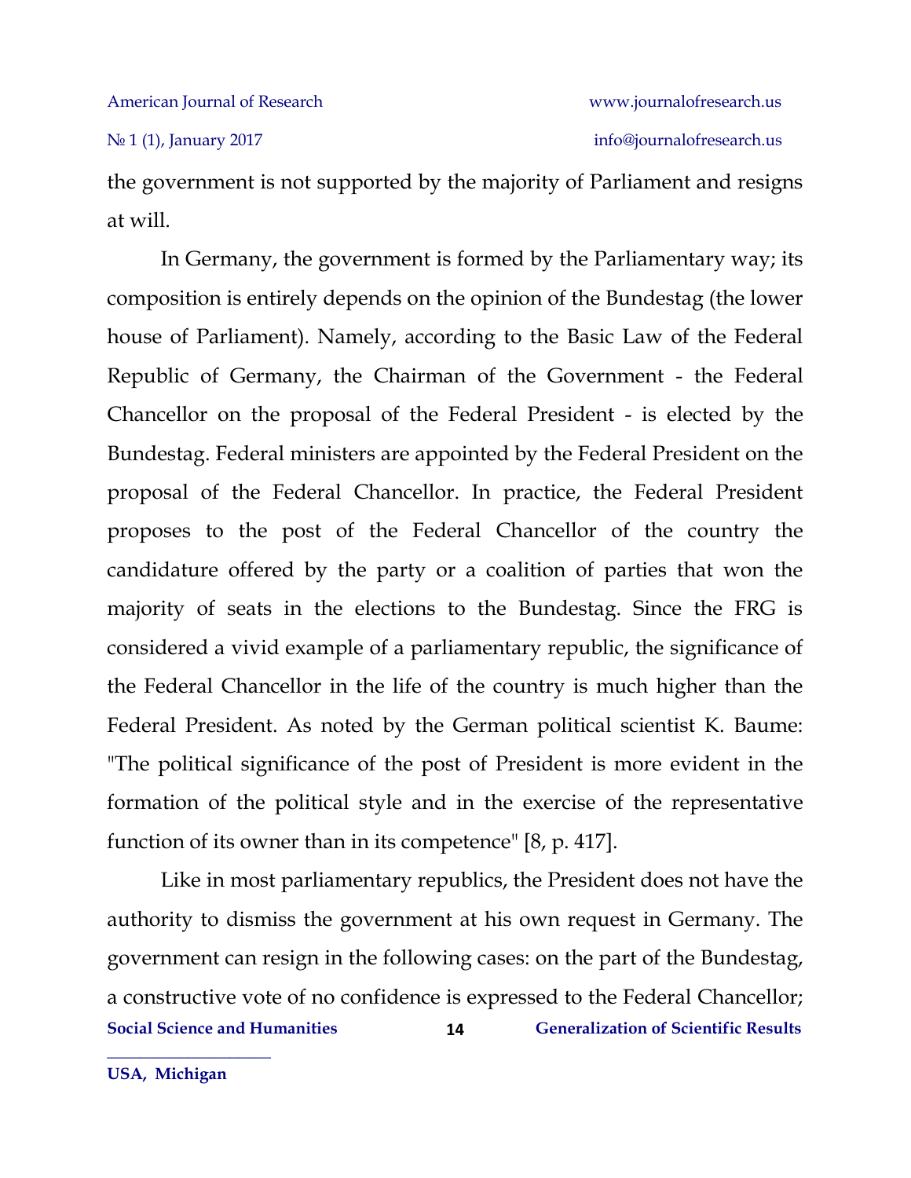the government is not supported by the majority of Parliament and resigns at will.

In Germany, the government is formed by the Parliamentary way; its composition is entirely depends on the opinion of the Bundestag (the lower house of Parliament). Namely, according to the Basic Law of the Federal Republic of Germany, the Chairman of the Government - the Federal Chancellor on the proposal of the Federal President - is elected by the Bundestag. Federal ministers are appointed by the Federal President on the proposal of the Federal Chancellor. In practice, the Federal President proposes to the post of the Federal Chancellor of the country the candidature offered by the party or a coalition of parties that won the majority of seats in the elections to the Bundestag. Since the FRG is considered a vivid example of a parliamentary republic, the significance of the Federal Chancellor in the life of the country is much higher than the Federal President. As noted by the German political scientist K. Baume: "The political significance of the post of President is more evident in the formation of the political style and in the exercise of the representative function of its owner than in its competence" [8, p. 417].

Like in most parliamentary republics, the President does not have the authority to dismiss the government at his own request in Germany. The government can resign in the following cases: on the part of the Bundestag, a constructive vote of no confidence is expressed to the Federal Chancellor;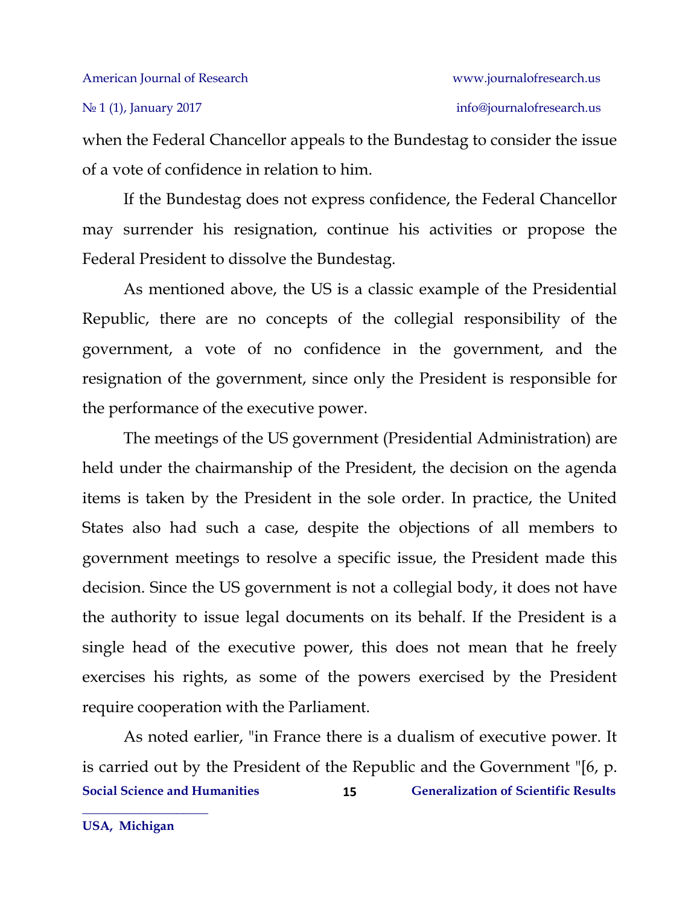when the Federal Chancellor appeals to the Bundestag to consider the issue of a vote of confidence in relation to him.

If the Bundestag does not express confidence, the Federal Chancellor may surrender his resignation, continue his activities or propose the Federal President to dissolve the Bundestag.

As mentioned above, the US is a classic example of the Presidential Republic, there are no concepts of the collegial responsibility of the government, a vote of no confidence in the government, and the resignation of the government, since only the President is responsible for the performance of the executive power.

The meetings of the US government (Presidential Administration) are held under the chairmanship of the President, the decision on the agenda items is taken by the President in the sole order. In practice, the United States also had such a case, despite the objections of all members to government meetings to resolve a specific issue, the President made this decision. Since the US government is not a collegial body, it does not have the authority to issue legal documents on its behalf. If the President is a single head of the executive power, this does not mean that he freely exercises his rights, as some of the powers exercised by the President require cooperation with the Parliament.

As noted earlier, "in France there is a dualism of executive power. It is carried out by the President of the Republic and the Government "[6, p.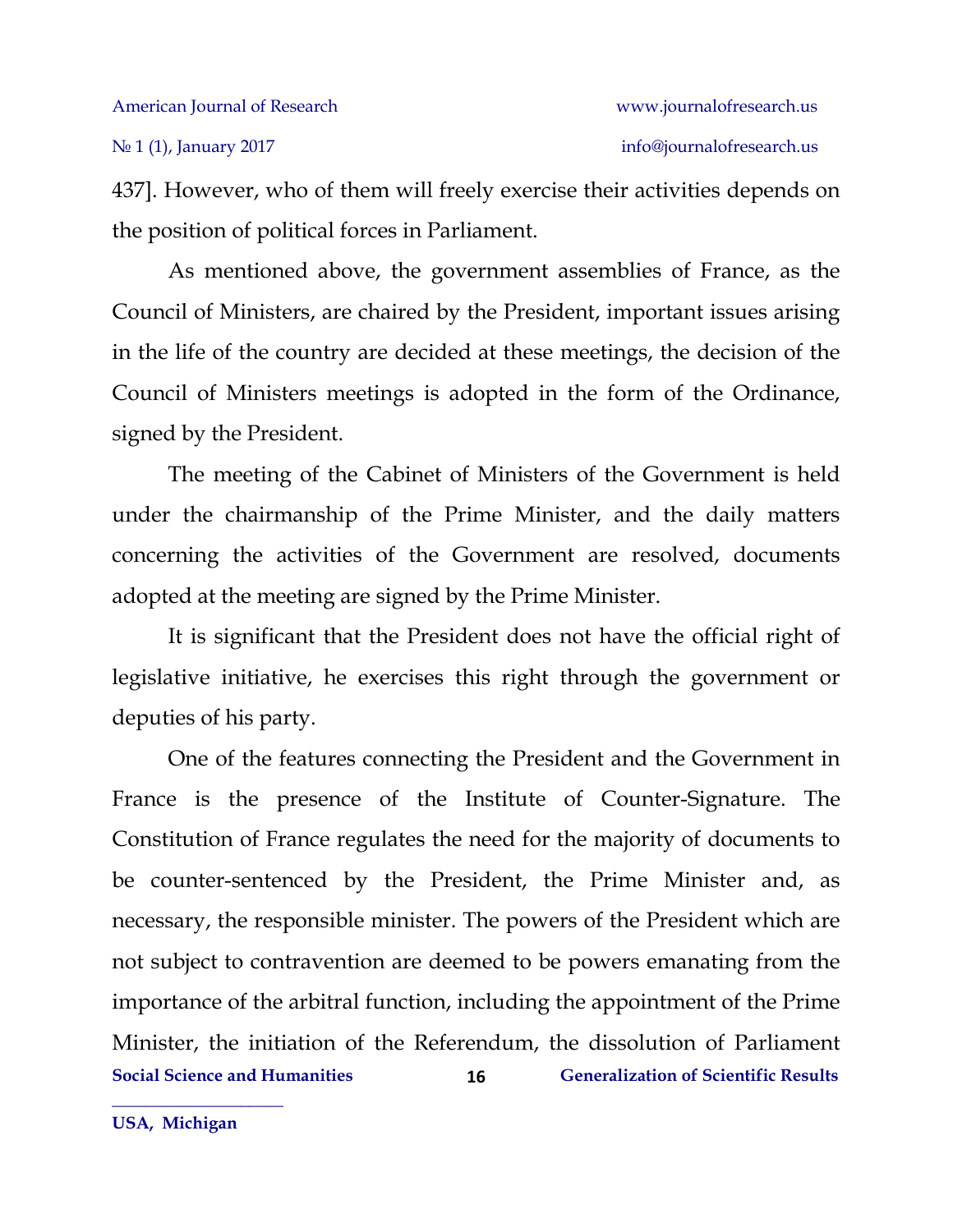437]. However, who of them will freely exercise their activities depends on the position of political forces in Parliament.

As mentioned above, the government assemblies of France, as the Council of Ministers, are chaired by the President, important issues arising in the life of the country are decided at these meetings, the decision of the Council of Ministers meetings is adopted in the form of the Ordinance, signed by the President.

The meeting of the Cabinet of Ministers of the Government is held under the chairmanship of the Prime Minister, and the daily matters concerning the activities of the Government are resolved, documents adopted at the meeting are signed by the Prime Minister.

It is significant that the President does not have the official right of legislative initiative, he exercises this right through the government or deputies of his party.

One of the features connecting the President and the Government in France is the presence of the Institute of Counter-Signature. The Constitution of France regulates the need for the majority of documents to be counter-sentenced by the President, the Prime Minister and, as necessary, the responsible minister. The powers of the President which are not subject to contravention are deemed to be powers emanating from the importance of the arbitral function, including the appointment of the Prime Minister, the initiation of the Referendum, the dissolution of Parliament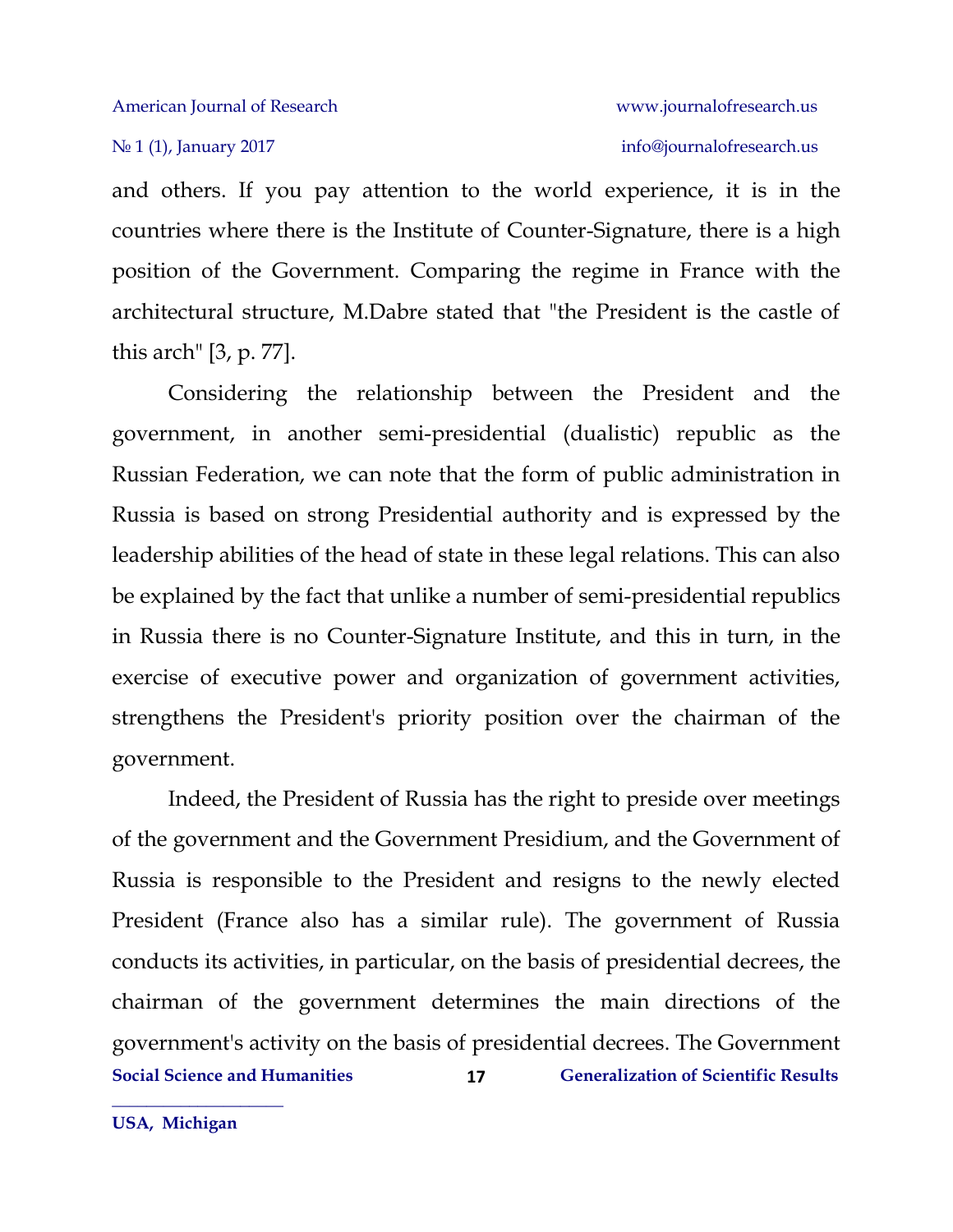and others. If you pay attention to the world experience, it is in the countries where there is the Institute of Counter-Signature, there is a high position of the Government. Comparing the regime in France with the architectural structure, M.Dabre stated that "the President is the castle of this arch" [3, p. 77].

Considering the relationship between the President and the government, in another semi-presidential (dualistic) republic as the Russian Federation, we can note that the form of public administration in Russia is based on strong Presidential authority and is expressed by the leadership abilities of the head of state in these legal relations. This can also be explained by the fact that unlike a number of semi-presidential republics in Russia there is no Counter-Signature Institute, and this in turn, in the exercise of executive power and organization of government activities, strengthens the President's priority position over the chairman of the government.

Indeed, the President of Russia has the right to preside over meetings of the government and the Government Presidium, and the Government of Russia is responsible to the President and resigns to the newly elected President (France also has a similar rule). The government of Russia conducts its activities, in particular, on the basis of presidential decrees, the chairman of the government determines the main directions of the government's activity on the basis of presidential decrees. The Government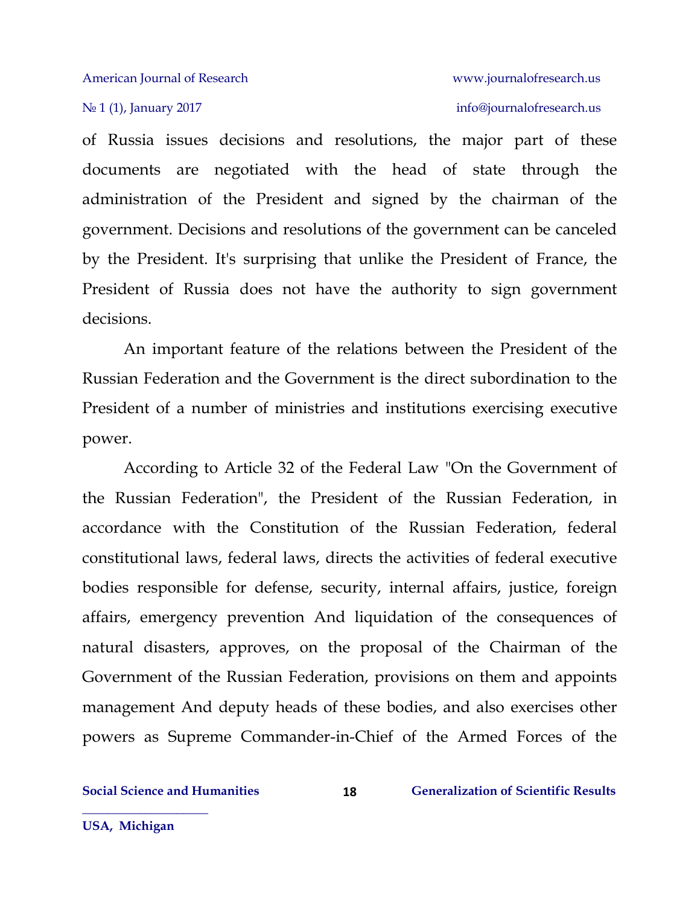of Russia issues decisions and resolutions, the major part of these documents are negotiated with the head of state through the administration of the President and signed by the chairman of the government. Decisions and resolutions of the government can be canceled by the President. It's surprising that unlike the President of France, the President of Russia does not have the authority to sign government decisions.

An important feature of the relations between the President of the Russian Federation and the Government is the direct subordination to the President of a number of ministries and institutions exercising executive power.

According to Article 32 of the Federal Law "On the Government of the Russian Federation", the President of the Russian Federation, in accordance with the Constitution of the Russian Federation, federal constitutional laws, federal laws, directs the activities of federal executive bodies responsible for defense, security, internal affairs, justice, foreign affairs, emergency prevention And liquidation of the consequences of natural disasters, approves, on the proposal of the Chairman of the Government of the Russian Federation, provisions on them and appoints management And deputy heads of these bodies, and also exercises other powers as Supreme Commander-in-Chief of the Armed Forces of the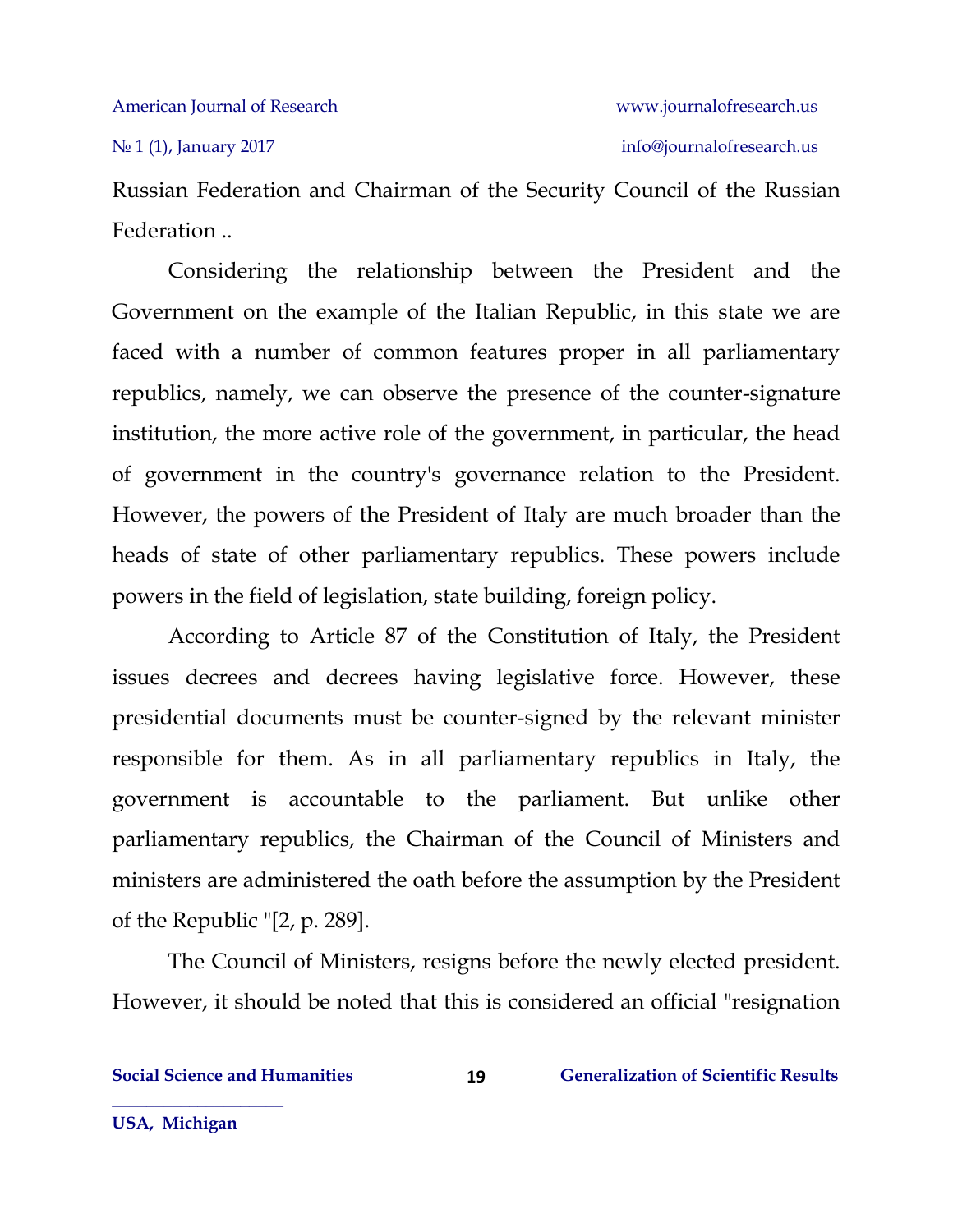Russian Federation and Chairman of the Security Council of the Russian Federation ..

Considering the relationship between the President and the Government on the example of the Italian Republic, in this state we are faced with a number of common features proper in all parliamentary republics, namely, we can observe the presence of the counter-signature institution, the more active role of the government, in particular, the head of government in the country's governance relation to the President. However, the powers of the President of Italy are much broader than the heads of state of other parliamentary republics. These powers include powers in the field of legislation, state building, foreign policy.

According to Article 87 of the Constitution of Italy, the President issues decrees and decrees having legislative force. However, these presidential documents must be counter-signed by the relevant minister responsible for them. As in all parliamentary republics in Italy, the government is accountable to the parliament. But unlike other parliamentary republics, the Chairman of the Council of Ministers and ministers are administered the oath before the assumption by the President of the Republic "[2, p. 289].

The Council of Ministers, resigns before the newly elected president. However, it should be noted that this is considered an official "resignation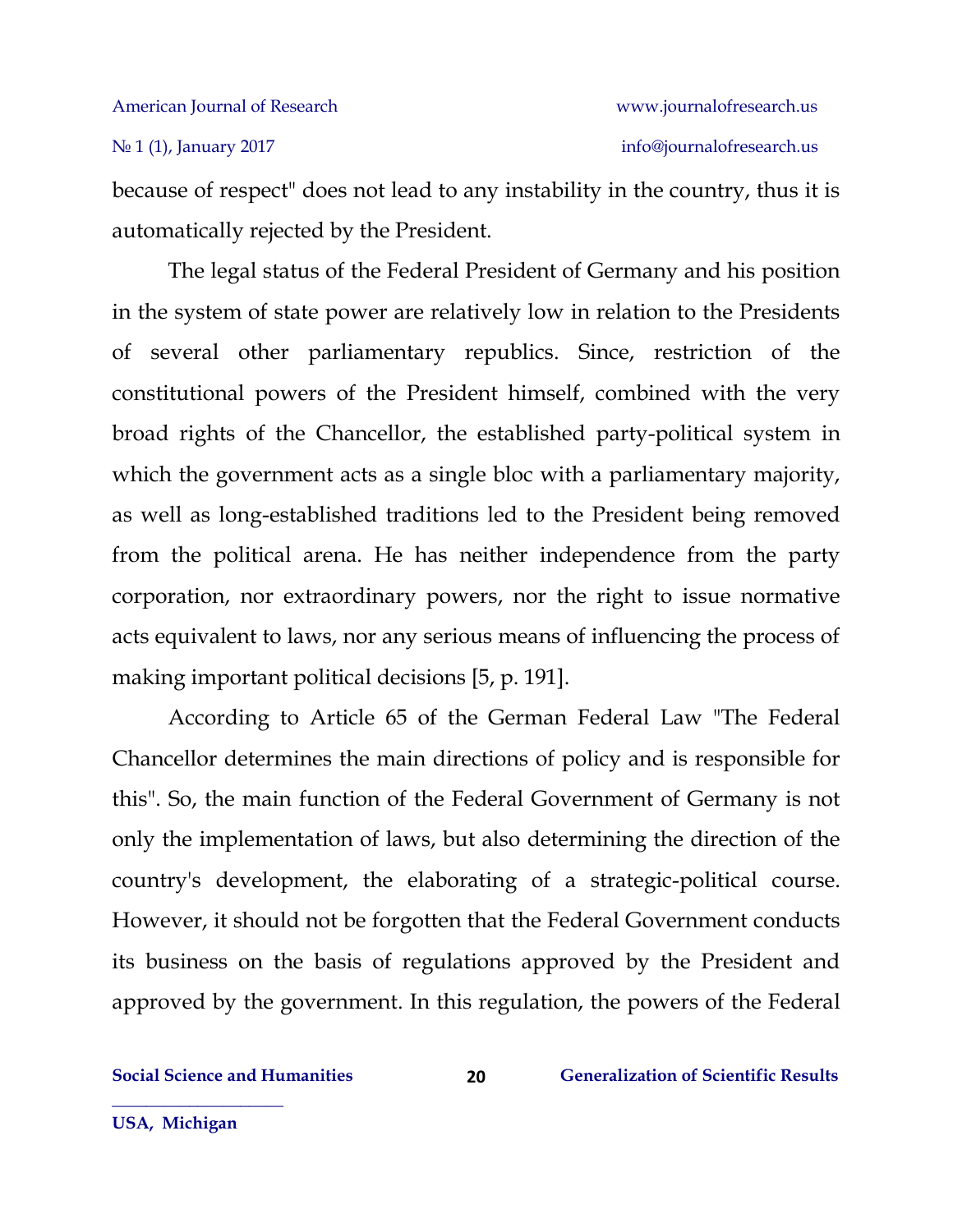because of respect" does not lead to any instability in the country, thus it is automatically rejected by the President.

The legal status of the Federal President of Germany and his position in the system of state power are relatively low in relation to the Presidents of several other parliamentary republics. Since, restriction of the constitutional powers of the President himself, combined with the very broad rights of the Chancellor, the established party-political system in which the government acts as a single bloc with a parliamentary majority, as well as long-established traditions led to the President being removed from the political arena. He has neither independence from the party corporation, nor extraordinary powers, nor the right to issue normative acts equivalent to laws, nor any serious means of influencing the process of making important political decisions [5, p. 191].

According to Article 65 of the German Federal Law "The Federal Chancellor determines the main directions of policy and is responsible for this". So, the main function of the Federal Government of Germany is not only the implementation of laws, but also determining the direction of the country's development, the elaborating of a strategic-political course. However, it should not be forgotten that the Federal Government conducts its business on the basis of regulations approved by the President and approved by the government. In this regulation, the powers of the Federal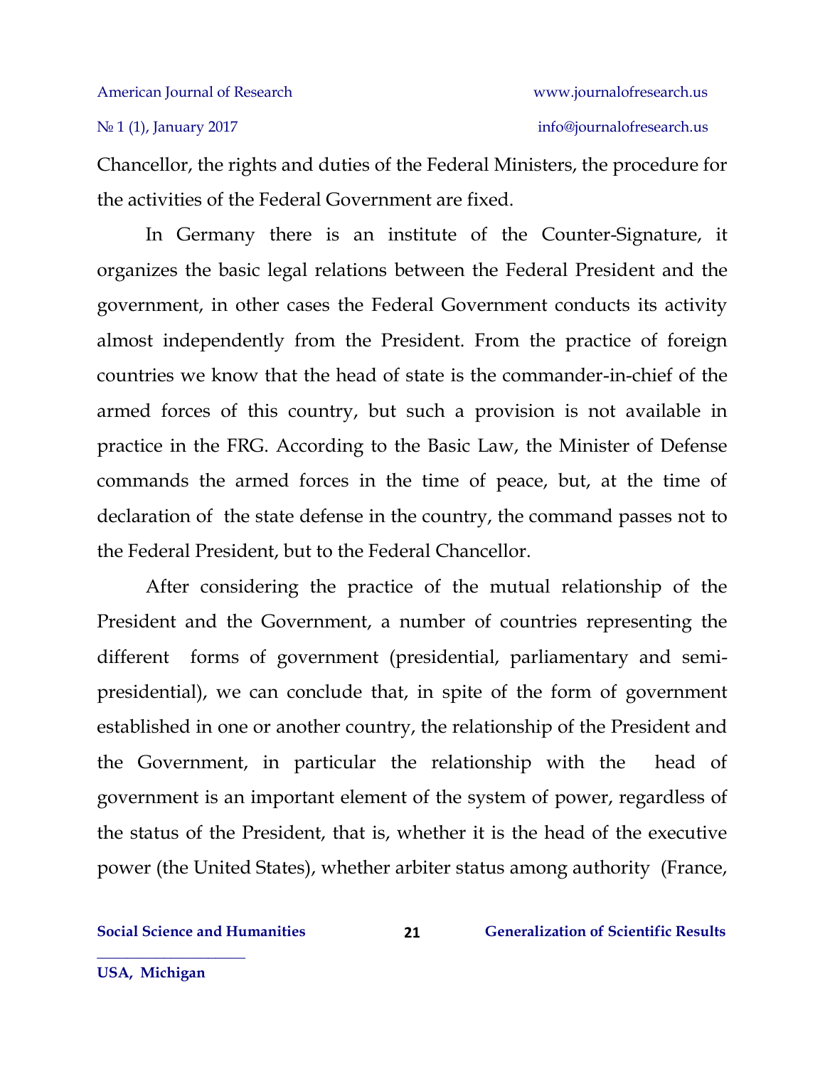Chancellor, the rights and duties of the Federal Ministers, the procedure for the activities of the Federal Government are fixed.

In Germany there is an institute of the Counter-Signature, it organizes the basic legal relations between the Federal President and the government, in other cases the Federal Government conducts its activity almost independently from the President. From the practice of foreign countries we know that the head of state is the commander-in-chief of the armed forces of this country, but such a provision is not available in practice in the FRG. According to the Basic Law, the Minister of Defense commands the armed forces in the time of peace, but, at the time of declaration of the state defense in the country, the command passes not to the Federal President, but to the Federal Chancellor.

After considering the practice of the mutual relationship of the President and the Government, a number of countries representing the different forms of government (presidential, parliamentary and semi-presidential), we can conclude that, in spite of the form of government established in one or another country, the relationship of the President and the Government, in particular the relationship with the head of government is an important element of the system of power, regardless of the status of the President, that is, whether it is the head of the executive power (the United States), whether arbiter status among authority (France,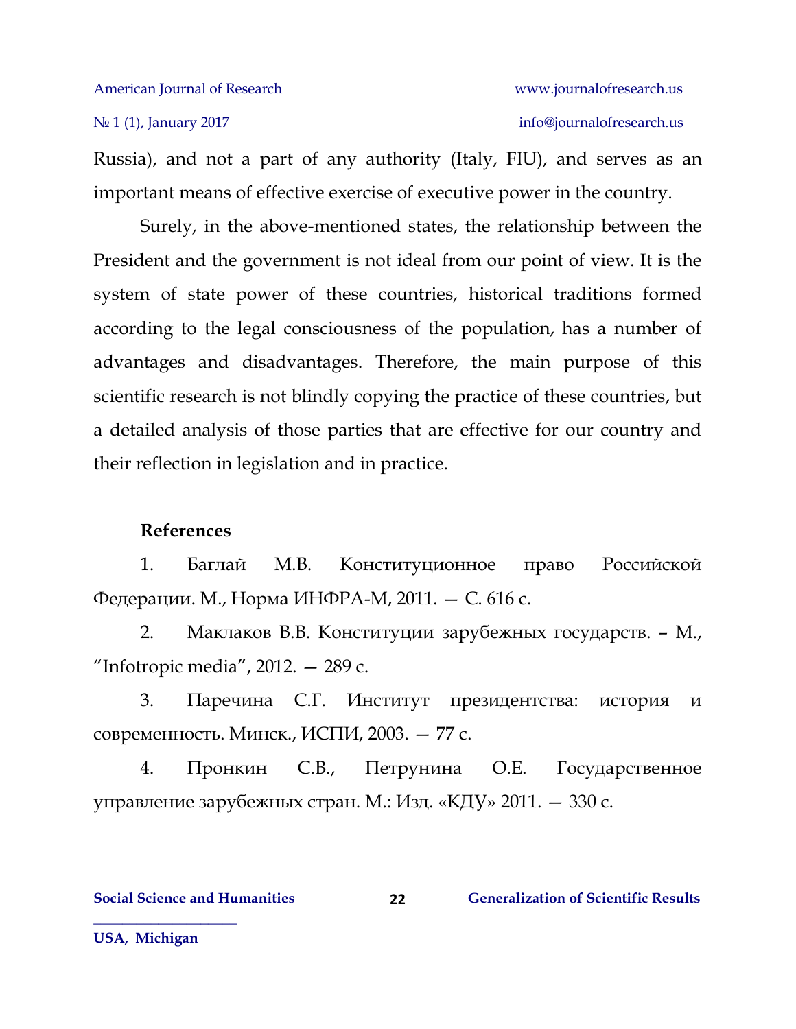Russia), and not a part of any authority (Italy, FIU), and serves as an important means of effective exercise of executive power in the country.

Surely, in the above-mentioned states, the relationship between the President and the government is not ideal from our point of view. It is the system of state power of these countries, historical traditions formed according to the legal consciousness of the population, has a number of advantages and disadvantages. Therefore, the main purpose of this scientific research is not blindly copying the practice of these countries, but a detailed analysis of those parties that are effective for our country and their reflection in legislation and in practice.

**References**

1. Баглай М.В. Конституционное право Российской Федерации. М., Норма ИНФРА-М, 2011. — С. 616 с.
2. Маклаков В.В. Конституции зарубежных государств. – М., "Infotropic media", 2012. — 289 с.
3. Паречина С.Г. Институт президентства: история и современность. Минск., ИСПИ, 2003. — 77 с.
4. Пронкин С.В., Петрунина О.Е. Государственное управление зарубежных стран. М.: Изд. «КДУ» 2011. — 330 с.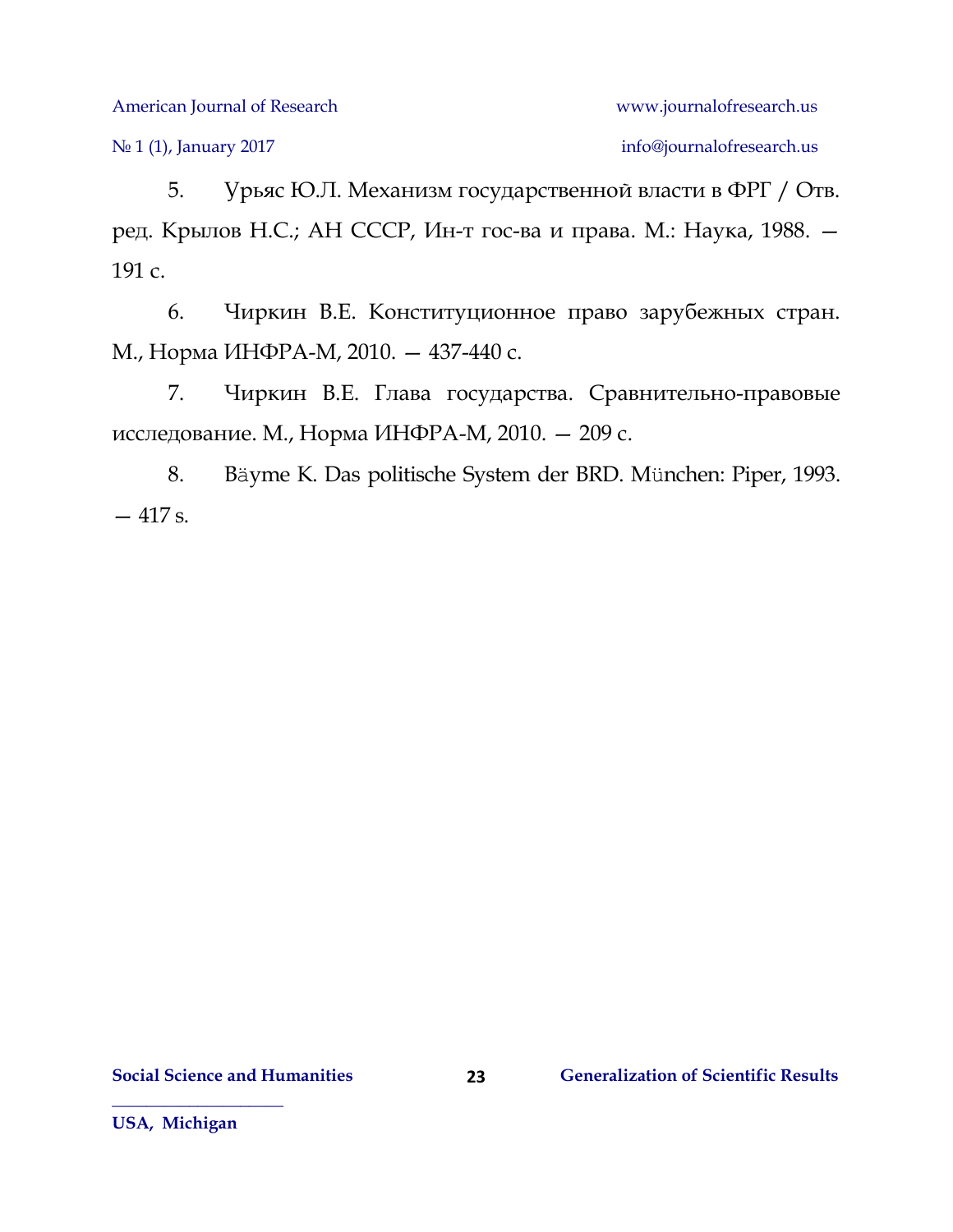5. Урьяс Ю.Л. Механизм государственной власти в ФРГ / Отв. ред. Крылов Н.С.; АН СССР, Ин-т гос-ва и права. М.: Наука, 1988. — 191 с.

6. Чиркин В.Е. Конституционное право зарубежных стран. М., Норма ИНФРА-М, 2010. — 437-440 с.

7. Чиркин В.Е. Глава государства. Сравнительно-правовые исследование. М., Норма ИНФРА-М, 2010. — 209 с.

8. Bäyme K. Das politische System der BRD. München: Piper, 1993. — 417 s.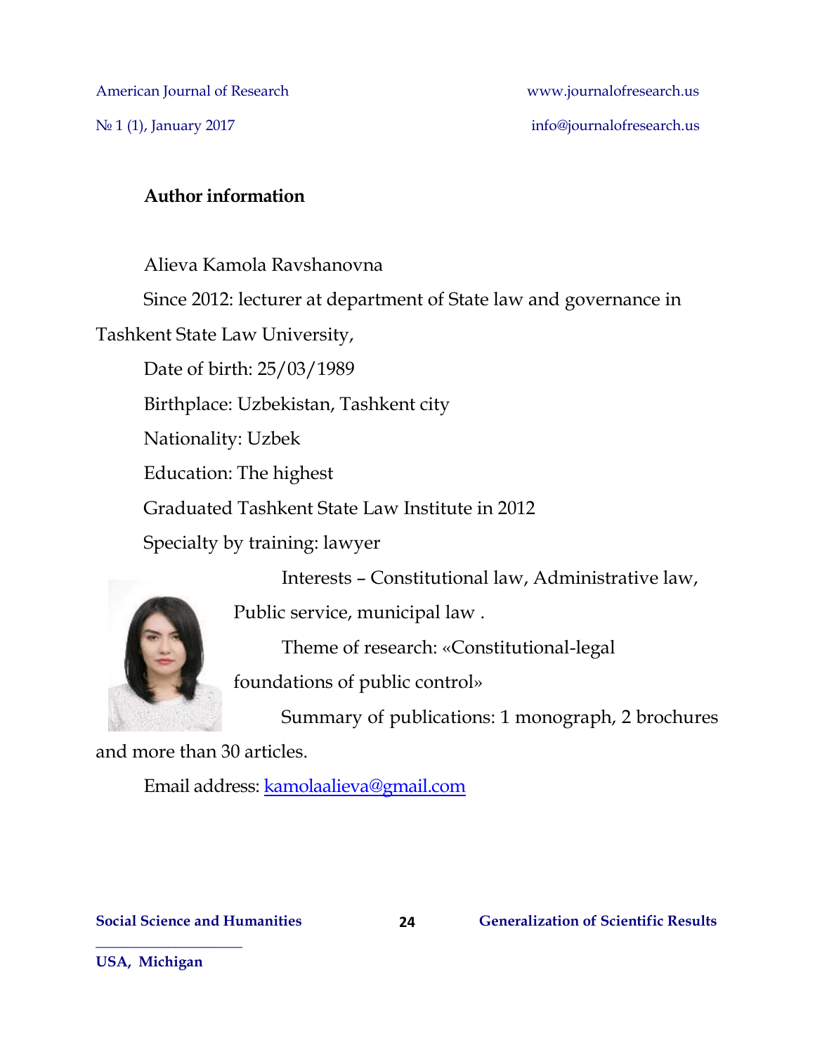**Author information**

Alieva Kamola Ravshanovna

Since 2012: lecturer at department of State law and governance in Tashkent State Law University,

Date of birth: 25/03/1989

Birthplace: Uzbekistan, Tashkent city

Nationality: Uzbek

Education: The highest

Graduated Tashkent State Law Institute in 2012

Specialty by training: lawyer

Interests – Constitutional law, Administrative law, Public service, municipal law .

Theme of research: «Constitutional-legal foundations of public control»

Summary of publications: 1 monograph, 2 brochures and more than 30 articles.

Email address: kamolaalieva@gmail.com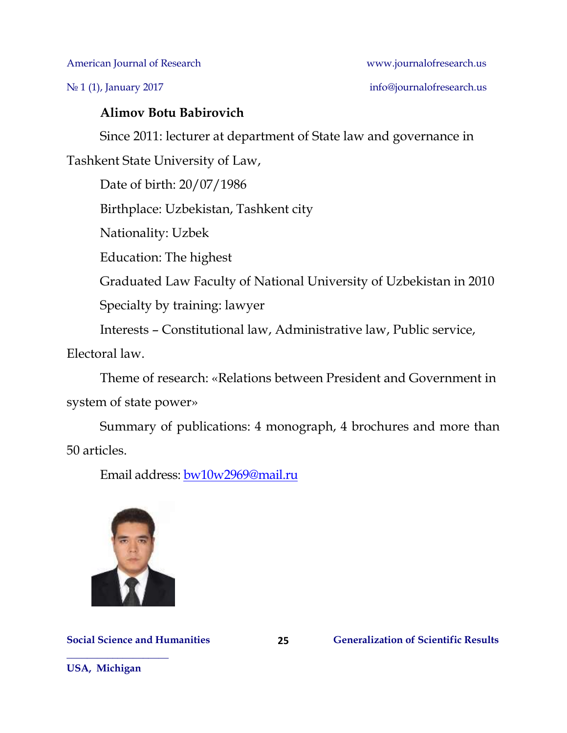**Alimov Botu Babirovich**

Since 2011: lecturer at department of State law and governance in Tashkent State University of Law,

Date of birth: 20/07/1986

Birthplace: Uzbekistan, Tashkent city

Nationality: Uzbek

Education: The highest

Graduated Law Faculty of National University of Uzbekistan in 2010

Specialty by training: lawyer

Interests – Constitutional law, Administrative law, Public service, Electoral law.

Theme of research: «Relations between President and Government in system of state power»

Summary of publications: 4 monograph, 4 brochures and more than 50 articles.

Email address: bw10w2969@mail.ru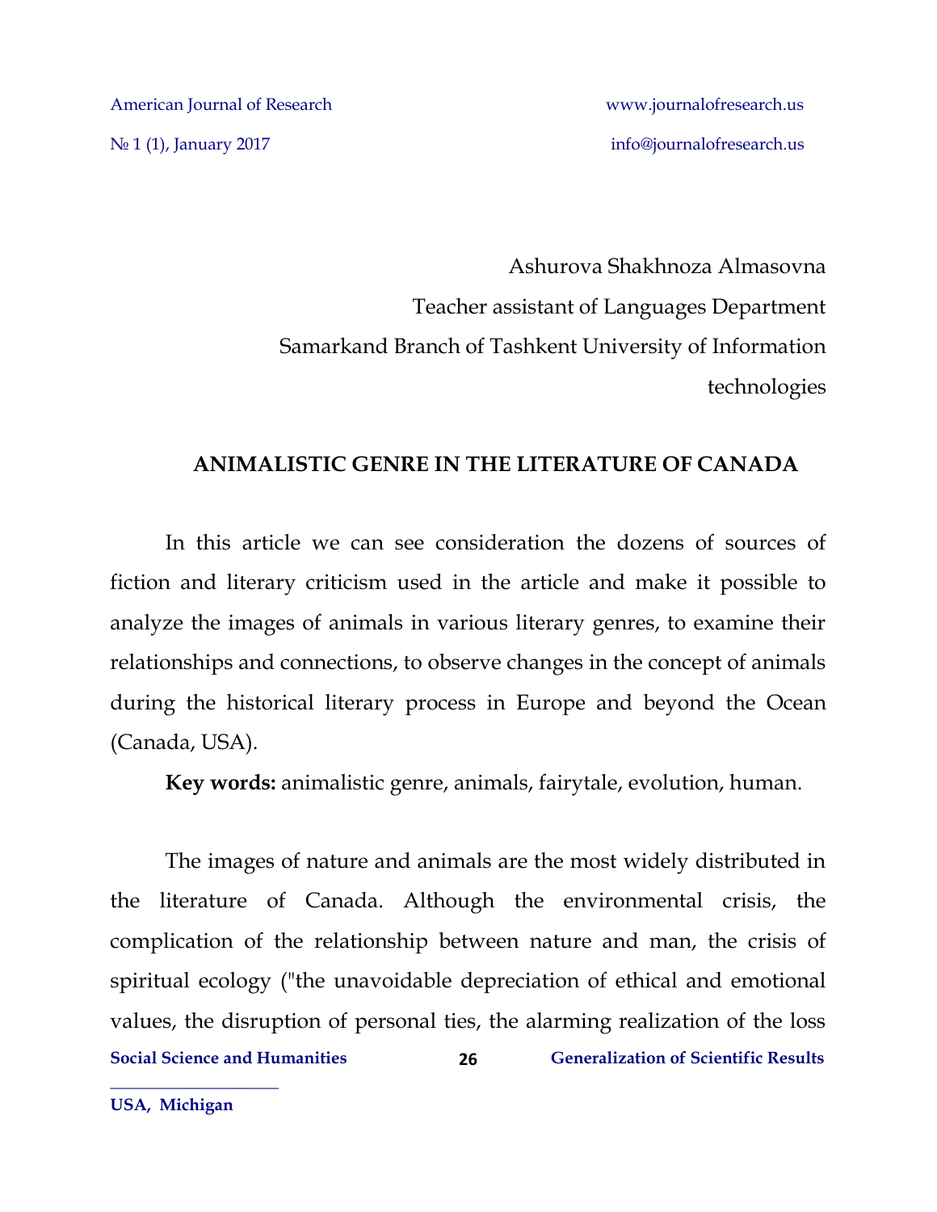Ashurova Shakhnoza Almasovna

Teacher assistant of Languages Department

Samarkand Branch of Tashkent University of Information technologies

# ANIMALISTIC GENRE IN THE LITERATURE OF CANADA

In this article we can see consideration the dozens of sources of fiction and literary criticism used in the article and make it possible to analyze the images of animals in various literary genres, to examine their relationships and connections, to observe changes in the concept of animals during the historical literary process in Europe and beyond the Ocean (Canada, USA).

**Key words:** animalistic genre, animals, fairytale, evolution, human.

The images of nature and animals are the most widely distributed in the literature of Canada. Although the environmental crisis, the complication of the relationship between nature and man, the crisis of spiritual ecology ("the unavoidable depreciation of ethical and emotional values, the disruption of personal ties, the alarming realization of the loss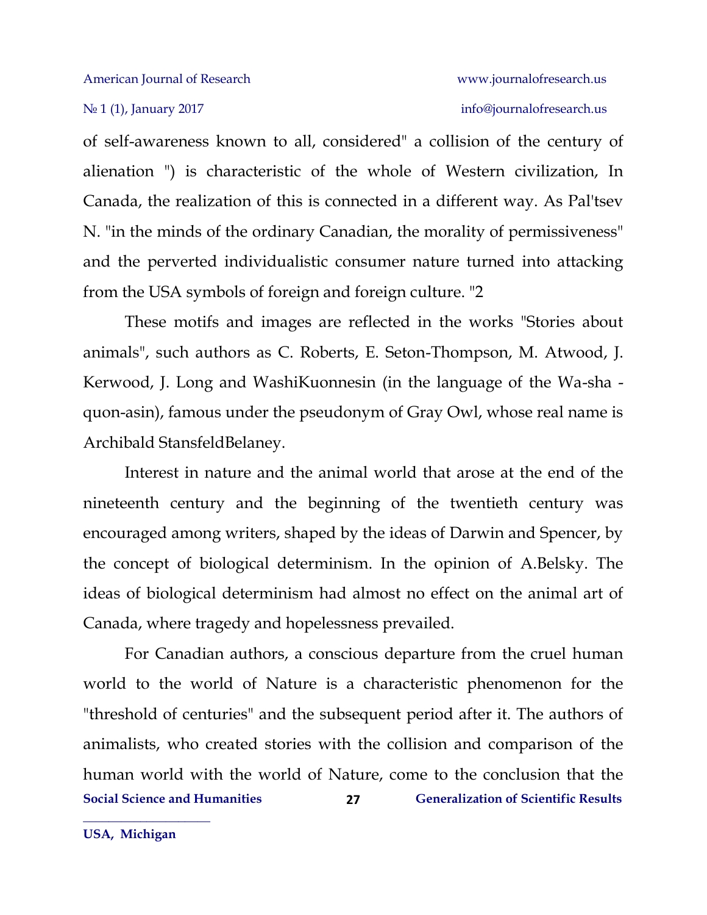of self-awareness known to all, considered" a collision of the century of alienation ") is characteristic of the whole of Western civilization, In Canada, the realization of this is connected in a different way. As Pal'tsev N. "in the minds of the ordinary Canadian, the morality of permissiveness" and the perverted individualistic consumer nature turned into attacking from the USA symbols of foreign and foreign culture. "2

These motifs and images are reflected in the works "Stories about animals", such authors as C. Roberts, E. Seton-Thompson, M. Atwood, J. Kerwood, J. Long and WashiKuonnesin (in the language of the Wa-sha - quon-asin), famous under the pseudonym of Gray Owl, whose real name is Archibald StansfeldBelaney.

Interest in nature and the animal world that arose at the end of the nineteenth century and the beginning of the twentieth century was encouraged among writers, shaped by the ideas of Darwin and Spencer, by the concept of biological determinism. In the opinion of A.Belsky. The ideas of biological determinism had almost no effect on the animal art of Canada, where tragedy and hopelessness prevailed.

For Canadian authors, a conscious departure from the cruel human world to the world of Nature is a characteristic phenomenon for the "threshold of centuries" and the subsequent period after it. The authors of animalists, who created stories with the collision and comparison of the human world with the world of Nature, come to the conclusion that the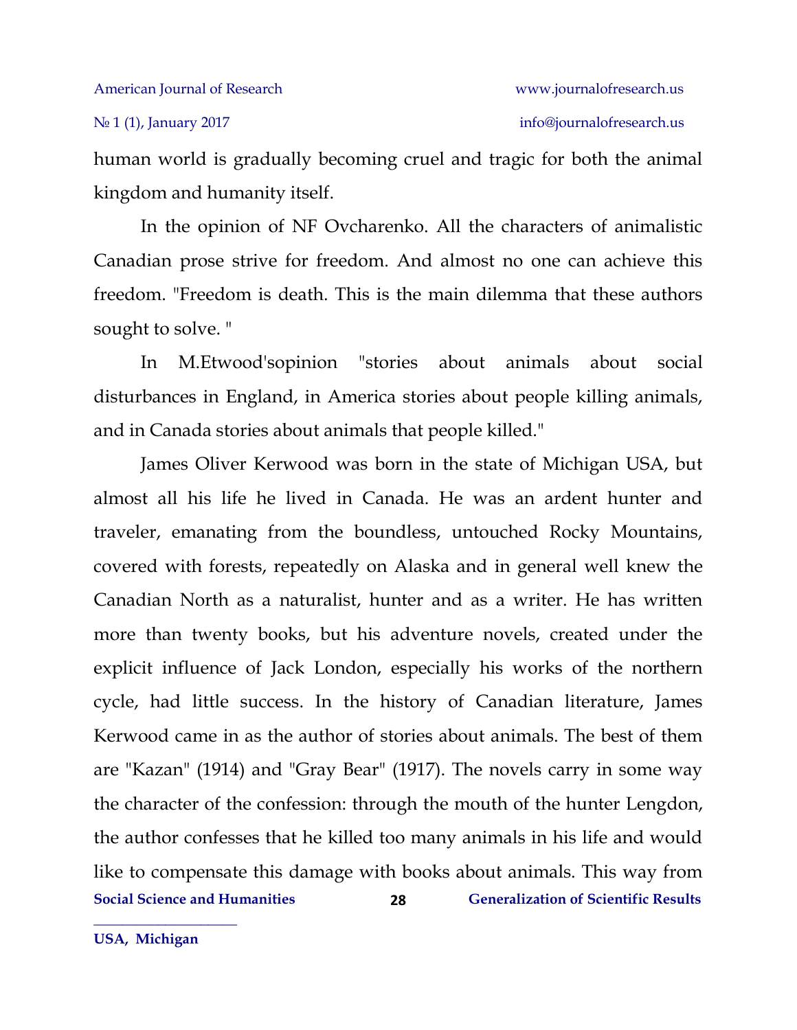human world is gradually becoming cruel and tragic for both the animal kingdom and humanity itself.

In the opinion of NF Ovcharenko. All the characters of animalistic Canadian prose strive for freedom. And almost no one can achieve this freedom. "Freedom is death. This is the main dilemma that these authors sought to solve. "

In M.Etwood'sopinion "stories about animals about social disturbances in England, in America stories about people killing animals, and in Canada stories about animals that people killed."

James Oliver Kerwood was born in the state of Michigan USA, but almost all his life he lived in Canada. He was an ardent hunter and traveler, emanating from the boundless, untouched Rocky Mountains, covered with forests, repeatedly on Alaska and in general well knew the Canadian North as a naturalist, hunter and as a writer. He has written more than twenty books, but his adventure novels, created under the explicit influence of Jack London, especially his works of the northern cycle, had little success. In the history of Canadian literature, James Kerwood came in as the author of stories about animals. The best of them are "Kazan" (1914) and "Gray Bear" (1917). The novels carry in some way the character of the confession: through the mouth of the hunter Lengdon, the author confesses that he killed too many animals in his life and would like to compensate this damage with books about animals. This way from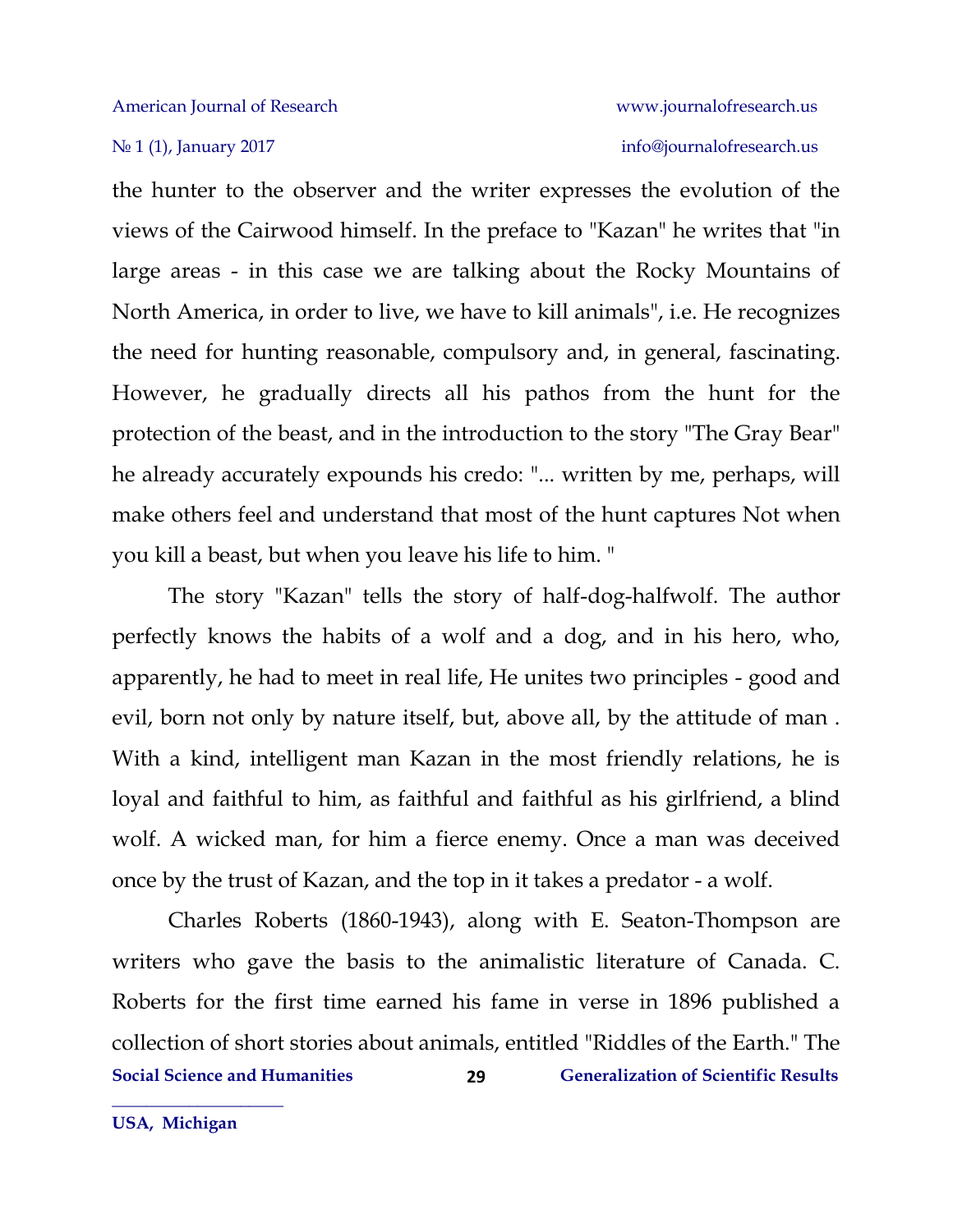the hunter to the observer and the writer expresses the evolution of the views of the Cairwood himself. In the preface to "Kazan" he writes that "in large areas - in this case we are talking about the Rocky Mountains of North America, in order to live, we have to kill animals", i.e. He recognizes the need for hunting reasonable, compulsory and, in general, fascinating. However, he gradually directs all his pathos from the hunt for the protection of the beast, and in the introduction to the story "The Gray Bear" he already accurately expounds his credo: "... written by me, perhaps, will make others feel and understand that most of the hunt captures Not when you kill a beast, but when you leave his life to him. "

The story "Kazan" tells the story of half-dog-halfwolf. The author perfectly knows the habits of a wolf and a dog, and in his hero, who, apparently, he had to meet in real life, He unites two principles - good and evil, born not only by nature itself, but, above all, by the attitude of man . With a kind, intelligent man Kazan in the most friendly relations, he is loyal and faithful to him, as faithful and faithful as his girlfriend, a blind wolf. A wicked man, for him a fierce enemy. Once a man was deceived once by the trust of Kazan, and the top in it takes a predator - a wolf.

Charles Roberts (1860-1943), along with E. Seaton-Thompson are writers who gave the basis to the animalistic literature of Canada. C. Roberts for the first time earned his fame in verse in 1896 published a collection of short stories about animals, entitled "Riddles of the Earth." The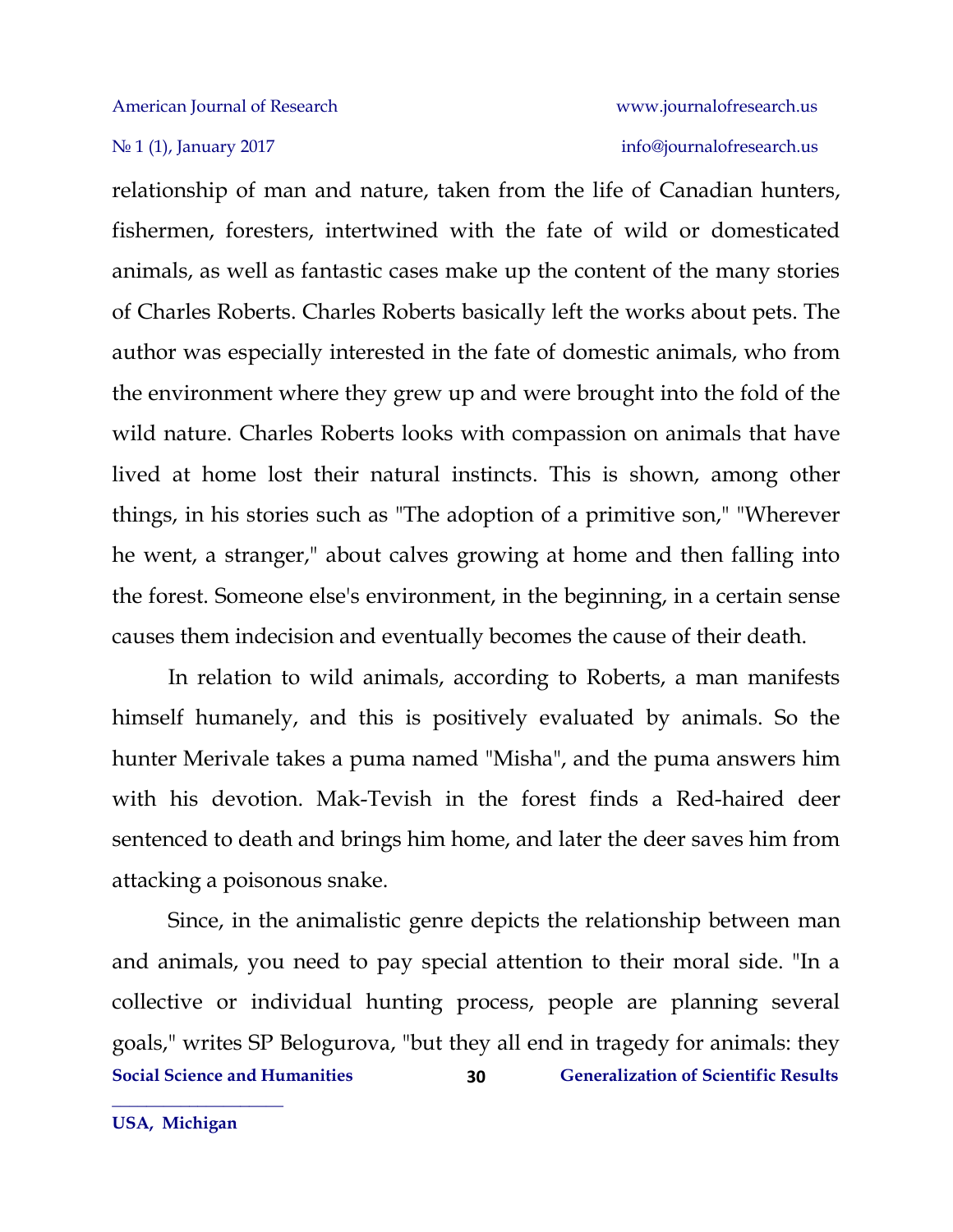relationship of man and nature, taken from the life of Canadian hunters, fishermen, foresters, intertwined with the fate of wild or domesticated animals, as well as fantastic cases make up the content of the many stories of Charles Roberts. Charles Roberts basically left the works about pets. The author was especially interested in the fate of domestic animals, who from the environment where they grew up and were brought into the fold of the wild nature. Charles Roberts looks with compassion on animals that have lived at home lost their natural instincts. This is shown, among other things, in his stories such as "The adoption of a primitive son," "Wherever he went, a stranger," about calves growing at home and then falling into the forest. Someone else's environment, in the beginning, in a certain sense causes them indecision and eventually becomes the cause of their death.

In relation to wild animals, according to Roberts, a man manifests himself humanely, and this is positively evaluated by animals. So the hunter Merivale takes a puma named "Misha", and the puma answers him with his devotion. Mak-Tevish in the forest finds a Red-haired deer sentenced to death and brings him home, and later the deer saves him from attacking a poisonous snake.

Since, in the animalistic genre depicts the relationship between man and animals, you need to pay special attention to their moral side. "In a collective or individual hunting process, people are planning several goals," writes SP Belogurova, "but they all end in tragedy for animals: they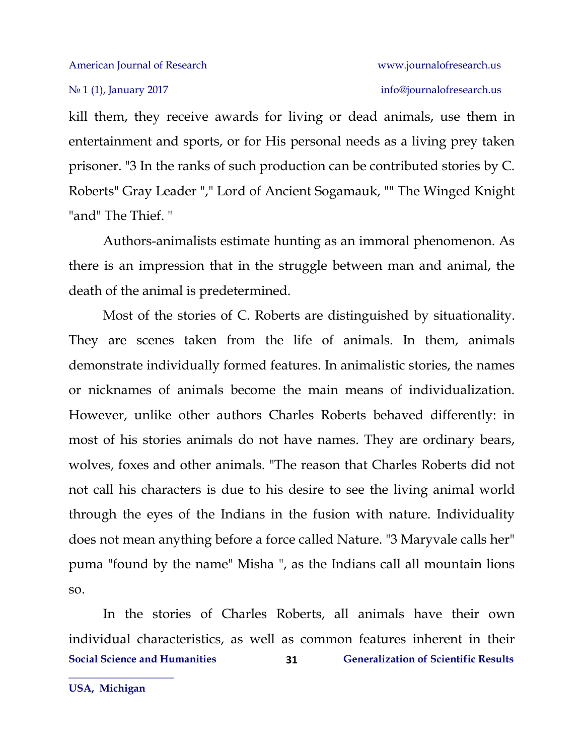kill them, they receive awards for living or dead animals, use them in entertainment and sports, or for His personal needs as a living prey taken prisoner. "3 In the ranks of such production can be contributed stories by C. Roberts" Gray Leader "," Lord of Ancient Sogamauk, "" The Winged Knight "and" The Thief. "

Authors-animalists estimate hunting as an immoral phenomenon. As there is an impression that in the struggle between man and animal, the death of the animal is predetermined.

Most of the stories of C. Roberts are distinguished by situationality. They are scenes taken from the life of animals. In them, animals demonstrate individually formed features. In animalistic stories, the names or nicknames of animals become the main means of individualization. However, unlike other authors Charles Roberts behaved differently: in most of his stories animals do not have names. They are ordinary bears, wolves, foxes and other animals. "The reason that Charles Roberts did not not call his characters is due to his desire to see the living animal world through the eyes of the Indians in the fusion with nature. Individuality does not mean anything before a force called Nature. "3 Maryvale calls her" puma "found by the name" Misha ", as the Indians call all mountain lions so.

In the stories of Charles Roberts, all animals have their own individual characteristics, as well as common features inherent in their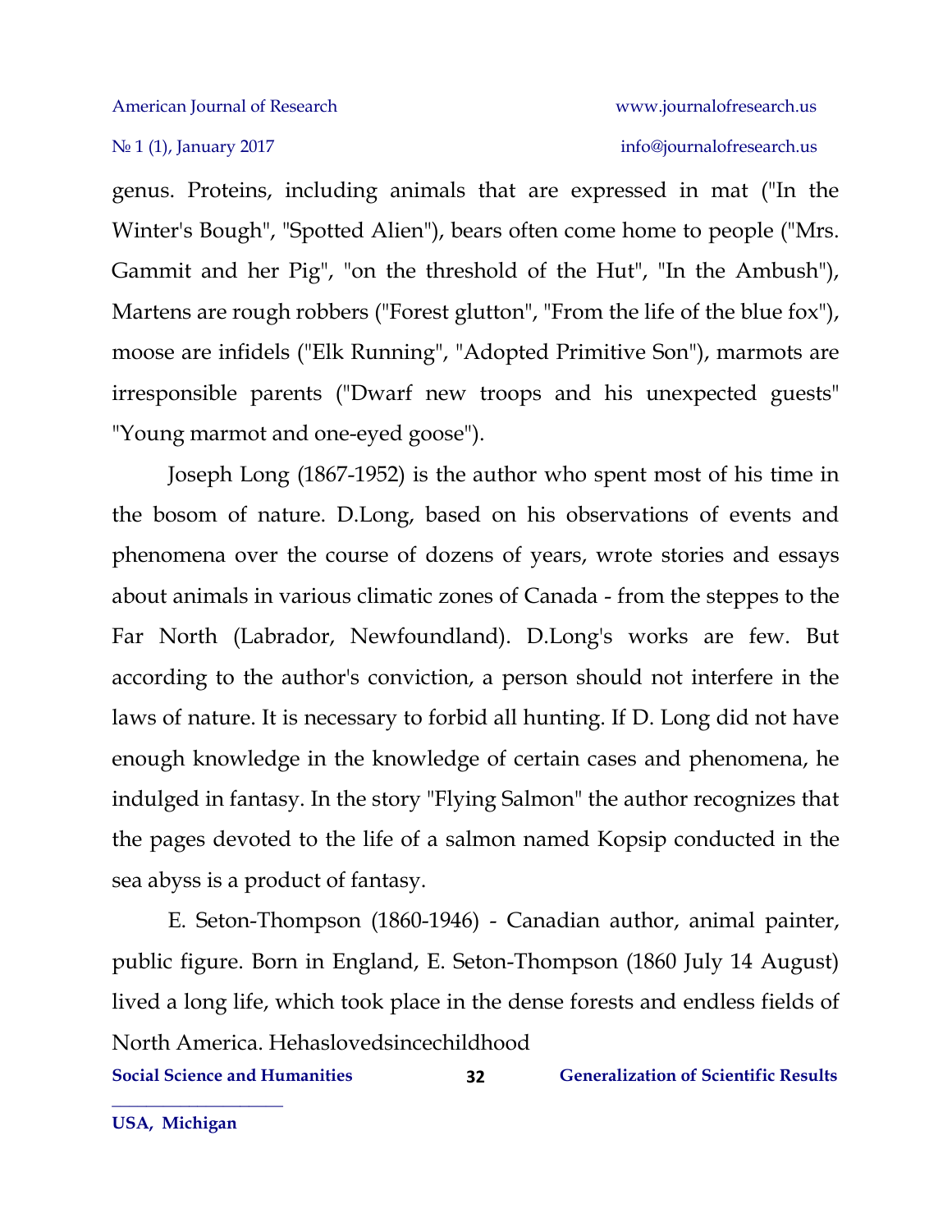genus. Proteins, including animals that are expressed in mat ("In the Winter's Bough", "Spotted Alien"), bears often come home to people ("Mrs. Gammit and her Pig", "on the threshold of the Hut", "In the Ambush"), Martens are rough robbers ("Forest glutton", "From the life of the blue fox"), moose are infidels ("Elk Running", "Adopted Primitive Son"), marmots are irresponsible parents ("Dwarf new troops and his unexpected guests" "Young marmot and one-eyed goose").

Joseph Long (1867-1952) is the author who spent most of his time in the bosom of nature. D.Long, based on his observations of events and phenomena over the course of dozens of years, wrote stories and essays about animals in various climatic zones of Canada - from the steppes to the Far North (Labrador, Newfoundland). D.Long's works are few. But according to the author's conviction, a person should not interfere in the laws of nature. It is necessary to forbid all hunting. If D. Long did not have enough knowledge in the knowledge of certain cases and phenomena, he indulged in fantasy. In the story "Flying Salmon" the author recognizes that the pages devoted to the life of a salmon named Kopsip conducted in the sea abyss is a product of fantasy.

E. Seton-Thompson (1860-1946) - Canadian author, animal painter, public figure. Born in England, E. Seton-Thompson (1860 July 14 August) lived a long life, which took place in the dense forests and endless fields of North America. Hehaslovedsincechildhood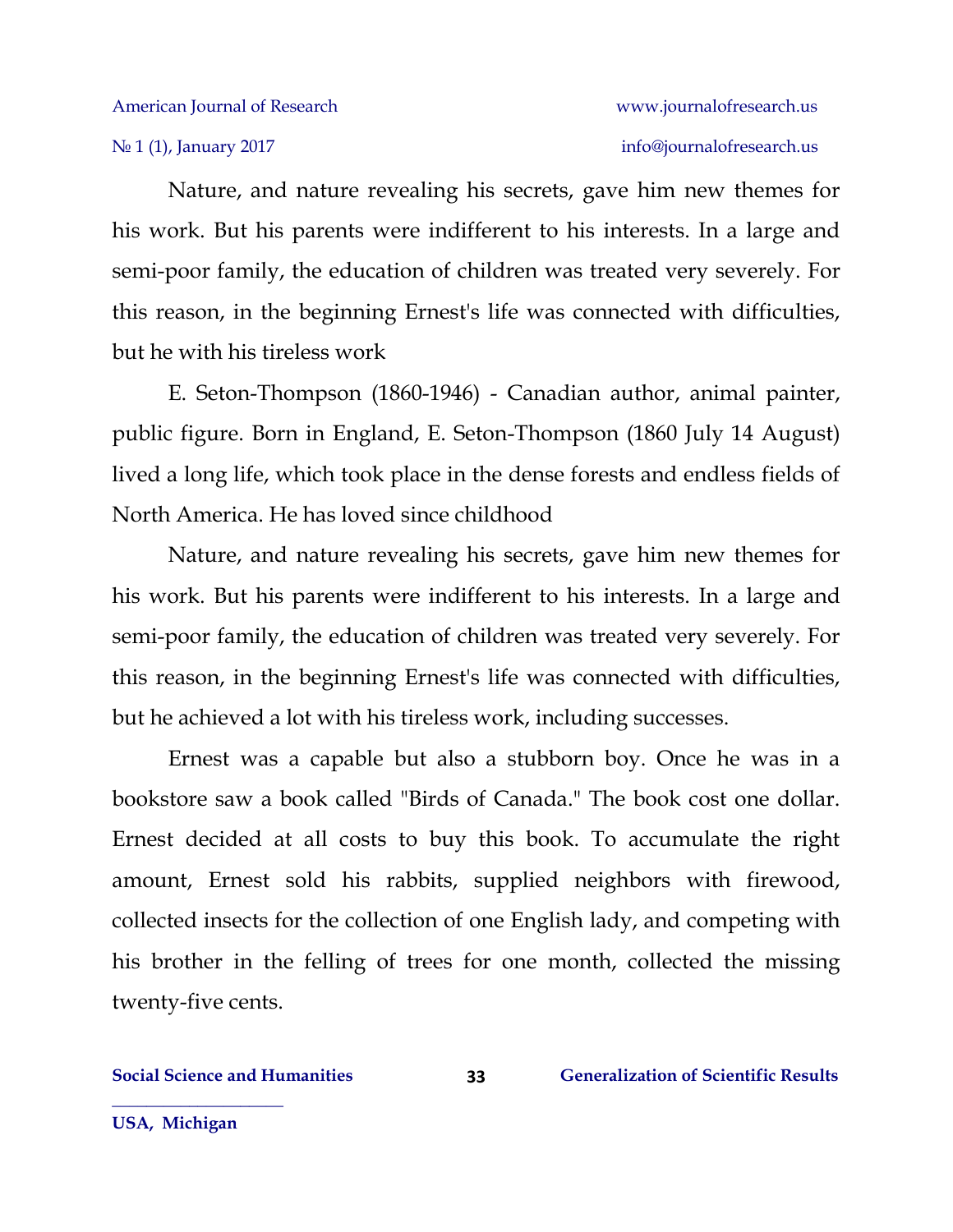Nature, and nature revealing his secrets, gave him new themes for his work. But his parents were indifferent to his interests. In a large and semi-poor family, the education of children was treated very severely. For this reason, in the beginning Ernest's life was connected with difficulties, but he with his tireless work

E. Seton-Thompson (1860-1946) - Canadian author, animal painter, public figure. Born in England, E. Seton-Thompson (1860 July 14 August) lived a long life, which took place in the dense forests and endless fields of North America. He has loved since childhood

Nature, and nature revealing his secrets, gave him new themes for his work. But his parents were indifferent to his interests. In a large and semi-poor family, the education of children was treated very severely. For this reason, in the beginning Ernest's life was connected with difficulties, but he achieved a lot with his tireless work, including successes.

Ernest was a capable but also a stubborn boy. Once he was in a bookstore saw a book called "Birds of Canada." The book cost one dollar. Ernest decided at all costs to buy this book. To accumulate the right amount, Ernest sold his rabbits, supplied neighbors with firewood, collected insects for the collection of one English lady, and competing with his brother in the felling of trees for one month, collected the missing twenty-five cents.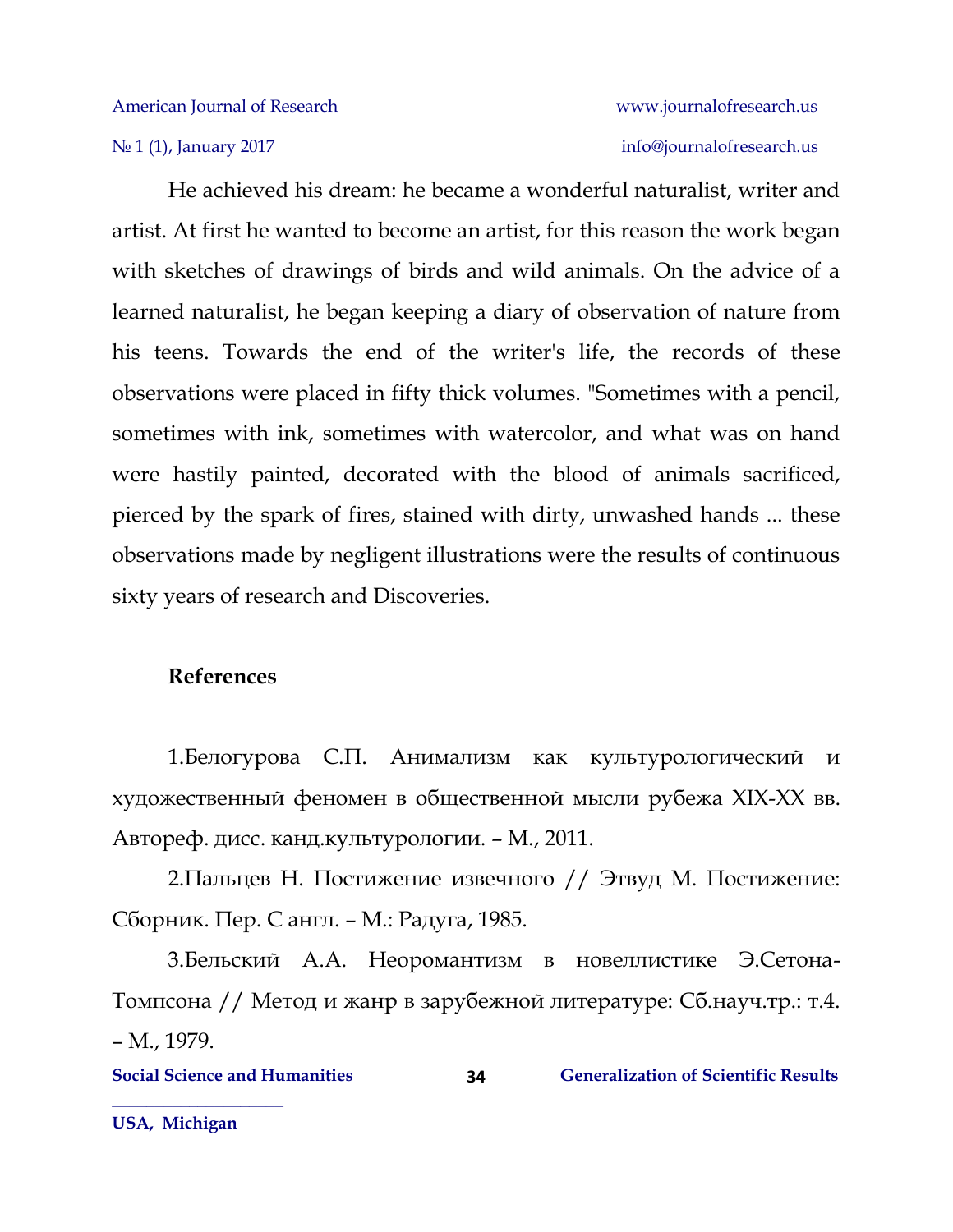He achieved his dream: he became a wonderful naturalist, writer and artist. At first he wanted to become an artist, for this reason the work began with sketches of drawings of birds and wild animals. On the advice of a learned naturalist, he began keeping a diary of observation of nature from his teens. Towards the end of the writer's life, the records of these observations were placed in fifty thick volumes. "Sometimes with a pencil, sometimes with ink, sometimes with watercolor, and what was on hand were hastily painted, decorated with the blood of animals sacrificed, pierced by the spark of fires, stained with dirty, unwashed hands ... these observations made by negligent illustrations were the results of continuous sixty years of research and Discoveries.

**References**

1.Белогурова С.П. Анимализм как культурологический и художественный феномен в общественной мысли рубежа XIX-XX вв. Автореф. дисс. канд.культурологии. – М., 2011.

2.Пальцев Н. Постижение извечного // Этвуд М. Постижение: Сборник. Пер. С англ. – М.: Радуга, 1985.

3.Бельский А.А. Неоромантизм в новеллистике Э.Сетона-Томпсона // Метод и жанр в зарубежной литературе: Сб.науч.тр.: т.4. – М., 1979.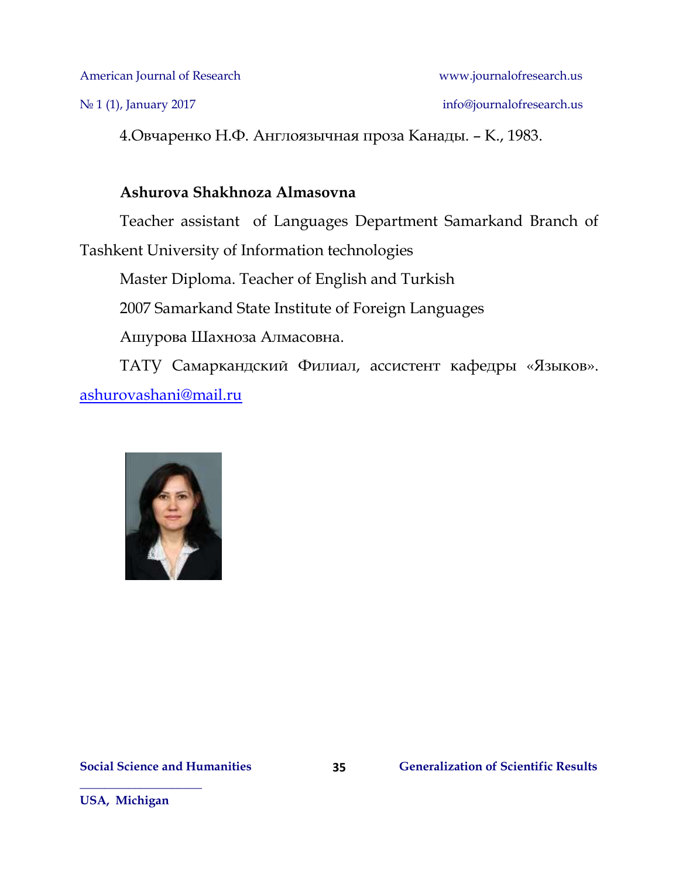4.Овчаренко Н.Ф. Англоязычная проза Канады. – К., 1983.

**Ashurova Shakhnoza Almasovna**

Teacher assistant of Languages Department Samarkand Branch of Tashkent University of Information technologies

Master Diploma. Teacher of English and Turkish

2007 Samarkand State Institute of Foreign Languages

Ашурова Шахноза Алмасовна.

ТАТУ Самаркандский Филиал, ассистент кафедры «Языков». ashurovashani@mail.ru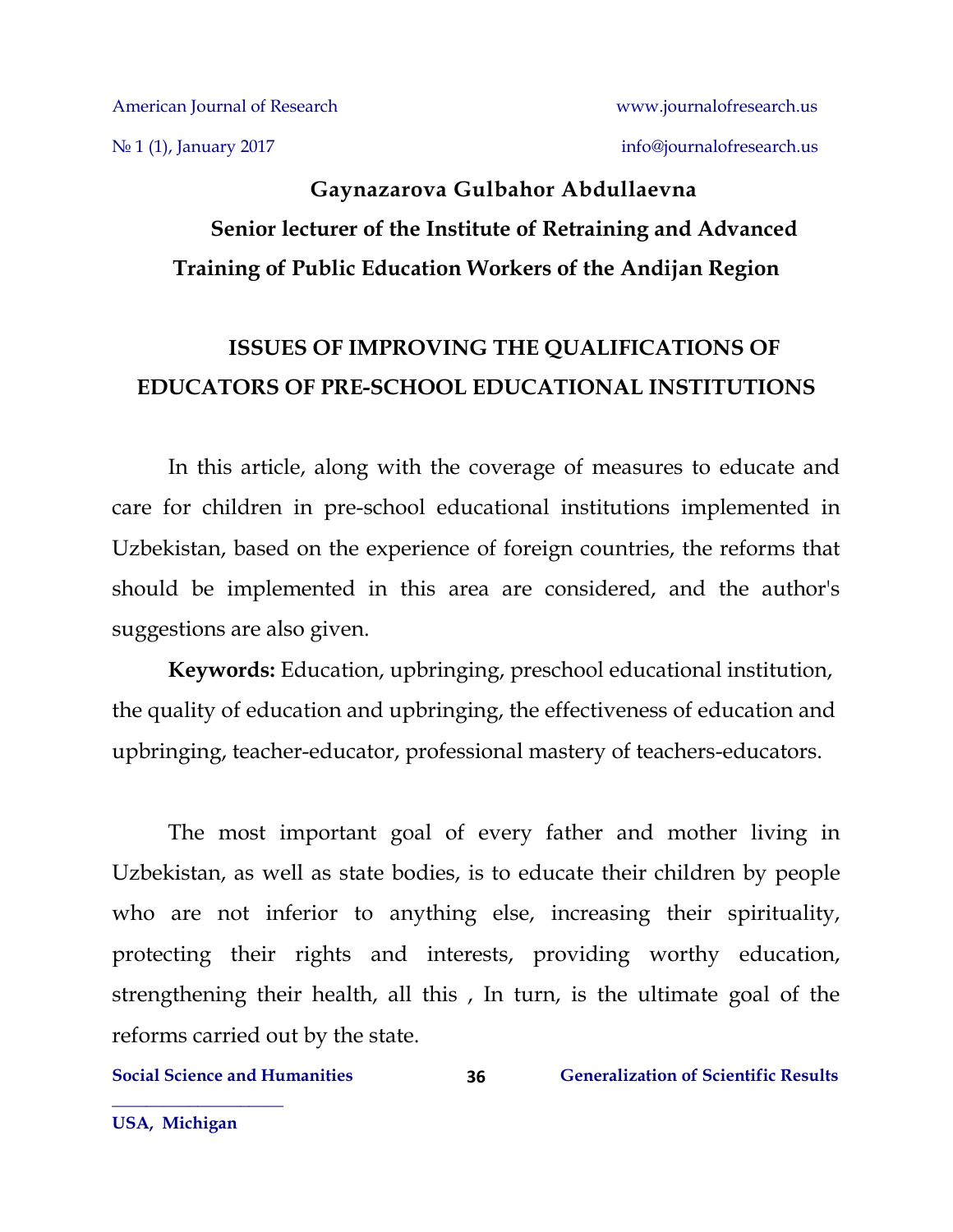**Gaynazarova Gulbahor Abdullaevna**

**Senior lecturer of the Institute of Retraining and Advanced Training of Public Education Workers of the Andijan Region**

# ISSUES OF IMPROVING THE QUALIFICATIONS OF EDUCATORS OF PRE-SCHOOL EDUCATIONAL INSTITUTIONS

In this article, along with the coverage of measures to educate and care for children in pre-school educational institutions implemented in Uzbekistan, based on the experience of foreign countries, the reforms that should be implemented in this area are considered, and the author's suggestions are also given.

**Keywords:** Education, upbringing, preschool educational institution, the quality of education and upbringing, the effectiveness of education and upbringing, teacher-educator, professional mastery of teachers-educators.

The most important goal of every father and mother living in Uzbekistan, as well as state bodies, is to educate their children by people who are not inferior to anything else, increasing their spirituality, protecting their rights and interests, providing worthy education, strengthening their health, all this , In turn, is the ultimate goal of the reforms carried out by the state.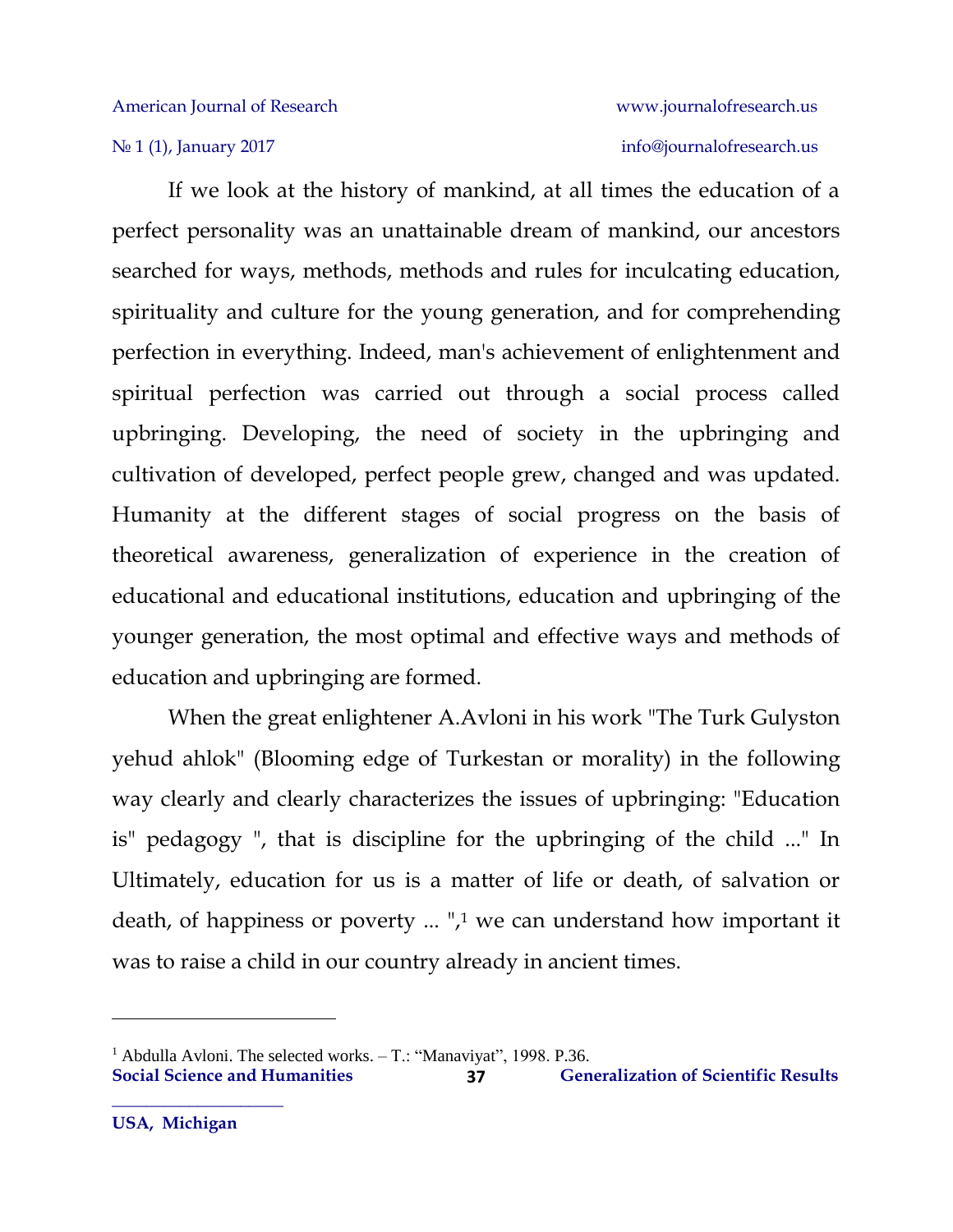If we look at the history of mankind, at all times the education of a perfect personality was an unattainable dream of mankind, our ancestors searched for ways, methods, methods and rules for inculcating education, spirituality and culture for the young generation, and for comprehending perfection in everything. Indeed, man's achievement of enlightenment and spiritual perfection was carried out through a social process called upbringing. Developing, the need of society in the upbringing and cultivation of developed, perfect people grew, changed and was updated. Humanity at the different stages of social progress on the basis of theoretical awareness, generalization of experience in the creation of educational and educational institutions, education and upbringing of the younger generation, the most optimal and effective ways and methods of education and upbringing are formed.

When the great enlightener A.Avloni in his work "The Turk Gulyston yehud ahlok" (Blooming edge of Turkestan or morality) in the following way clearly and clearly characterizes the issues of upbringing: "Education is" pedagogy ", that is discipline for the upbringing of the child ..." In Ultimately, education for us is a matter of life or death, of salvation or death, of happiness or poverty ... ",[1] we can understand how important it was to raise a child in our country already in ancient times.

---

[1] Abdulla Avloni. The selected works. – T.: "Manaviyat", 1998. P.36.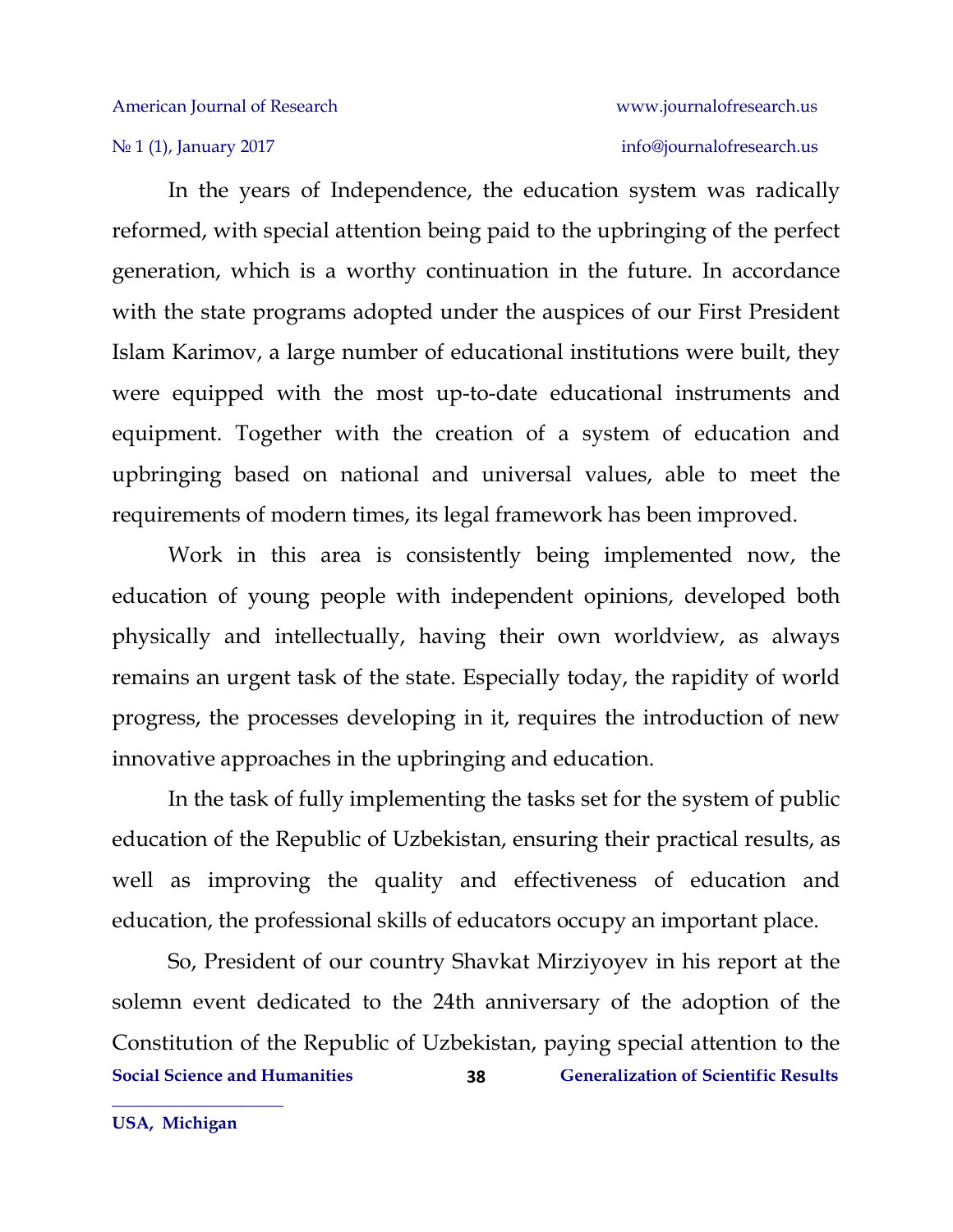In the years of Independence, the education system was radically reformed, with special attention being paid to the upbringing of the perfect generation, which is a worthy continuation in the future. In accordance with the state programs adopted under the auspices of our First President Islam Karimov, a large number of educational institutions were built, they were equipped with the most up-to-date educational instruments and equipment. Together with the creation of a system of education and upbringing based on national and universal values, able to meet the requirements of modern times, its legal framework has been improved.

Work in this area is consistently being implemented now, the education of young people with independent opinions, developed both physically and intellectually, having their own worldview, as always remains an urgent task of the state. Especially today, the rapidity of world progress, the processes developing in it, requires the introduction of new innovative approaches in the upbringing and education.

In the task of fully implementing the tasks set for the system of public education of the Republic of Uzbekistan, ensuring their practical results, as well as improving the quality and effectiveness of education and education, the professional skills of educators occupy an important place.

So, President of our country Shavkat Mirziyoyev in his report at the solemn event dedicated to the 24th anniversary of the adoption of the Constitution of the Republic of Uzbekistan, paying special attention to the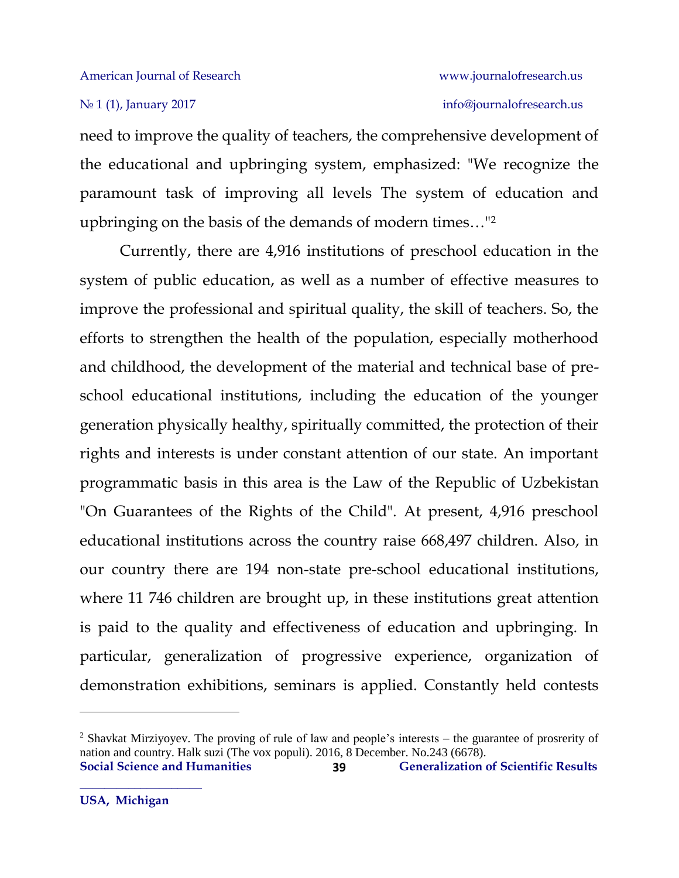need to improve the quality of teachers, the comprehensive development of the educational and upbringing system, emphasized: "We recognize the paramount task of improving all levels The system of education and upbringing on the basis of the demands of modern times…"[2]

Currently, there are 4,916 institutions of preschool education in the system of public education, as well as a number of effective measures to improve the professional and spiritual quality, the skill of teachers. So, the efforts to strengthen the health of the population, especially motherhood and childhood, the development of the material and technical base of pre-school educational institutions, including the education of the younger generation physically healthy, spiritually committed, the protection of their rights and interests is under constant attention of our state. An important programmatic basis in this area is the Law of the Republic of Uzbekistan "On Guarantees of the Rights of the Child". At present, 4,916 preschool educational institutions across the country raise 668,497 children. Also, in our country there are 194 non-state pre-school educational institutions, where 11 746 children are brought up, in these institutions great attention is paid to the quality and effectiveness of education and upbringing. In particular, generalization of progressive experience, organization of demonstration exhibitions, seminars is applied. Constantly held contests

---

[2] Shavkat Mirziyoyev. The proving of rule of law and people's interests – the guarantee of prosrerity of nation and country. Halk suzi (The vox populi). 2016, 8 December. No.243 (6678).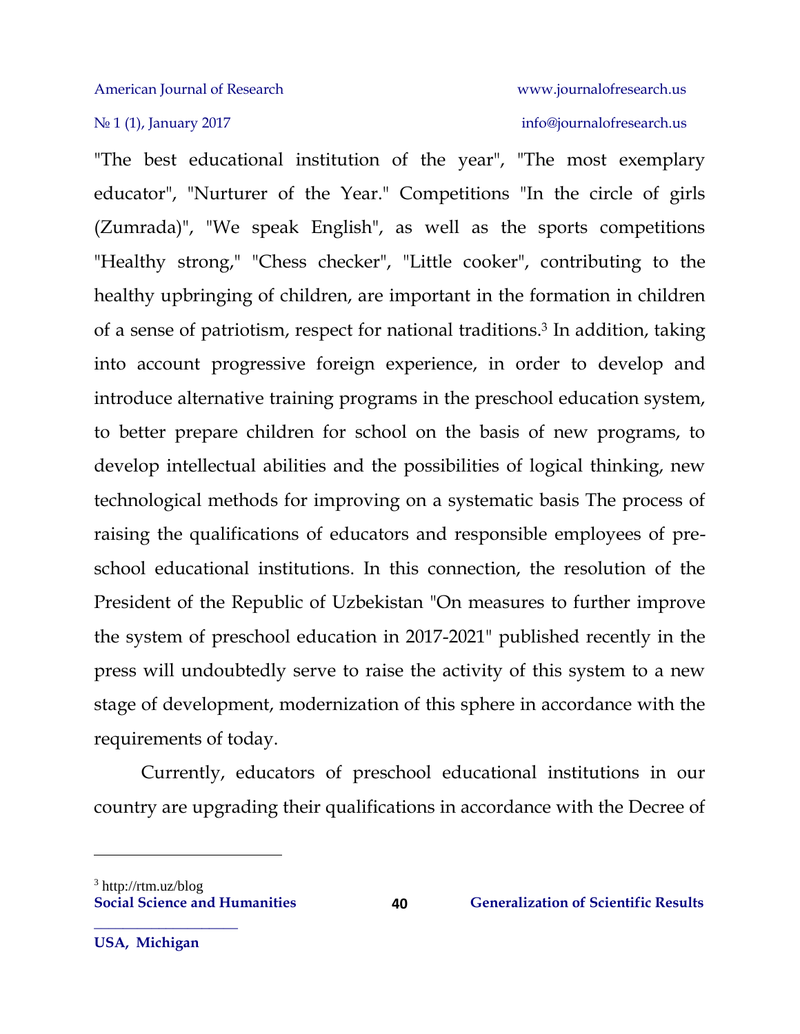"The best educational institution of the year", "The most exemplary educator", "Nurturer of the Year." Competitions "In the circle of girls (Zumrada)", "We speak English", as well as the sports competitions "Healthy strong," "Chess checker", "Little cooker", contributing to the healthy upbringing of children, are important in the formation in children of a sense of patriotism, respect for national traditions.[3] In addition, taking into account progressive foreign experience, in order to develop and introduce alternative training programs in the preschool education system, to better prepare children for school on the basis of new programs, to develop intellectual abilities and the possibilities of logical thinking, new technological methods for improving on a systematic basis The process of raising the qualifications of educators and responsible employees of pre-school educational institutions. In this connection, the resolution of the President of the Republic of Uzbekistan "On measures to further improve the system of preschool education in 2017-2021" published recently in the press will undoubtedly serve to raise the activity of this system to a new stage of development, modernization of this sphere in accordance with the requirements of today.

Currently, educators of preschool educational institutions in our country are upgrading their qualifications in accordance with the Decree of

---

[3] http://rtm.uz/blog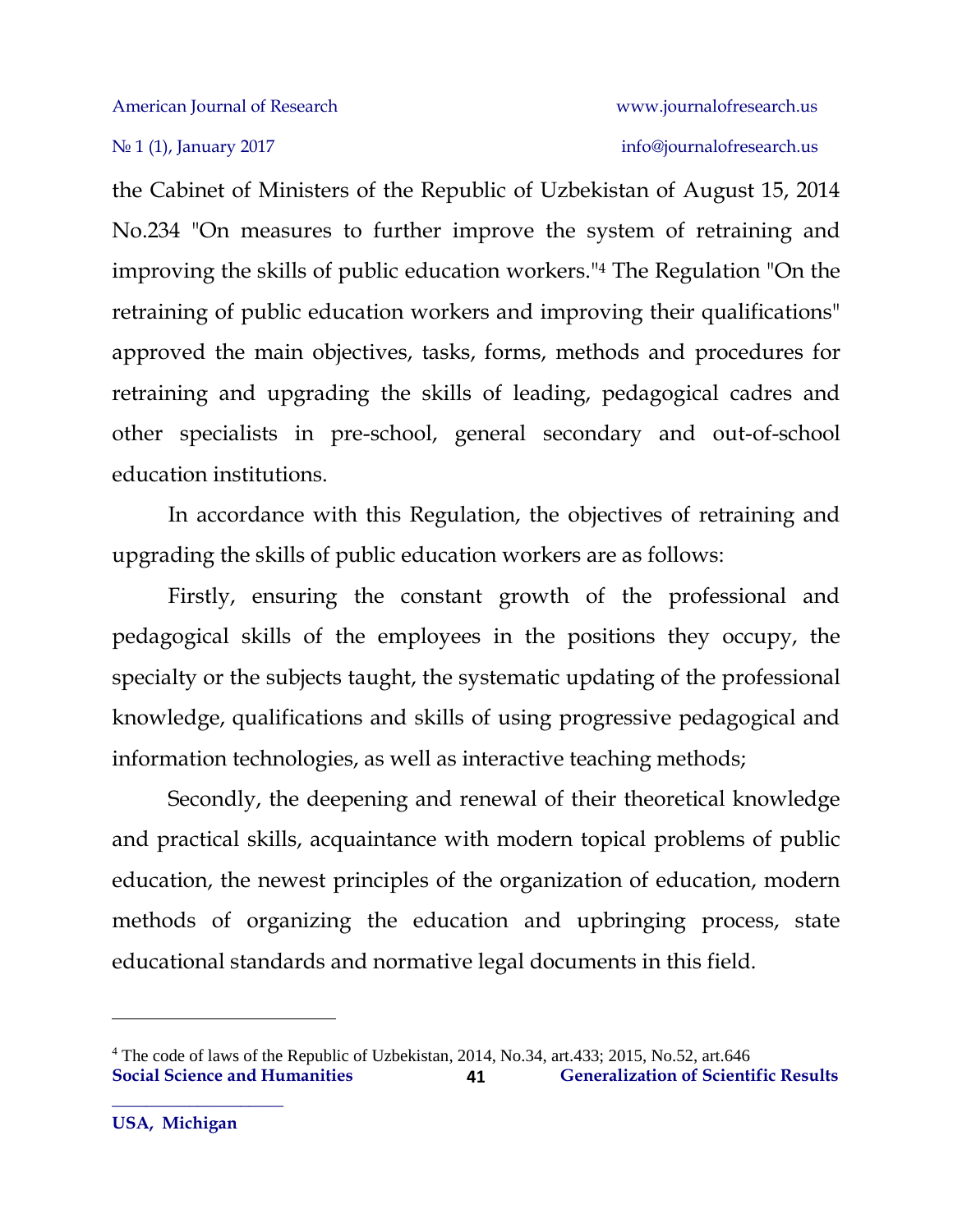the Cabinet of Ministers of the Republic of Uzbekistan of August 15, 2014 No.234 "On measures to further improve the system of retraining and improving the skills of public education workers."[4] The Regulation "On the retraining of public education workers and improving their qualifications" approved the main objectives, tasks, forms, methods and procedures for retraining and upgrading the skills of leading, pedagogical cadres and other specialists in pre-school, general secondary and out-of-school education institutions.

In accordance with this Regulation, the objectives of retraining and upgrading the skills of public education workers are as follows:

Firstly, ensuring the constant growth of the professional and pedagogical skills of the employees in the positions they occupy, the specialty or the subjects taught, the systematic updating of the professional knowledge, qualifications and skills of using progressive pedagogical and information technologies, as well as interactive teaching methods;

Secondly, the deepening and renewal of their theoretical knowledge and practical skills, acquaintance with modern topical problems of public education, the newest principles of the organization of education, modern methods of organizing the education and upbringing process, state educational standards and normative legal documents in this field.

---

[4] The code of laws of the Republic of Uzbekistan, 2014, No.34, art.433; 2015, No.52, art.646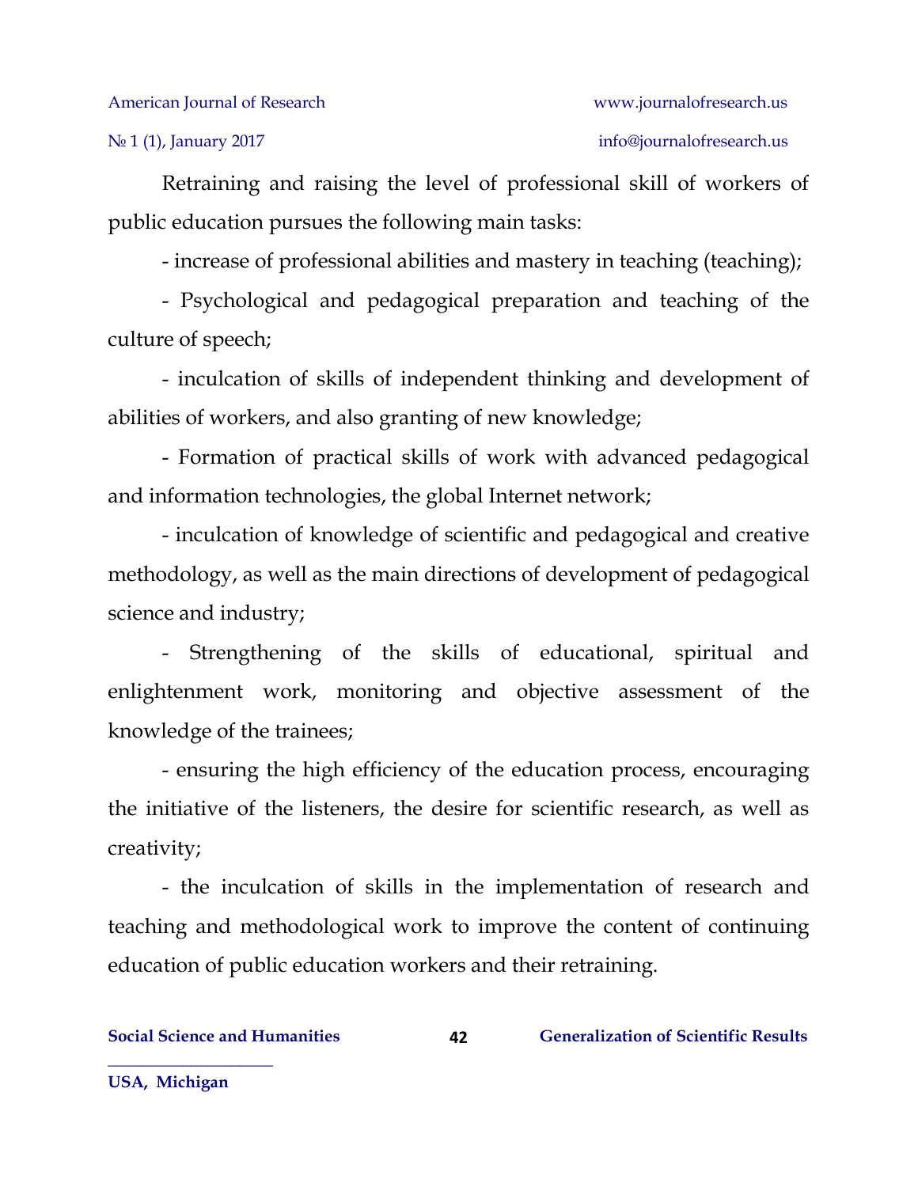Retraining and raising the level of professional skill of workers of public education pursues the following main tasks:

- increase of professional abilities and mastery in teaching (teaching);
- Psychological and pedagogical preparation and teaching of the culture of speech;
- inculcation of skills of independent thinking and development of abilities of workers, and also granting of new knowledge;
- Formation of practical skills of work with advanced pedagogical and information technologies, the global Internet network;
- inculcation of knowledge of scientific and pedagogical and creative methodology, as well as the main directions of development of pedagogical science and industry;
- Strengthening of the skills of educational, spiritual and enlightenment work, monitoring and objective assessment of the knowledge of the trainees;
- ensuring the high efficiency of the education process, encouraging the initiative of the listeners, the desire for scientific research, as well as creativity;
- the inculcation of skills in the implementation of research and teaching and methodological work to improve the content of continuing education of public education workers and their retraining.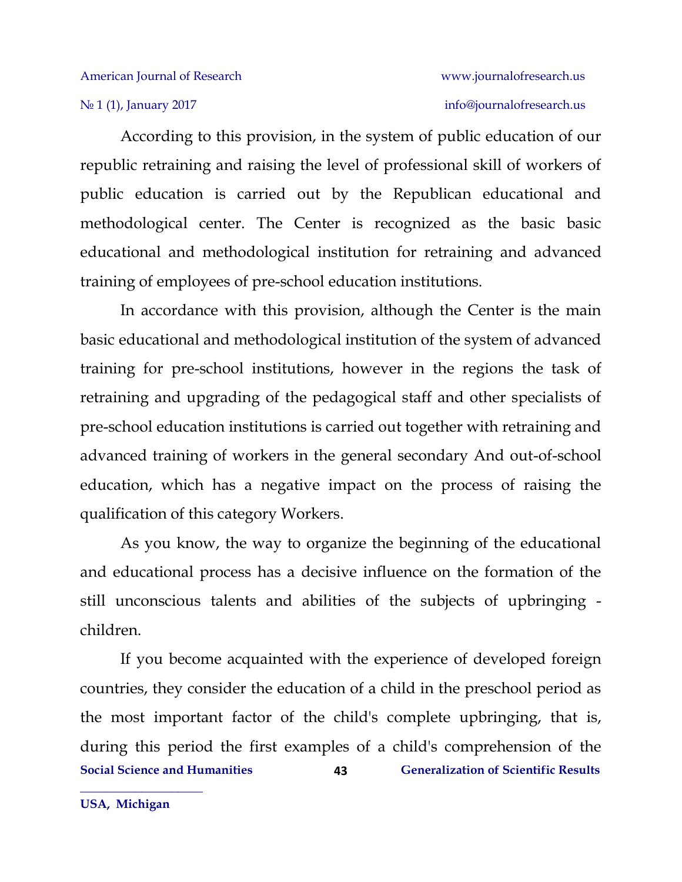According to this provision, in the system of public education of our republic retraining and raising the level of professional skill of workers of public education is carried out by the Republican educational and methodological center. The Center is recognized as the basic basic educational and methodological institution for retraining and advanced training of employees of pre-school education institutions.

In accordance with this provision, although the Center is the main basic educational and methodological institution of the system of advanced training for pre-school institutions, however in the regions the task of retraining and upgrading of the pedagogical staff and other specialists of pre-school education institutions is carried out together with retraining and advanced training of workers in the general secondary And out-of-school education, which has a negative impact on the process of raising the qualification of this category Workers.

As you know, the way to organize the beginning of the educational and educational process has a decisive influence on the formation of the still unconscious talents and abilities of the subjects of upbringing - children.

If you become acquainted with the experience of developed foreign countries, they consider the education of a child in the preschool period as the most important factor of the child's complete upbringing, that is, during this period the first examples of a child's comprehension of the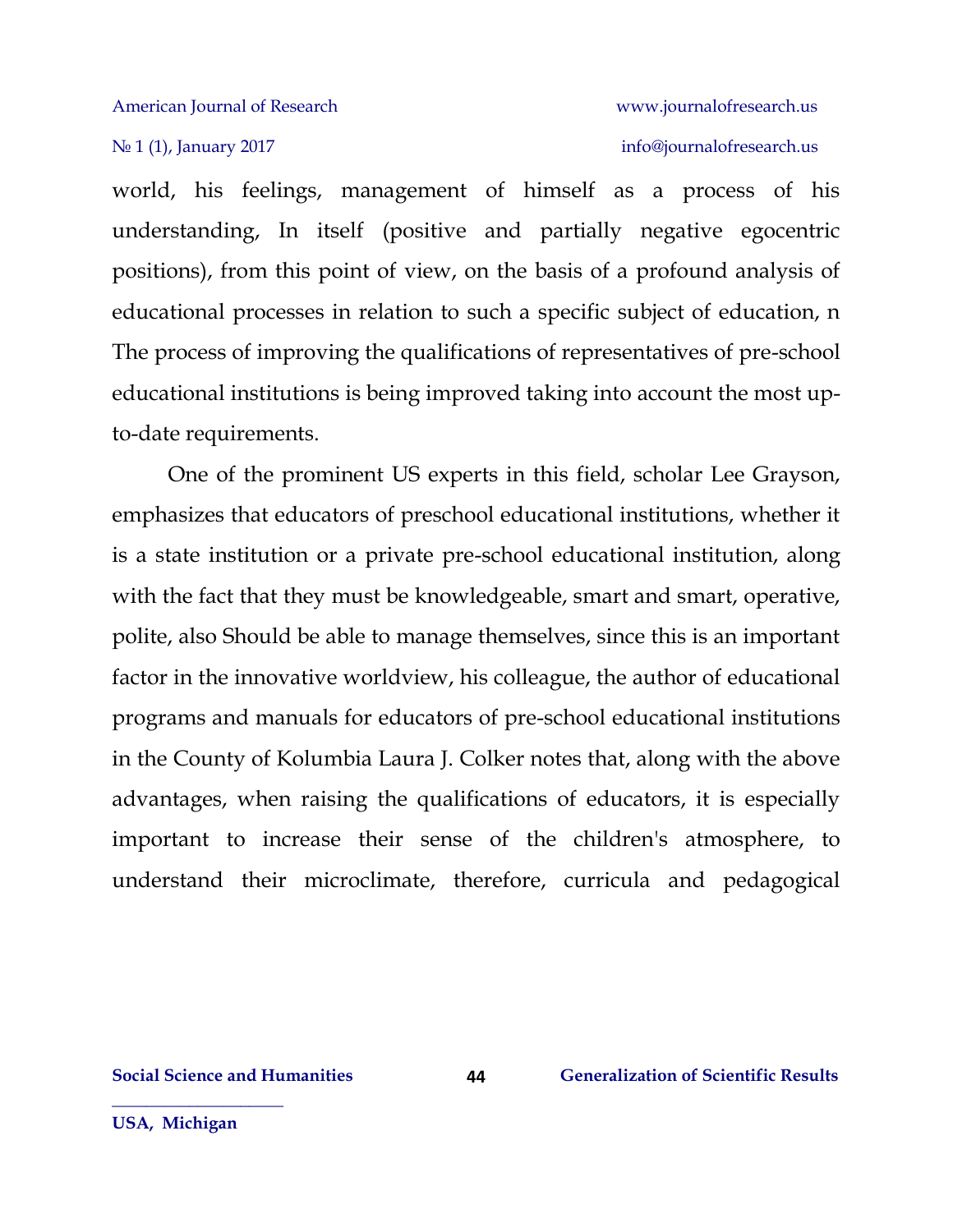world, his feelings, management of himself as a process of his understanding, In itself (positive and partially negative egocentric positions), from this point of view, on the basis of a profound analysis of educational processes in relation to such a specific subject of education, n The process of improving the qualifications of representatives of pre-school educational institutions is being improved taking into account the most up-to-date requirements.

One of the prominent US experts in this field, scholar Lee Grayson, emphasizes that educators of preschool educational institutions, whether it is a state institution or a private pre-school educational institution, along with the fact that they must be knowledgeable, smart and smart, operative, polite, also Should be able to manage themselves, since this is an important factor in the innovative worldview, his colleague, the author of educational programs and manuals for educators of pre-school educational institutions in the County of Kolumbia Laura J. Colker notes that, along with the above advantages, when raising the qualifications of educators, it is especially important to increase their sense of the children's atmosphere, to understand their microclimate, therefore, curricula and pedagogical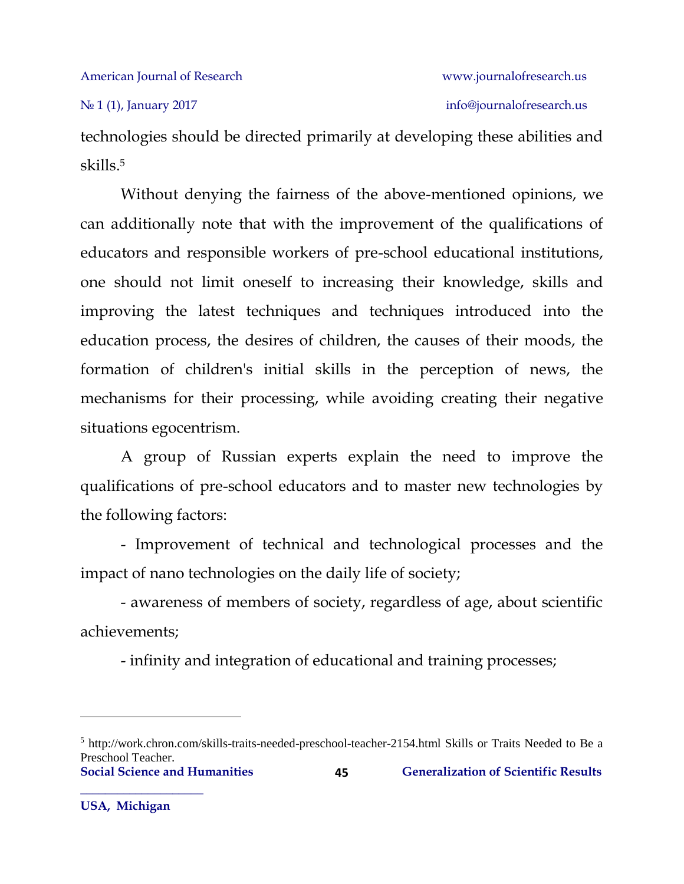technologies should be directed primarily at developing these abilities and skills.[5]

Without denying the fairness of the above-mentioned opinions, we can additionally note that with the improvement of the qualifications of educators and responsible workers of pre-school educational institutions, one should not limit oneself to increasing their knowledge, skills and improving the latest techniques and techniques introduced into the education process, the desires of children, the causes of their moods, the formation of children's initial skills in the perception of news, the mechanisms for their processing, while avoiding creating their negative situations egocentrism.

A group of Russian experts explain the need to improve the qualifications of pre-school educators and to master new technologies by the following factors:

- Improvement of technical and technological processes and the impact of nano technologies on the daily life of society;

- awareness of members of society, regardless of age, about scientific achievements;

- infinity and integration of educational and training processes;

---

[5] http://work.chron.com/skills-traits-needed-preschool-teacher-2154.html Skills or Traits Needed to Be a Preschool Teacher.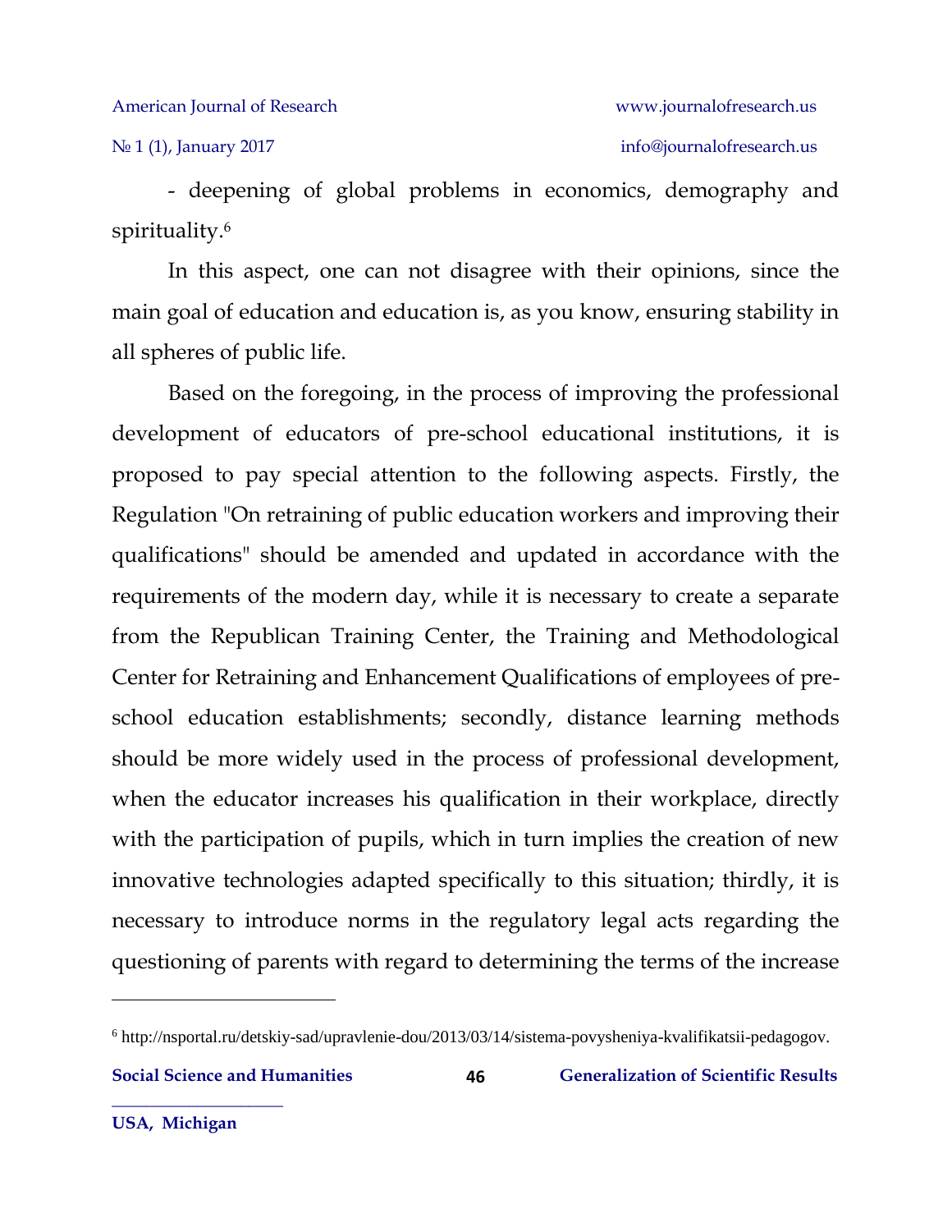- deepening of global problems in economics, demography and spirituality.[6]

In this aspect, one can not disagree with their opinions, since the main goal of education and education is, as you know, ensuring stability in all spheres of public life.

Based on the foregoing, in the process of improving the professional development of educators of pre-school educational institutions, it is proposed to pay special attention to the following aspects. Firstly, the Regulation "On retraining of public education workers and improving their qualifications" should be amended and updated in accordance with the requirements of the modern day, while it is necessary to create a separate from the Republican Training Center, the Training and Methodological Center for Retraining and Enhancement Qualifications of employees of pre-school education establishments; secondly, distance learning methods should be more widely used in the process of professional development, when the educator increases his qualification in their workplace, directly with the participation of pupils, which in turn implies the creation of new innovative technologies adapted specifically to this situation; thirdly, it is necessary to introduce norms in the regulatory legal acts regarding the questioning of parents with regard to determining the terms of the increase

---

[6] http://nsportal.ru/detskiy-sad/upravlenie-dou/2013/03/14/sistema-povysheniya-kvalifikatsii-pedagogov.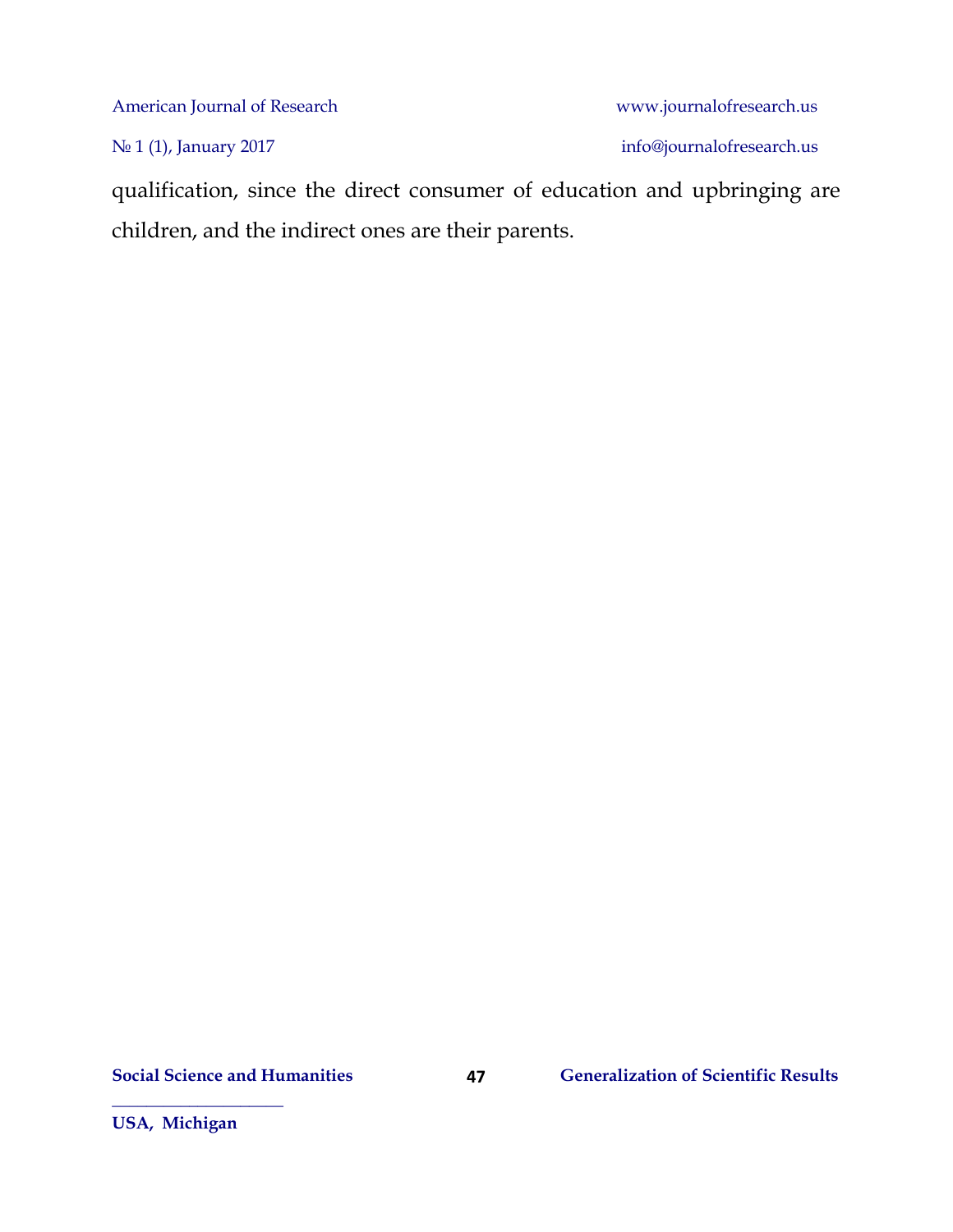qualification, since the direct consumer of education and upbringing are children, and the indirect ones are their parents.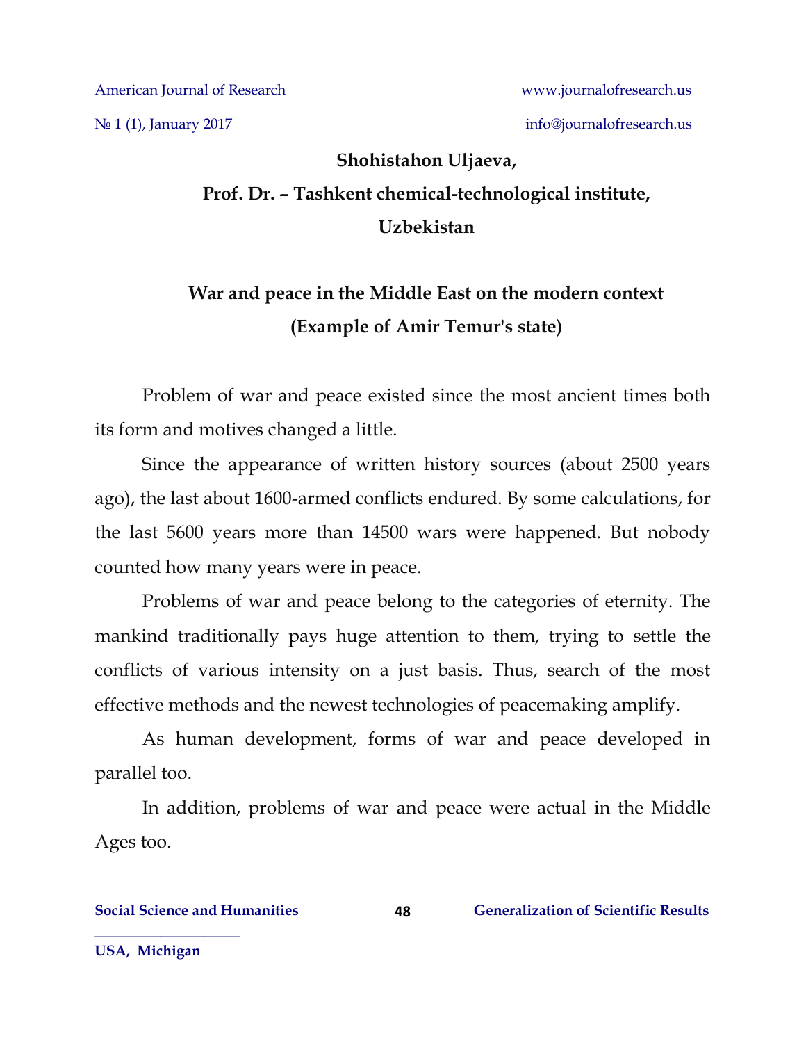**Shohistahon Uljaeva,**

**Prof. Dr. – Tashkent chemical-technological institute,**

**Uzbekistan**

## War and peace in the Middle East on the modern context (Example of Amir Temur's state)

Problem of war and peace existed since the most ancient times both its form and motives changed a little.

Since the appearance of written history sources (about 2500 years ago), the last about 1600-armed conflicts endured. By some calculations, for the last 5600 years more than 14500 wars were happened. But nobody counted how many years were in peace.

Problems of war and peace belong to the categories of eternity. The mankind traditionally pays huge attention to them, trying to settle the conflicts of various intensity on a just basis. Thus, search of the most effective methods and the newest technologies of peacemaking amplify.

As human development, forms of war and peace developed in parallel too.

In addition, problems of war and peace were actual in the Middle Ages too.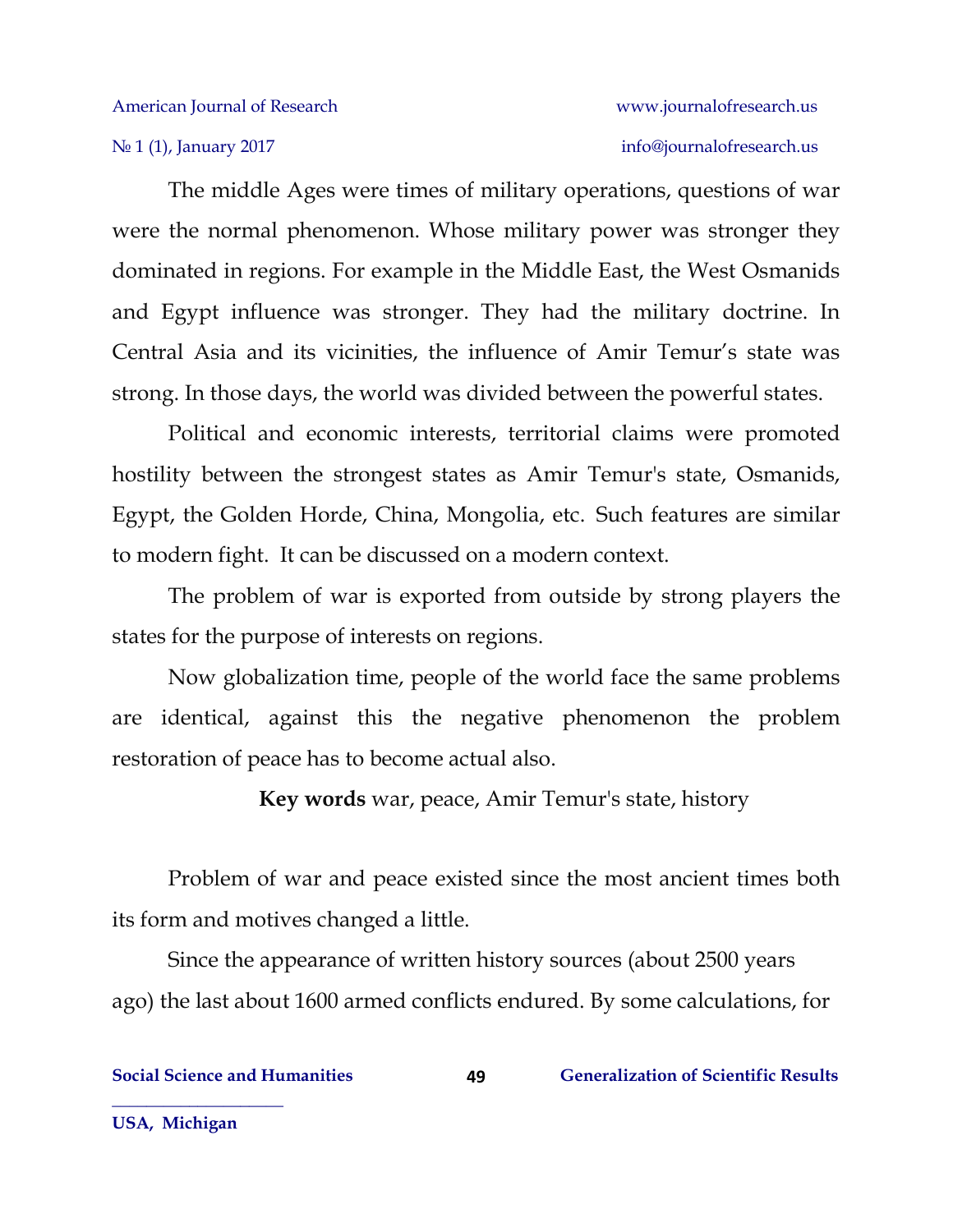The middle Ages were times of military operations, questions of war were the normal phenomenon. Whose military power was stronger they dominated in regions. For example in the Middle East, the West Osmanids and Egypt influence was stronger. They had the military doctrine. In Central Asia and its vicinities, the influence of Amir Temur's state was strong. In those days, the world was divided between the powerful states.

Political and economic interests, territorial claims were promoted hostility between the strongest states as Amir Temur's state, Osmanids, Egypt, the Golden Horde, China, Mongolia, etc. Such features are similar to modern fight. It can be discussed on a modern context.

The problem of war is exported from outside by strong players the states for the purpose of interests on regions.

Now globalization time, people of the world face the same problems are identical, against this the negative phenomenon the problem restoration of peace has to become actual also.

**Key words** war, peace, Amir Temur's state, history

Problem of war and peace existed since the most ancient times both its form and motives changed a little.

Since the appearance of written history sources (about 2500 years ago) the last about 1600 armed conflicts endured. By some calculations, for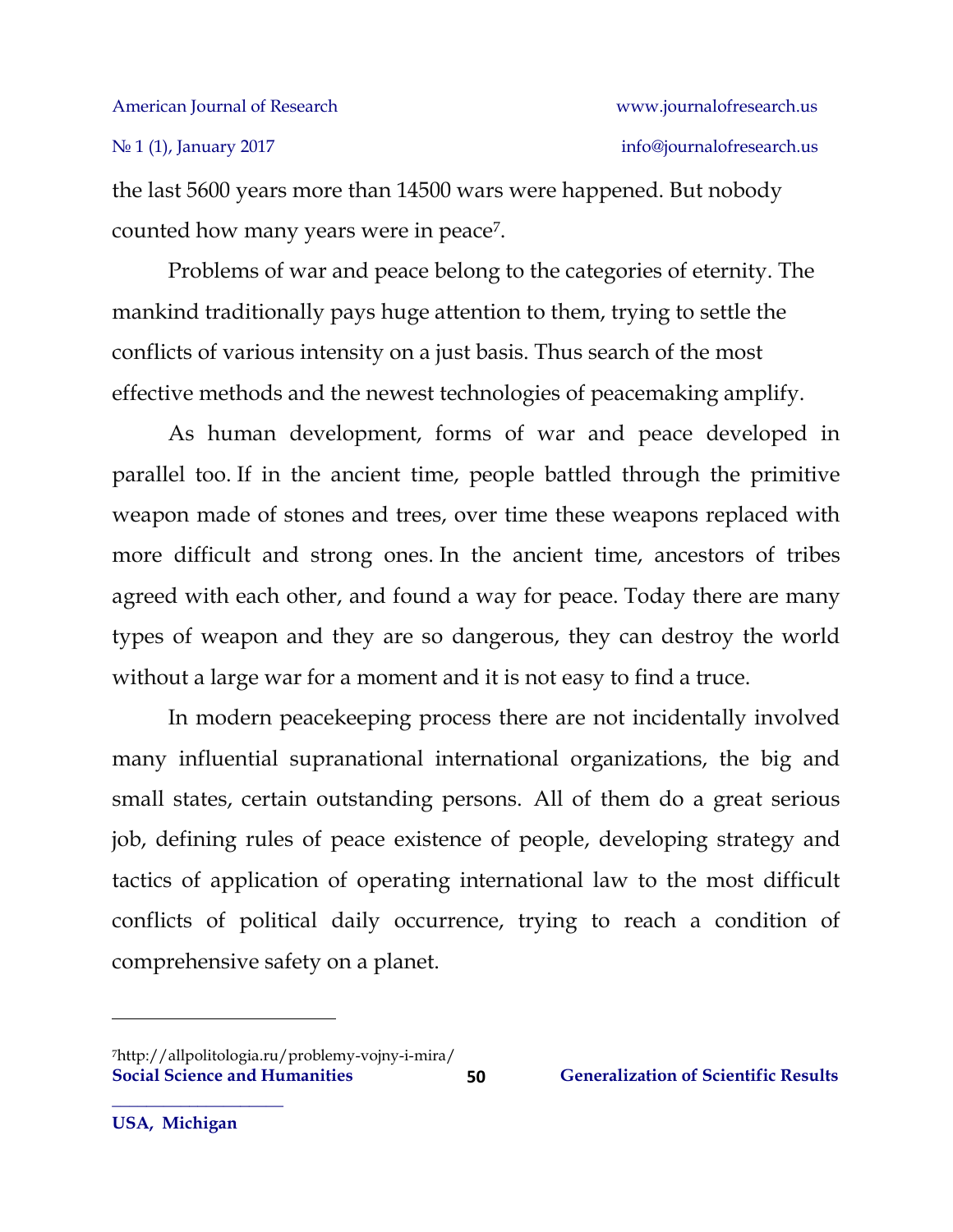the last 5600 years more than 14500 wars were happened. But nobody counted how many years were in peace[7].

Problems of war and peace belong to the categories of eternity. The mankind traditionally pays huge attention to them, trying to settle the conflicts of various intensity on a just basis. Thus search of the most effective methods and the newest technologies of peacemaking amplify.

As human development, forms of war and peace developed in parallel too. If in the ancient time, people battled through the primitive weapon made of stones and trees, over time these weapons replaced with more difficult and strong ones. In the ancient time, ancestors of tribes agreed with each other, and found a way for peace. Today there are many types of weapon and they are so dangerous, they can destroy the world without a large war for a moment and it is not easy to find a truce.

In modern peacekeeping process there are not incidentally involved many influential supranational international organizations, the big and small states, certain outstanding persons. All of them do a great serious job, defining rules of peace existence of people, developing strategy and tactics of application of operating international law to the most difficult conflicts of political daily occurrence, trying to reach a condition of comprehensive safety on a planet.

---

[7] http://allpolitologia.ru/problemy-vojny-i-mira/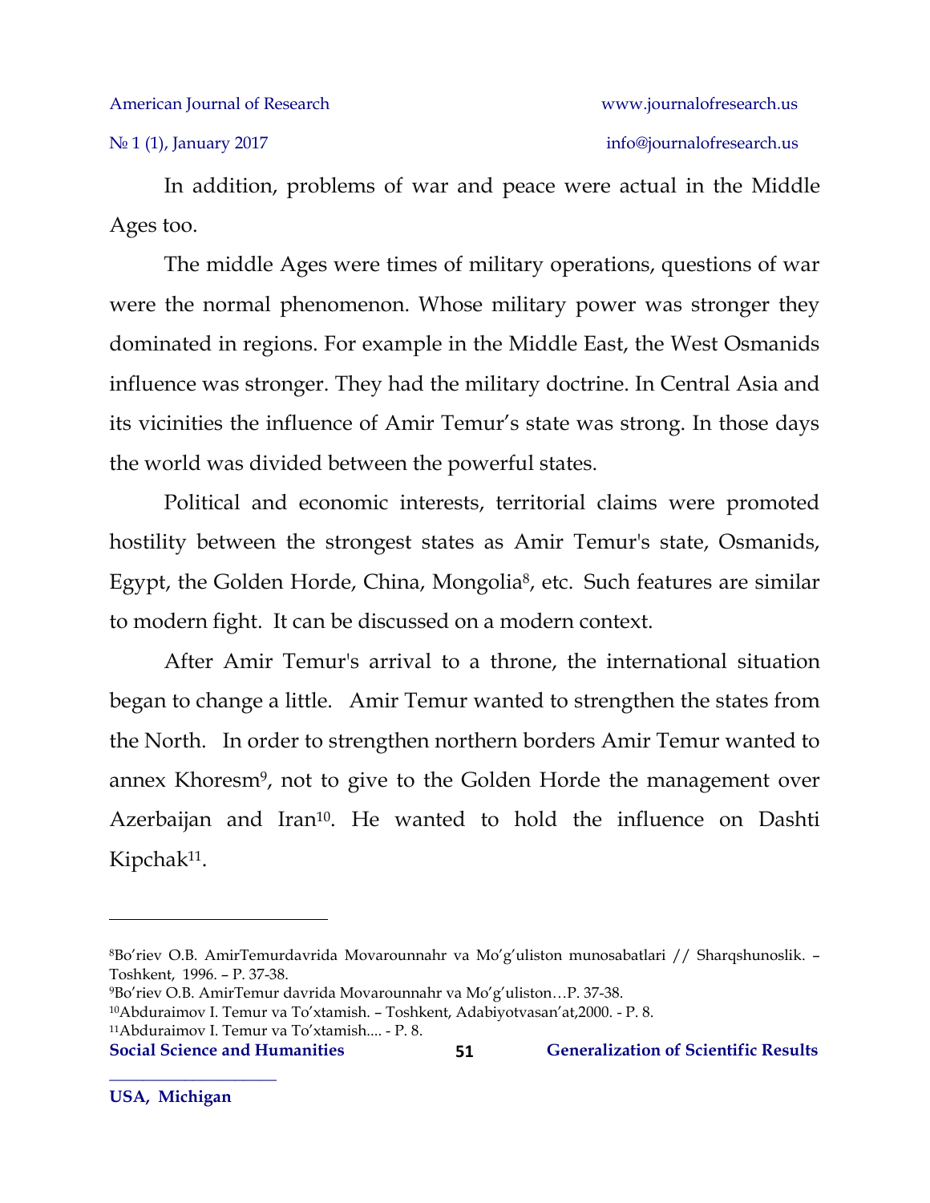In addition, problems of war and peace were actual in the Middle Ages too.

The middle Ages were times of military operations, questions of war were the normal phenomenon. Whose military power was stronger they dominated in regions. For example in the Middle East, the West Osmanids influence was stronger. They had the military doctrine. In Central Asia and its vicinities the influence of Amir Temur's state was strong. In those days the world was divided between the powerful states.

Political and economic interests, territorial claims were promoted hostility between the strongest states as Amir Temur's state, Osmanids, Egypt, the Golden Horde, China, Mongolia[8], etc. Such features are similar to modern fight. It can be discussed on a modern context.

After Amir Temur's arrival to a throne, the international situation began to change a little. Amir Temur wanted to strengthen the states from the North. In order to strengthen northern borders Amir Temur wanted to annex Khoresm[9], not to give to the Golden Horde the management over Azerbaijan and Iran[10]. He wanted to hold the influence on Dashti Kipchak[11].

---

[8]Bo'riev O.B. AmirTemurdavrida Movarounnahr va Mo'g'uliston munosabatlari // Sharqshunoslik. – Toshkent, 1996. – P. 37-38.

[9]Bo'riev O.B. AmirTemur davrida Movarounnahr va Mo'g'uliston…P. 37-38.

[10]Abduraimov I. Temur va To'xtamish. – Toshkent, Adabiyotvasan'at,2000. - P. 8.

[11]Abduraimov I. Temur va To'xtamish.... - P. 8.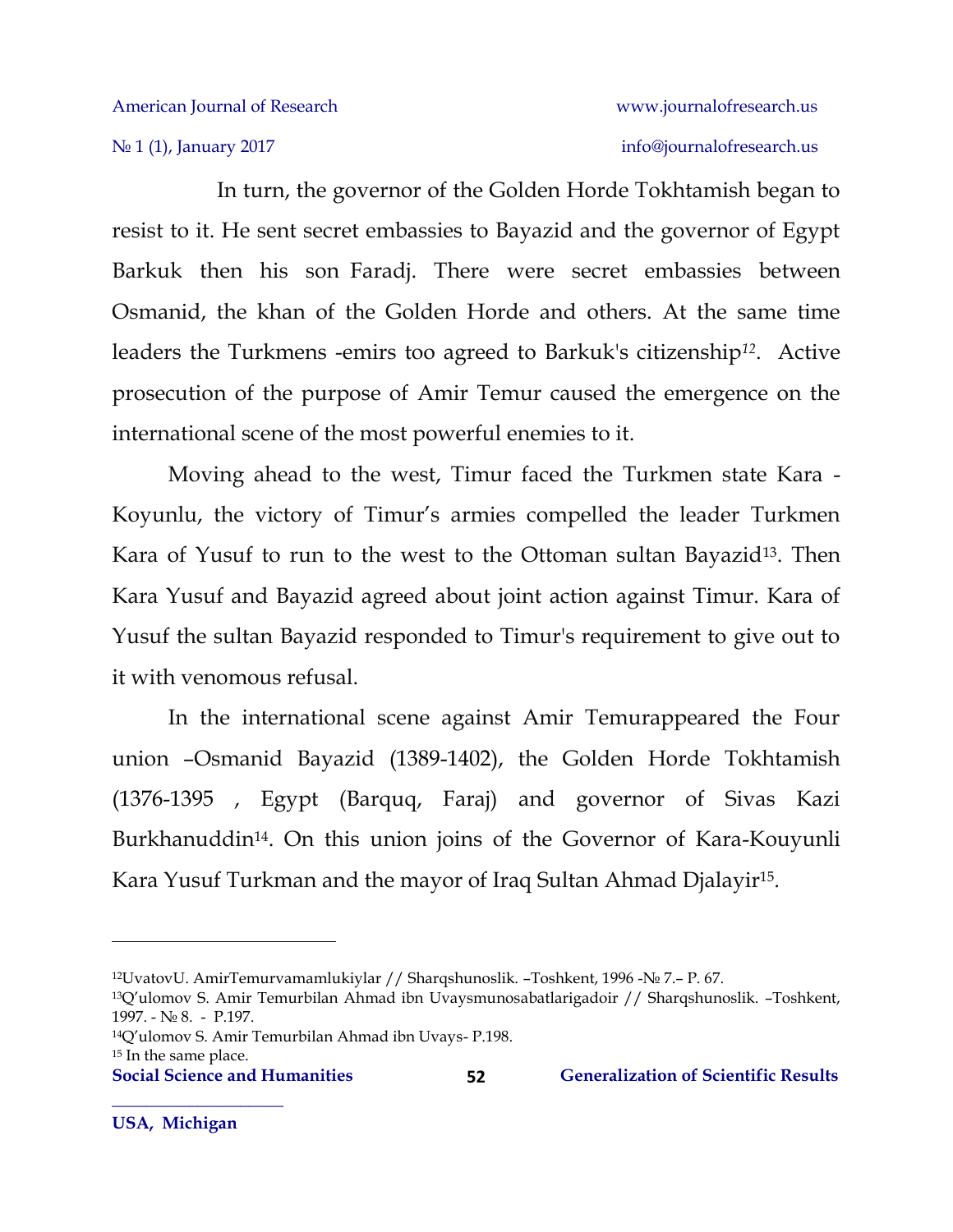In turn, the governor of the Golden Horde Tokhtamish began to resist to it. He sent secret embassies to Bayazid and the governor of Egypt Barkuk then his son Faradj. There were secret embassies between Osmanid, the khan of the Golden Horde and others. At the same time leaders the Turkmens -emirs too agreed to Barkuk's citizenship[12]. Active prosecution of the purpose of Amir Temur caused the emergence on the international scene of the most powerful enemies to it.

Moving ahead to the west, Timur faced the Turkmen state Kara - Koyunlu, the victory of Timur's armies compelled the leader Turkmen Kara of Yusuf to run to the west to the Ottoman sultan Bayazid[13]. Then Kara Yusuf and Bayazid agreed about joint action against Timur. Kara of Yusuf the sultan Bayazid responded to Timur's requirement to give out to it with venomous refusal.

In the international scene against Amir Temurappeared the Four union –Osmanid Bayazid (1389-1402), the Golden Horde Tokhtamish (1376-1395 , Egypt (Barquq, Faraj) and governor of Sivas Kazi Burkhanuddin[14]. On this union joins of the Governor of Kara-Kouyunli Kara Yusuf Turkman and the mayor of Iraq Sultan Ahmad Djalayir[15].

---

[12] UvatovU. AmirTemurvamamlukiylar // Sharqshunoslik. –Toshkent, 1996 -№ 7.– P. 67.

[13] Q'ulomov S. Amir Temurbilan Ahmad ibn Uvaysmunosabatlarigadoir // Sharqshunoslik. –Toshkent, 1997. - № 8. - P.197.

[14] Q'ulomov S. Amir Temurbilan Ahmad ibn Uvays- P.198.

[15] In the same place.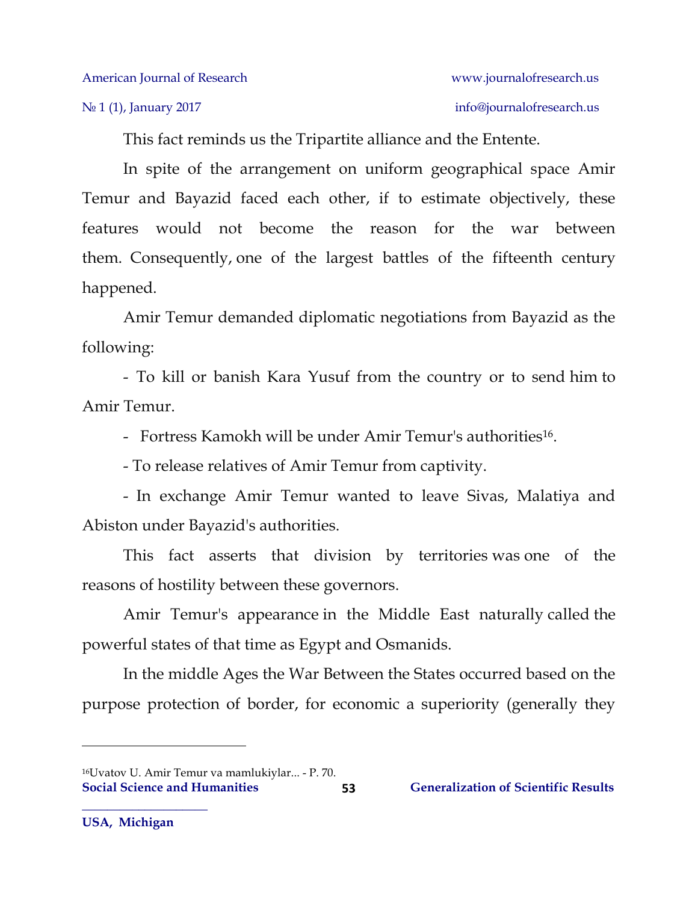This fact reminds us the Tripartite alliance and the Entente.

In spite of the arrangement on uniform geographical space Amir Temur and Bayazid faced each other, if to estimate objectively, these features would not become the reason for the war between them. Consequently, one of the largest battles of the fifteenth century happened.

Amir Temur demanded diplomatic negotiations from Bayazid as the following:

- To kill or banish Kara Yusuf from the country or to send him to Amir Temur.

- Fortress Kamokh will be under Amir Temur's authorities[16].

- To release relatives of Amir Temur from captivity.

- In exchange Amir Temur wanted to leave Sivas, Malatiya and Abiston under Bayazid's authorities.

This fact asserts that division by territories was one of the reasons of hostility between these governors.

Amir Temur's appearance in the Middle East naturally called the powerful states of that time as Egypt and Osmanids.

In the middle Ages the War Between the States occurred based on the purpose protection of border, for economic a superiority (generally they

---

[16] Uvatov U. Amir Temur va mamlukiylar... - P. 70.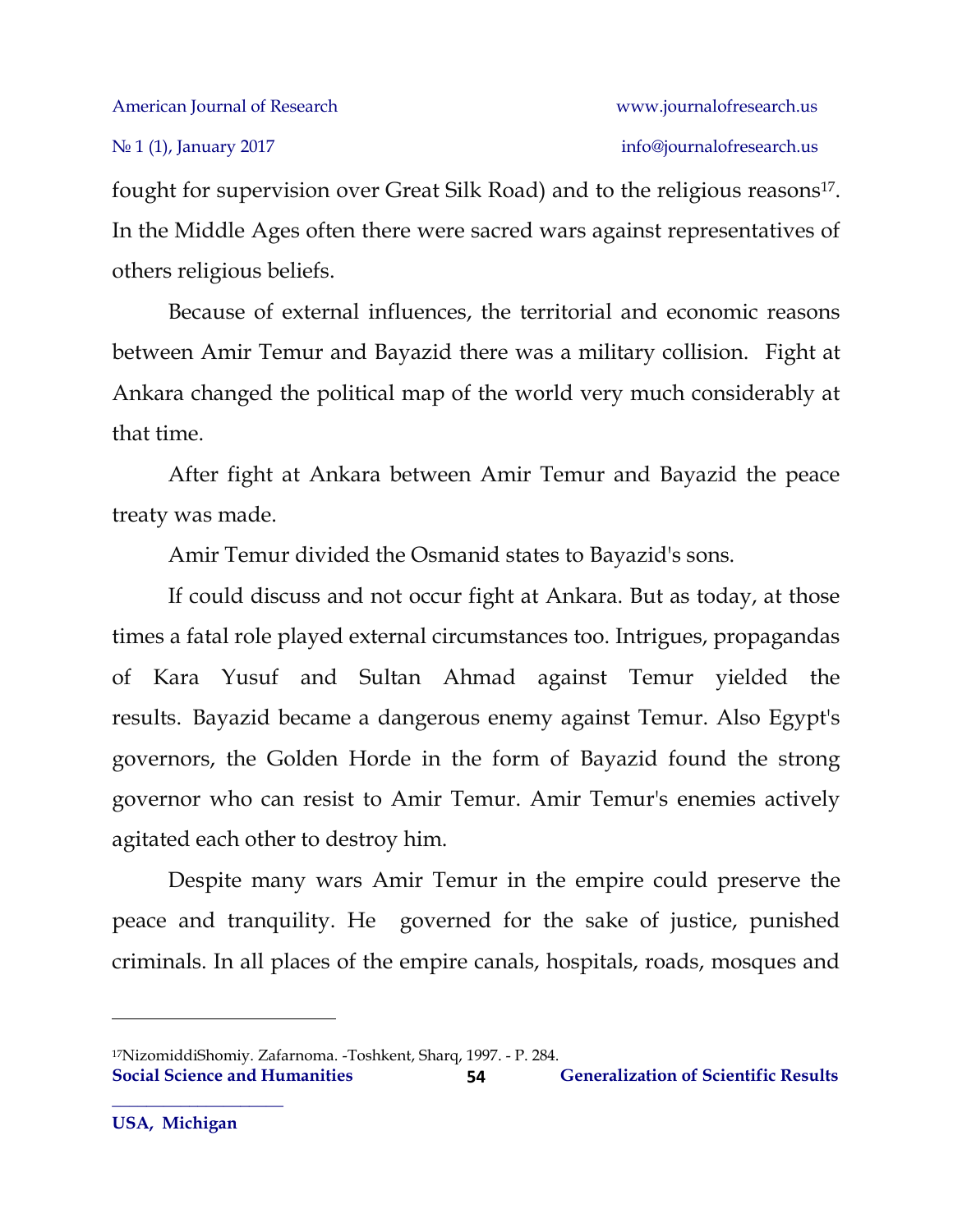fought for supervision over Great Silk Road) and to the religious reasons[17]. In the Middle Ages often there were sacred wars against representatives of others religious beliefs.

Because of external influences, the territorial and economic reasons between Amir Temur and Bayazid there was a military collision. Fight at Ankara changed the political map of the world very much considerably at that time.

After fight at Ankara between Amir Temur and Bayazid the peace treaty was made.

Amir Temur divided the Osmanid states to Bayazid's sons.

If could discuss and not occur fight at Ankara. But as today, at those times a fatal role played external circumstances too. Intrigues, propagandas of Kara Yusuf and Sultan Ahmad against Temur yielded the results. Bayazid became a dangerous enemy against Temur. Also Egypt's governors, the Golden Horde in the form of Bayazid found the strong governor who can resist to Amir Temur. Amir Temur's enemies actively agitated each other to destroy him.

Despite many wars Amir Temur in the empire could preserve the peace and tranquility. He governed for the sake of justice, punished criminals. In all places of the empire canals, hospitals, roads, mosques and

---

[17] NizomiddiShomiy. Zafarnoma. -Toshkent, Sharq, 1997. - P. 284.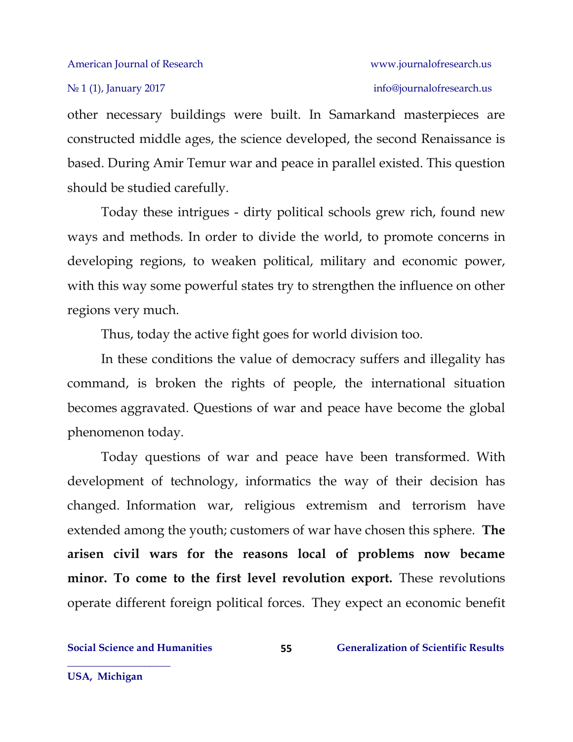other necessary buildings were built. In Samarkand masterpieces are constructed middle ages, the science developed, the second Renaissance is based. During Amir Temur war and peace in parallel existed. This question should be studied carefully.

Today these intrigues - dirty political schools grew rich, found new ways and methods. In order to divide the world, to promote concerns in developing regions, to weaken political, military and economic power, with this way some powerful states try to strengthen the influence on other regions very much.

Thus, today the active fight goes for world division too.

In these conditions the value of democracy suffers and illegality has command, is broken the rights of people, the international situation becomes aggravated. Questions of war and peace have become the global phenomenon today.

Today questions of war and peace have been transformed. With development of technology, informatics the way of their decision has changed. Information war, religious extremism and terrorism have extended among the youth; customers of war have chosen this sphere. **The arisen civil wars for the reasons local of problems now became minor. To come to the first level revolution export.** These revolutions operate different foreign political forces. They expect an economic benefit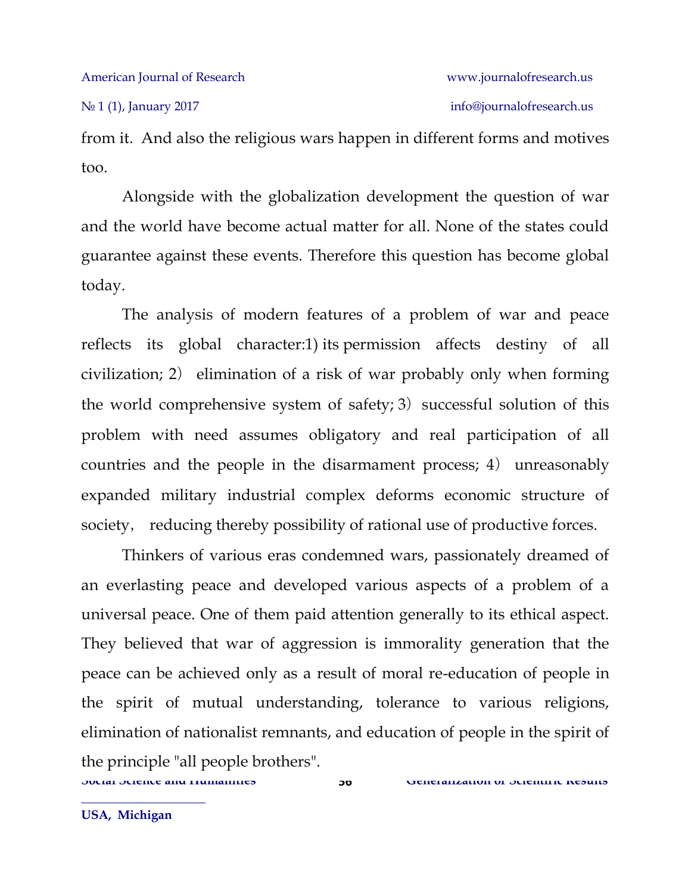from it. And also the religious wars happen in different forms and motives too.

Alongside with the globalization development the question of war and the world have become actual matter for all. None of the states could guarantee against these events. Therefore this question has become global today.

The analysis of modern features of a problem of war and peace reflects its global character:1) its permission affects destiny of all civilization; 2） elimination of a risk of war probably only when forming the world comprehensive system of safety; 3）successful solution of this problem with need assumes obligatory and real participation of all countries and the people in the disarmament process; 4） unreasonably expanded military industrial complex deforms economic structure of society， reducing thereby possibility of rational use of productive forces.

Thinkers of various eras condemned wars, passionately dreamed of an everlasting peace and developed various aspects of a problem of a universal peace. One of them paid attention generally to its ethical aspect. They believed that war of aggression is immorality generation that the peace can be achieved only as a result of moral re-education of people in the spirit of mutual understanding, tolerance to various religions, elimination of nationalist remnants, and education of people in the spirit of the principle "all people brothers".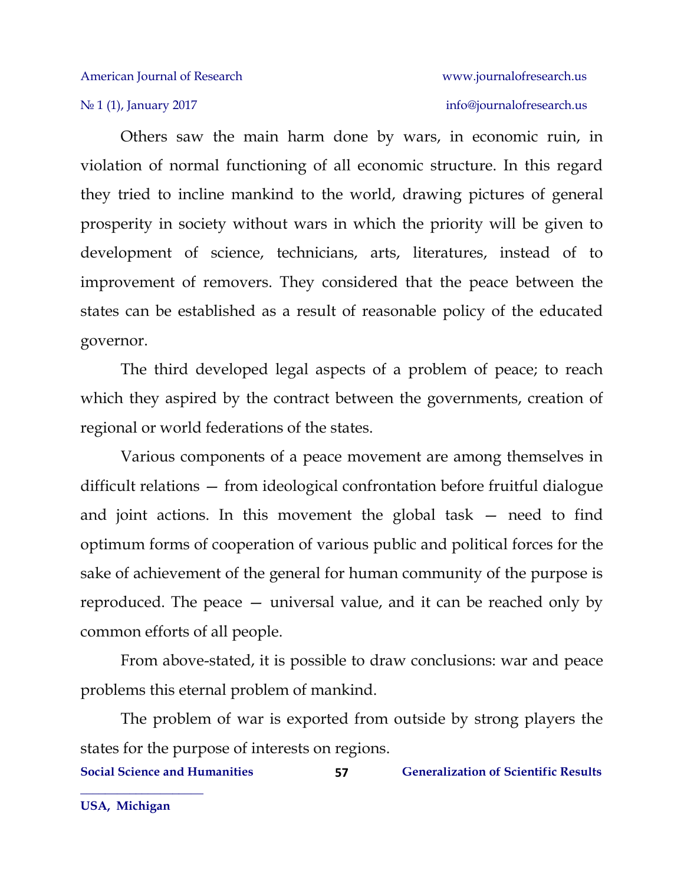Others saw the main harm done by wars, in economic ruin, in violation of normal functioning of all economic structure. In this regard they tried to incline mankind to the world, drawing pictures of general prosperity in society without wars in which the priority will be given to development of science, technicians, arts, literatures, instead of to improvement of removers. They considered that the peace between the states can be established as a result of reasonable policy of the educated governor.

The third developed legal aspects of a problem of peace; to reach which they aspired by the contract between the governments, creation of regional or world federations of the states.

Various components of a peace movement are among themselves in difficult relations — from ideological confrontation before fruitful dialogue and joint actions. In this movement the global task — need to find optimum forms of cooperation of various public and political forces for the sake of achievement of the general for human community of the purpose is reproduced. The peace — universal value, and it can be reached only by common efforts of all people.

From above-stated, it is possible to draw conclusions: war and peace problems this eternal problem of mankind.

The problem of war is exported from outside by strong players the states for the purpose of interests on regions.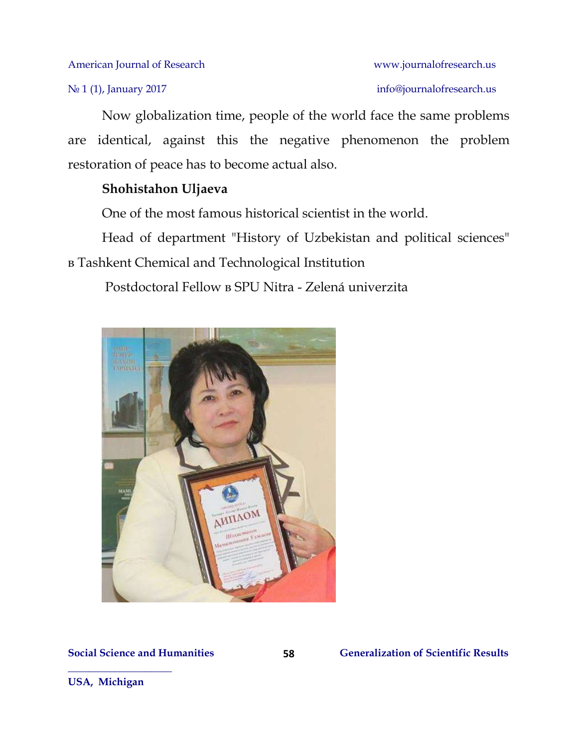Now globalization time, people of the world face the same problems are identical, against this the negative phenomenon the problem restoration of peace has to become actual also.

**Shohistahon Uljaeva**

One of the most famous historical scientist in the world.

Head of department "History of Uzbekistan and political sciences" в Tashkent Chemical and Technological Institution

Postdoctoral Fellow в SPU Nitra - Zelená univerzita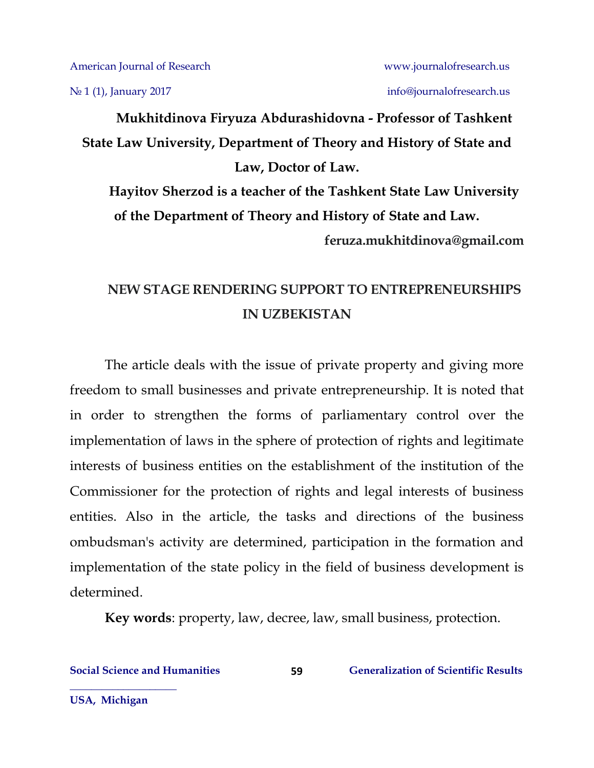**Mukhitdinova Firyuza Abdurashidovna - Professor of Tashkent State Law University, Department of Theory and History of State and Law, Doctor of Law.**

**Hayitov Sherzod is a teacher of the Tashkent State Law University of the Department of Theory and History of State and Law.**

**feruza.mukhitdinova@gmail.com**

# NEW STAGE RENDERING SUPPORT TO ENTREPRENEURSHIPS IN UZBEKISTAN

The article deals with the issue of private property and giving more freedom to small businesses and private entrepreneurship. It is noted that in order to strengthen the forms of parliamentary control over the implementation of laws in the sphere of protection of rights and legitimate interests of business entities on the establishment of the institution of the Commissioner for the protection of rights and legal interests of business entities. Also in the article, the tasks and directions of the business ombudsman's activity are determined, participation in the formation and implementation of the state policy in the field of business development is determined.

**Key words**: property, law, decree, law, small business, protection.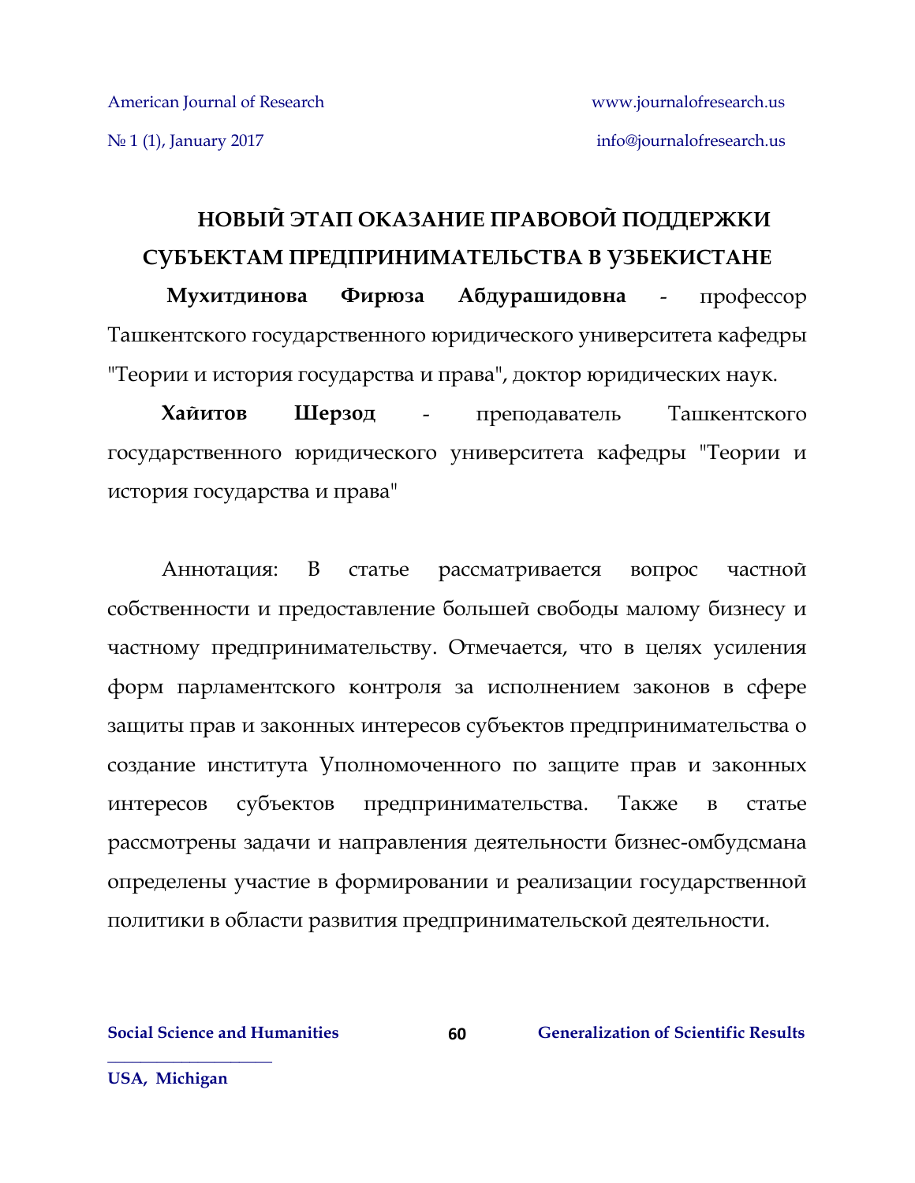# НОВЫЙ ЭТАП ОКАЗАНИЕ ПРАВОВОЙ ПОДДЕРЖКИ СУБЪЕКТАМ ПРЕДПРИНИМАТЕЛЬСТВА В УЗБЕКИСТАНЕ

**Мухитдинова Фирюза Абдурашидовна** - профессор Ташкентского государственного юридического университета кафедры "Теории и история государства и права", доктор юридических наук.

**Хайитов Шерзод** - преподаватель Ташкентского государственного юридического университета кафедры "Теории и история государства и права"

Аннотация: В статье рассматривается вопрос частной собственности и предоставление большей свободы малому бизнесу и частному предпринимательству. Отмечается, что в целях усиления форм парламентского контроля за исполнением законов в сфере защиты прав и законных интересов субъектов предпринимательства о создание института Уполномоченного по защите прав и законных интересов субъектов предпринимательства. Также в статье рассмотрены задачи и направления деятельности бизнес-омбудсмана определены участие в формировании и реализации государственной политики в области развития предпринимательской деятельности.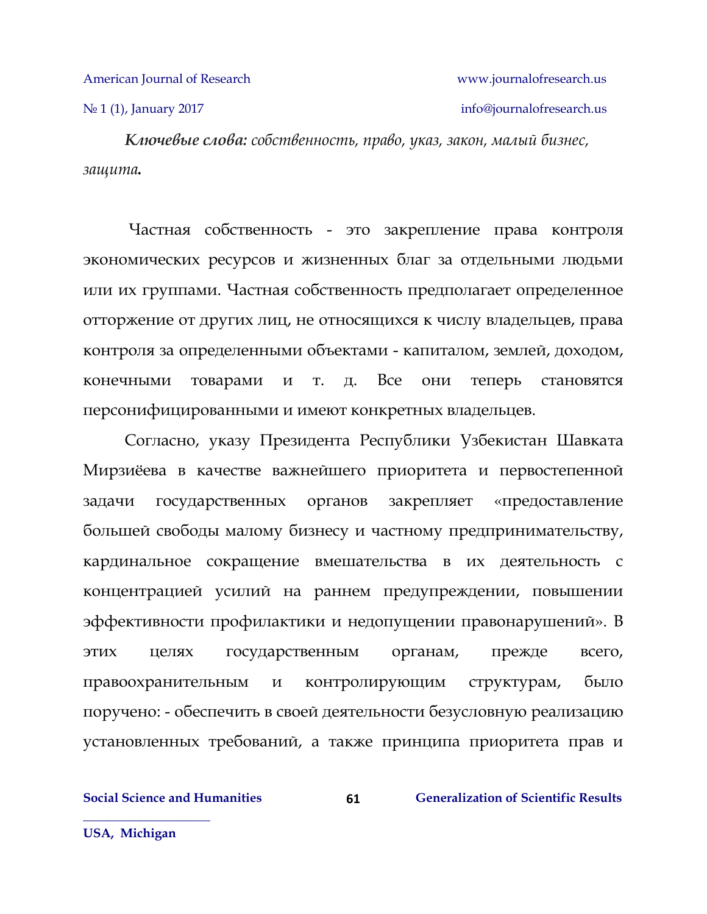***Ключевые слова:*** *собственность, право, указ, закон, малый бизнес, защита****.***

Частная собственность - это закрепление права контроля экономических ресурсов и жизненных благ за отдельными людьми или их группами. Частная собственность предполагает определенное отторжение от других лиц, не относящихся к числу владельцев, права контроля за определенными объектами - капиталом, землей, доходом, конечными товарами и т. д. Все они теперь становятся персонифицированными и имеют конкретных владельцев.

Согласно, указу Президента Республики Узбекистан Шавката Мирзиёева в качестве важнейшего приоритета и первостепенной задачи государственных органов закрепляет «предоставление большей свободы малому бизнесу и частному предпринимательству, кардинальное сокращение вмешательства в их деятельность с концентрацией усилий на раннем предупреждении, повышении эффективности профилактики и недопущении правонарушений». В этих целях государственным органам, прежде всего, правоохранительным и контролирующим структурам, было поручено: - обеспечить в своей деятельности безусловную реализацию установленных требований, а также принципа приоритета прав и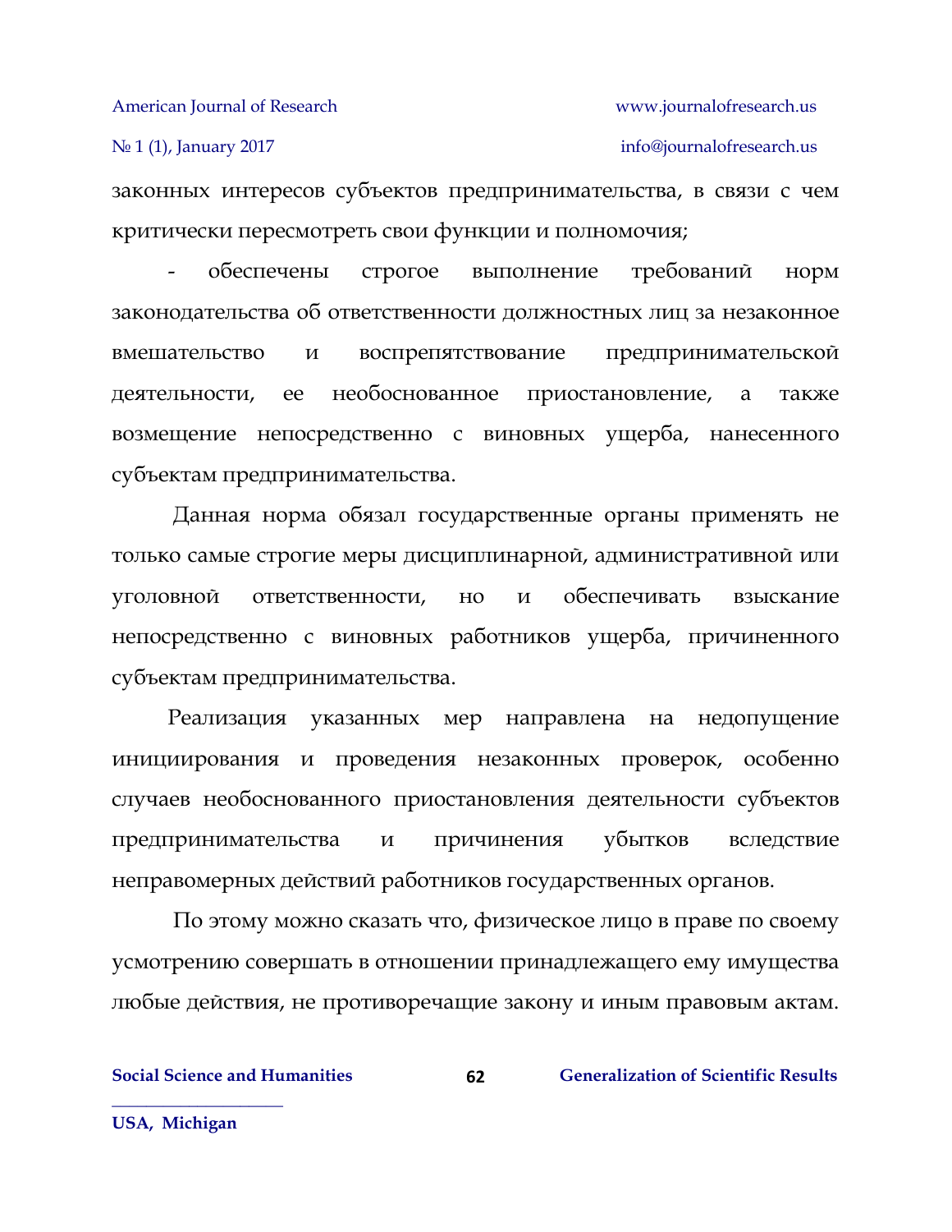законных интересов субъектов предпринимательства, в связи с чем критически пересмотреть свои функции и полномочия;

- обеспечены строгое выполнение требований норм законодательства об ответственности должностных лиц за незаконное вмешательство и воспрепятствование предпринимательской деятельности, ее необоснованное приостановление, а также возмещение непосредственно с виновных ущерба, нанесенного субъектам предпринимательства.

Данная норма обязал государственные органы применять не только самые строгие меры дисциплинарной, административной или уголовной ответственности, но и обеспечивать взыскание непосредственно с виновных работников ущерба, причиненного субъектам предпринимательства.

Реализация указанных мер направлена на недопущение инициирования и проведения незаконных проверок, особенно случаев необоснованного приостановления деятельности субъектов предпринимательства и причинения убытков вследствие неправомерных действий работников государственных органов.

По этому можно сказать что, физическое лицо в праве по своему усмотрению совершать в отношении принадлежащего ему имущества любые действия, не противоречащие закону и иным правовым актам.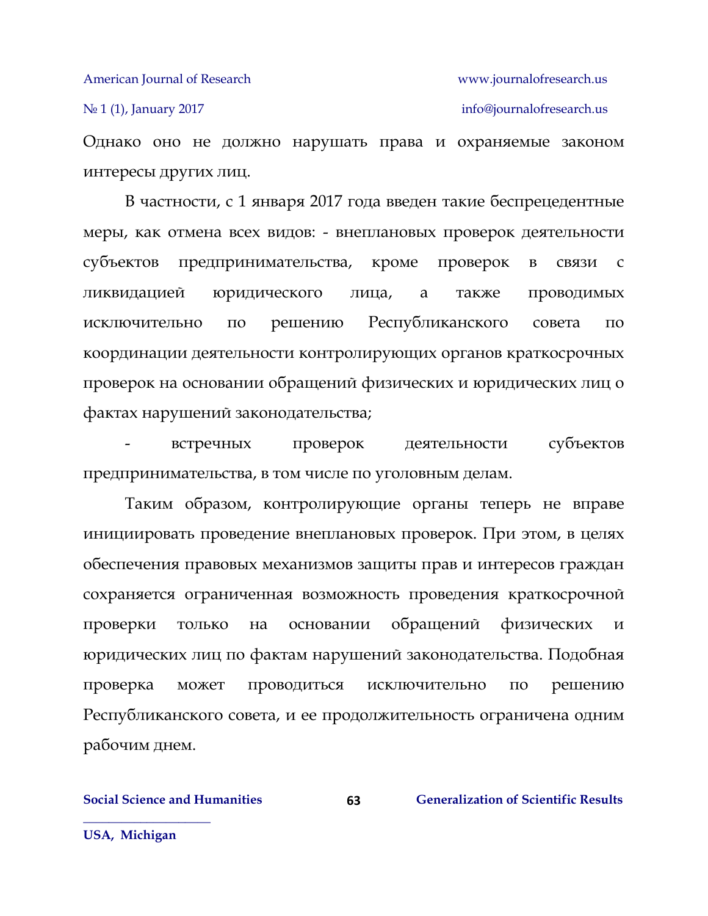Однако оно не должно нарушать права и охраняемые законом интересы других лиц.

В частности, с 1 января 2017 года введен такие беспрецедентные меры, как отмена всех видов: - внеплановых проверок деятельности субъектов предпринимательства, кроме проверок в связи с ликвидацией юридического лица, а также проводимых исключительно по решению Республиканского совета по координации деятельности контролирующих органов краткосрочных проверок на основании обращений физических и юридических лиц о фактах нарушений законодательства;

- встречных проверок деятельности субъектов предпринимательства, в том числе по уголовным делам.

Таким образом, контролирующие органы теперь не вправе инициировать проведение внеплановых проверок. При этом, в целях обеспечения правовых механизмов защиты прав и интересов граждан сохраняется ограниченная возможность проведения краткосрочной проверки только на основании обращений физических и юридических лиц по фактам нарушений законодательства. Подобная проверка может проводиться исключительно по решению Республиканского совета, и ее продолжительность ограничена одним рабочим днем.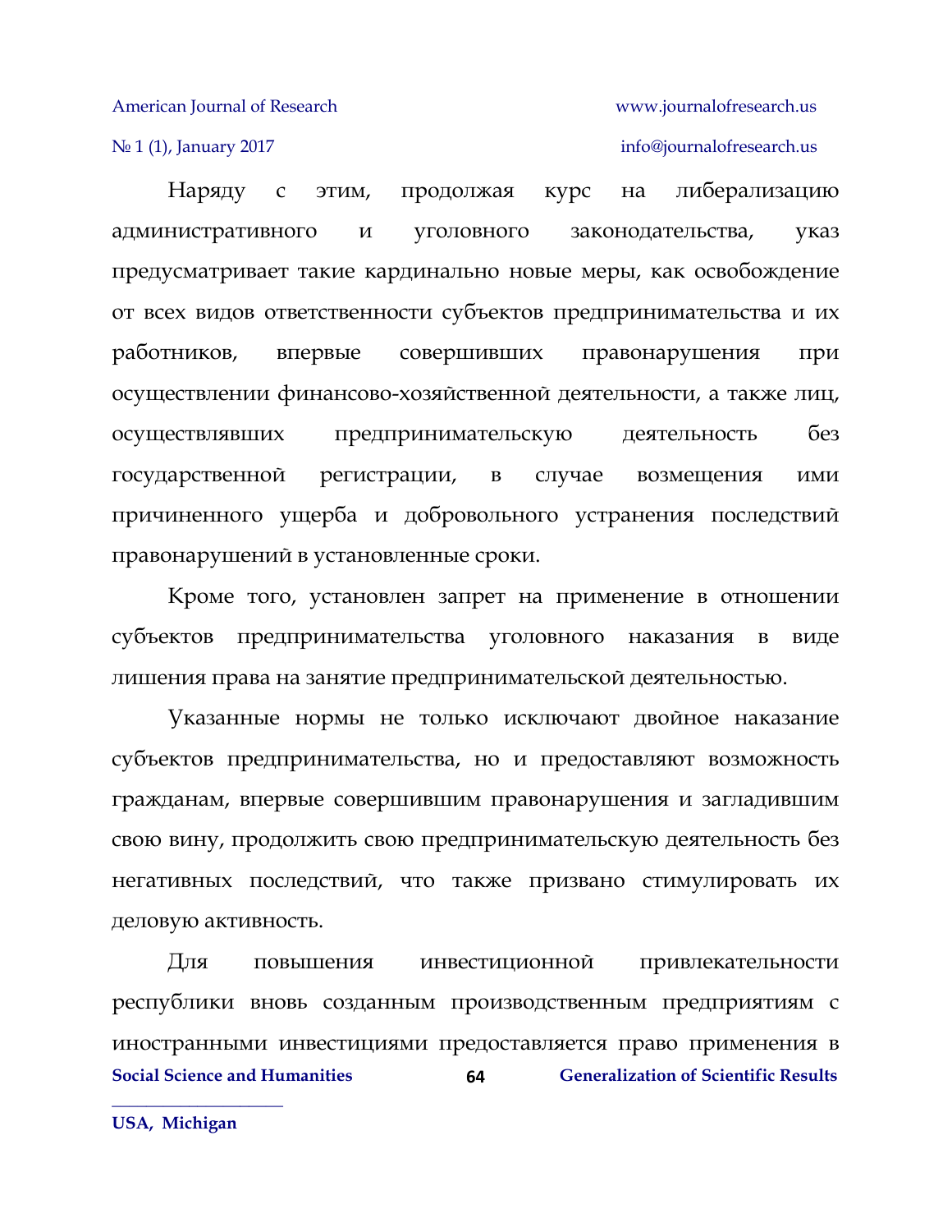Наряду с этим, продолжая курс на либерализацию административного и уголовного законодательства, указ предусматривает такие кардинально новые меры, как освобождение от всех видов ответственности субъектов предпринимательства и их работников, впервые совершивших правонарушения при осуществлении финансово-хозяйственной деятельности, а также лиц, осуществлявших предпринимательскую деятельность без государственной регистрации, в случае возмещения ими причиненного ущерба и добровольного устранения последствий правонарушений в установленные сроки.

Кроме того, установлен запрет на применение в отношении субъектов предпринимательства уголовного наказания в виде лишения права на занятие предпринимательской деятельностью.

Указанные нормы не только исключают двойное наказание субъектов предпринимательства, но и предоставляют возможность гражданам, впервые совершившим правонарушения и загладившим свою вину, продолжить свою предпринимательскую деятельность без негативных последствий, что также призвано стимулировать их деловую активность.

Для повышения инвестиционной привлекательности республики вновь созданным производственным предприятиям с иностранными инвестициями предоставляется право применения в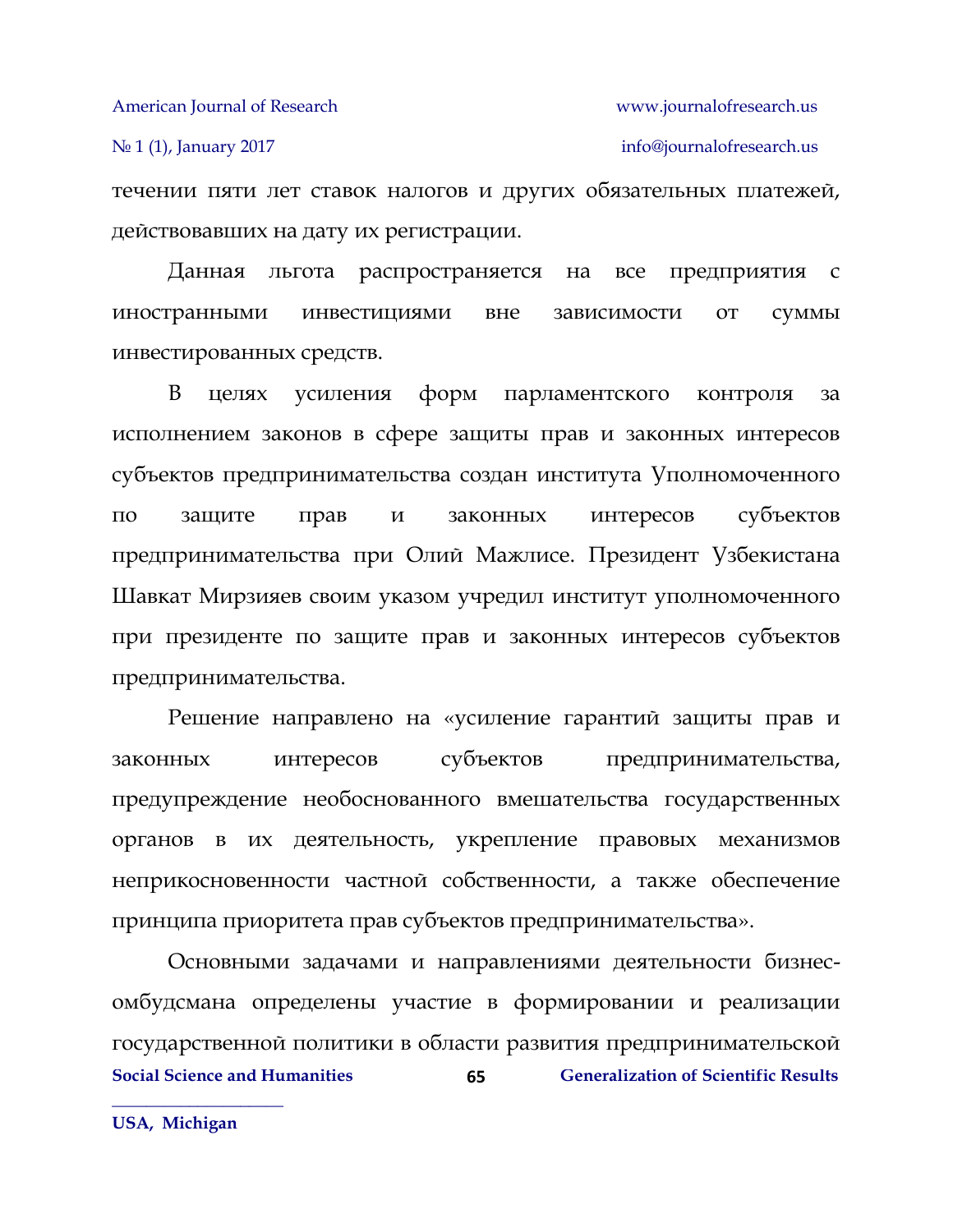течении пяти лет ставок налогов и других обязательных платежей, действовавших на дату их регистрации.

Данная льгота распространяется на все предприятия с иностранными инвестициями вне зависимости от суммы инвестированных средств.

В целях усиления форм парламентского контроля за исполнением законов в сфере защиты прав и законных интересов субъектов предпринимательства создан института Уполномоченного по защите прав и законных интересов субъектов предпринимательства при Олий Мажлисе. Президент Узбекистана Шавкат Мирзияев своим указом учредил институт уполномоченного при президенте по защите прав и законных интересов субъектов предпринимательства.

Решение направлено на «усиление гарантий защиты прав и законных интересов субъектов предпринимательства, предупреждение необоснованного вмешательства государственных органов в их деятельность, укрепление правовых механизмов неприкосновенности частной собственности, а также обеспечение принципа приоритета прав субъектов предпринимательства».

Основными задачами и направлениями деятельности бизнес-омбудсмана определены участие в формировании и реализации государственной политики в области развития предпринимательской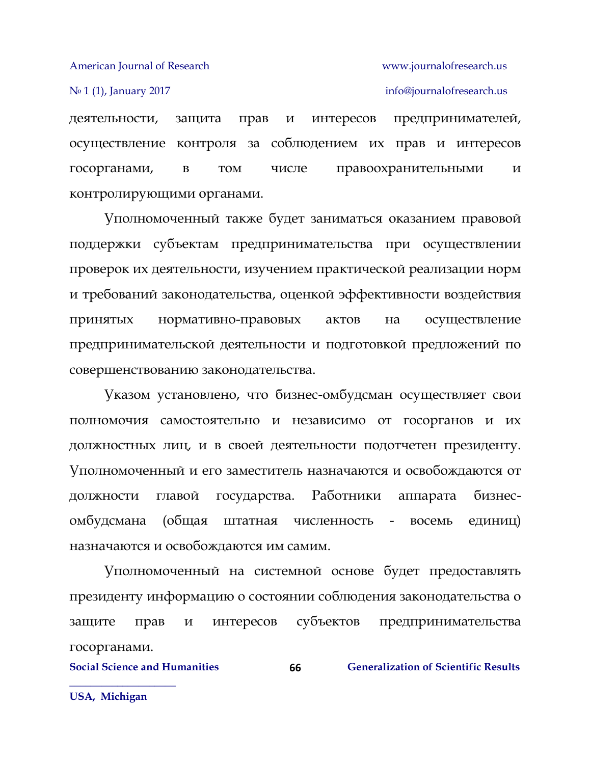деятельности, защита прав и интересов предпринимателей, осуществление контроля за соблюдением их прав и интересов госорганами, в том числе правоохранительными и контролирующими органами.

Уполномоченный также будет заниматься оказанием правовой поддержки субъектам предпринимательства при осуществлении проверок их деятельности, изучением практической реализации норм и требований законодательства, оценкой эффективности воздействия принятых нормативно-правовых актов на осуществление предпринимательской деятельности и подготовкой предложений по совершенствованию законодательства.

Указом установлено, что бизнес-омбудсман осуществляет свои полномочия самостоятельно и независимо от госорганов и их должностных лиц, и в своей деятельности подотчетен президенту. Уполномоченный и его заместитель назначаются и освобождаются от должности главой государства. Работники аппарата бизнес-омбудсмана (общая штатная численность - восемь единиц) назначаются и освобождаются им самим.

Уполномоченный на системной основе будет предоставлять президенту информацию о состоянии соблюдения законодательства о защите прав и интересов субъектов предпринимательства госорганами.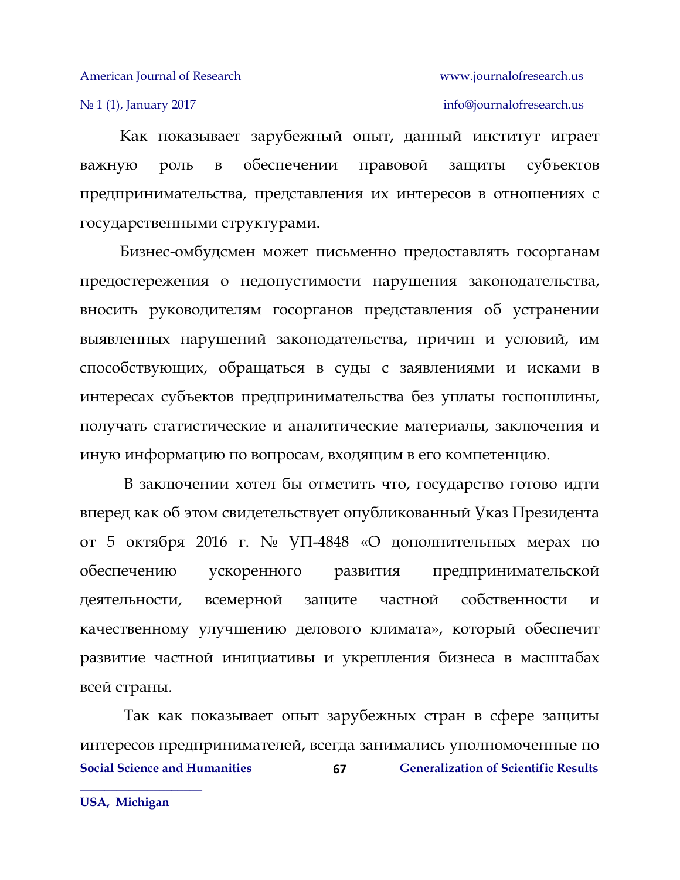Как показывает зарубежный опыт, данный институт играет важную роль в обеспечении правовой защиты субъектов предпринимательства, представления их интересов в отношениях с государственными структурами.

Бизнес-омбудсмен может письменно предоставлять госорганам предостережения о недопустимости нарушения законодательства, вносить руководителям госорганов представления об устранении выявленных нарушений законодательства, причин и условий, им способствующих, обращаться в суды с заявлениями и исками в интересах субъектов предпринимательства без уплаты госпошлины, получать статистические и аналитические материалы, заключения и иную информацию по вопросам, входящим в его компетенцию.

В заключении хотел бы отметить что, государство готово идти вперед как об этом свидетельствует опубликованный Указ Президента от 5 октября 2016 г. № УП-4848 «О дополнительных мерах по обеспечению ускоренного развития предпринимательской деятельности, всемерной защите частной собственности и качественному улучшению делового климата», который обеспечит развитие частной инициативы и укрепления бизнеса в масштабах всей страны.

Так как показывает опыт зарубежных стран в сфере защиты интересов предпринимателей, всегда занимались уполномоченные по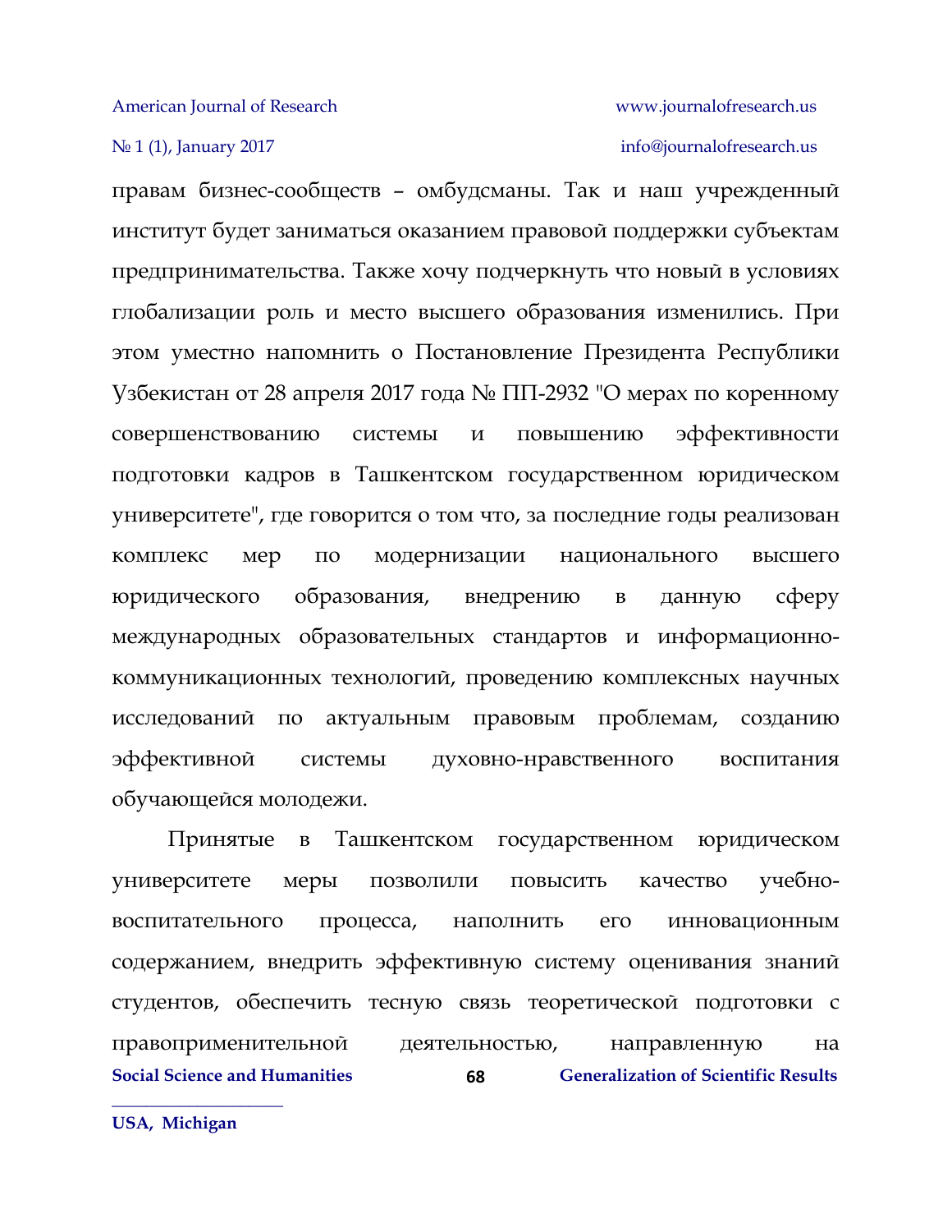правам бизнес-сообществ – омбудсманы. Так и наш учрежденный институт будет заниматься оказанием правовой поддержки субъектам предпринимательства. Также хочу подчеркнуть что новый в условиях глобализации роль и место высшего образования изменились. При этом уместно напомнить о Постановление Президента Республики Узбекистан от 28 апреля 2017 года № ПП-2932 "О мерах по коренному совершенствованию системы и повышению эффективности подготовки кадров в Ташкентском государственном юридическом университете", где говорится о том что, за последние годы реализован комплекс мер по модернизации национального высшего юридического образования, внедрению в данную сферу международных образовательных стандартов и информационно-коммуникационных технологий, проведению комплексных научных исследований по актуальным правовым проблемам, созданию эффективной системы духовно-нравственного воспитания обучающейся молодежи.

Принятые в Ташкентском государственном юридическом университете меры позволили повысить качество учебно-воспитательного процесса, наполнить его инновационным содержанием, внедрить эффективную систему оценивания знаний студентов, обеспечить тесную связь теоретической подготовки с правоприменительной деятельностью, направленную на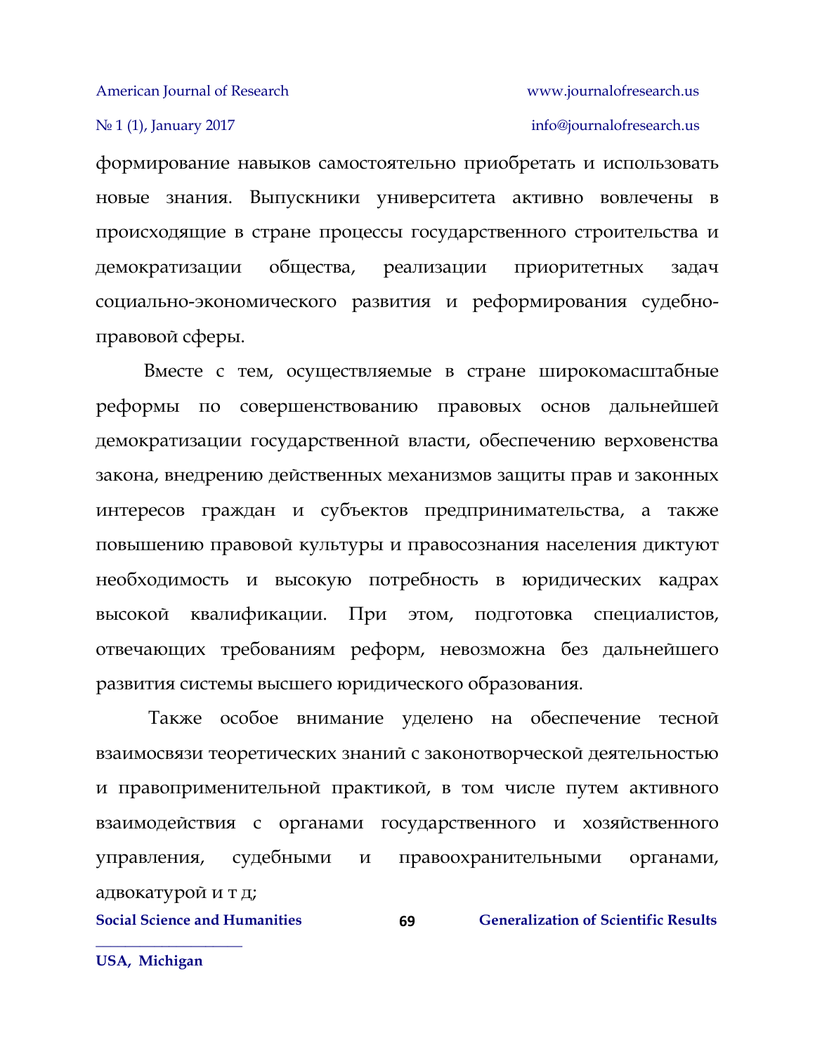формирование навыков самостоятельно приобретать и использовать новые знания. Выпускники университета активно вовлечены в происходящие в стране процессы государственного строительства и демократизации общества, реализации приоритетных задач социально-экономического развития и реформирования судебно-правовой сферы.

Вместе с тем, осуществляемые в стране широкомасштабные реформы по совершенствованию правовых основ дальнейшей демократизации государственной власти, обеспечению верховенства закона, внедрению действенных механизмов защиты прав и законных интересов граждан и субъектов предпринимательства, а также повышению правовой культуры и правосознания населения диктуют необходимость и высокую потребность в юридических кадрах высокой квалификации. При этом, подготовка специалистов, отвечающих требованиям реформ, невозможна без дальнейшего развития системы высшего юридического образования.

Также особое внимание уделено на обеспечение тесной взаимосвязи теоретических знаний с законотворческой деятельностью и правоприменительной практикой, в том числе путем активного взаимодействия с органами государственного и хозяйственного управления, судебными и правоохранительными органами, адвокатурой и т д;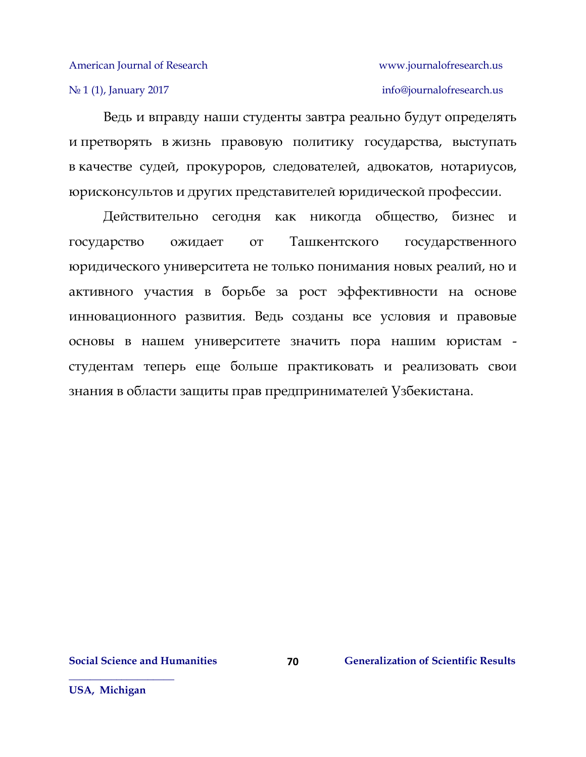Ведь и вправду наши студенты завтра реально будут определять и претворять в жизнь правовую политику государства, выступать в качестве судей, прокуроров, следователей, адвокатов, нотариусов, юрисконсультов и других представителей юридической профессии.

Действительно сегодня как никогда общество, бизнес и государство ожидает от Ташкентского государственного юридического университета не только понимания новых реалий, но и активного участия в борьбе за рост эффективности на основе инновационного развития. Ведь созданы все условия и правовые основы в нашем университете значить пора нашим юристам - студентам теперь еще больше практиковать и реализовать свои знания в области защиты прав предпринимателей Узбекистана.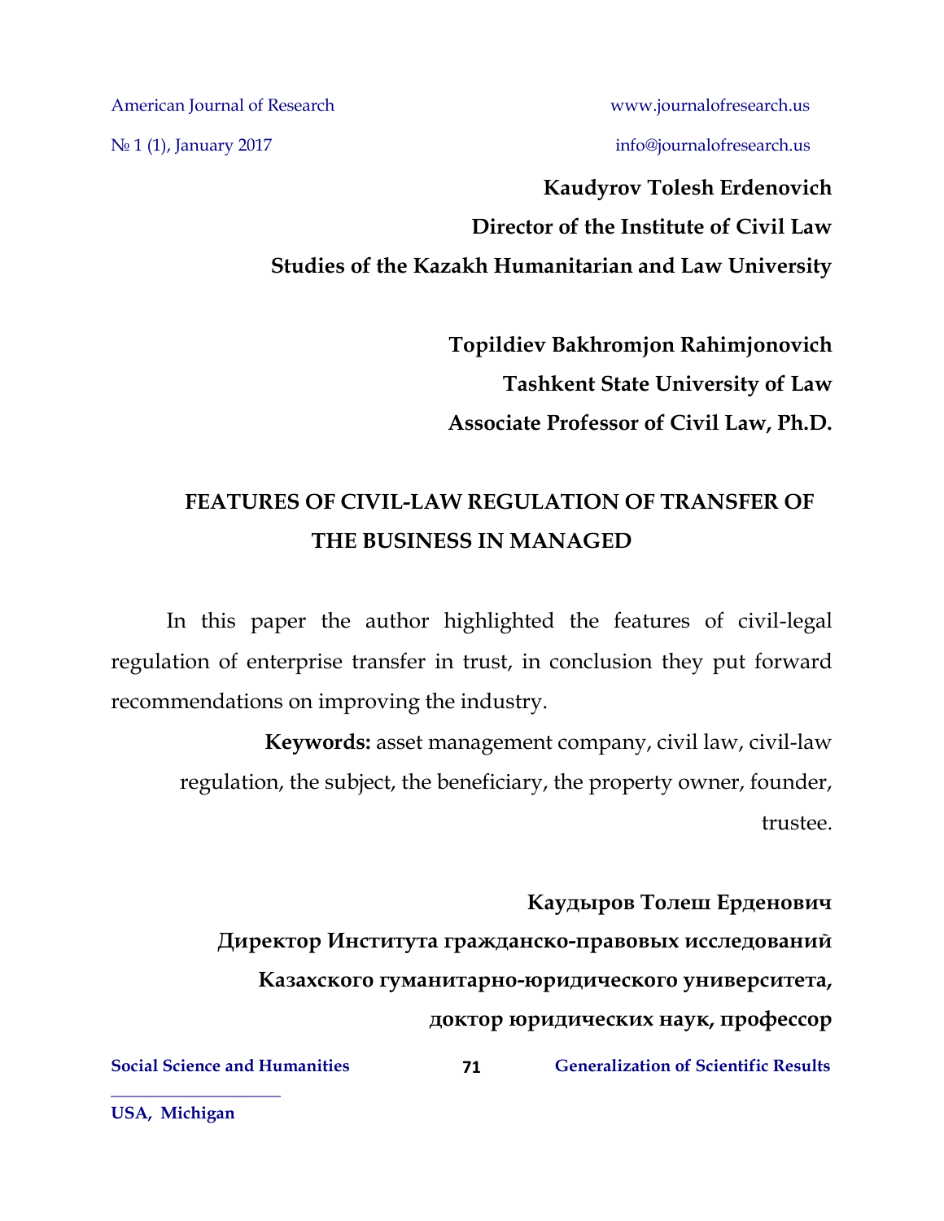**Kaudyrov Tolesh Erdenovich**
**Director of the Institute of Civil Law**
**Studies of the Kazakh Humanitarian and Law University**

**Topildiev Bakhromjon Rahimjonovich**
**Tashkent State University of Law**
**Associate Professor of Civil Law, Ph.D.**

# FEATURES OF CIVIL-LAW REGULATION OF TRANSFER OF THE BUSINESS IN MANAGED

In this paper the author highlighted the features of civil-legal regulation of enterprise transfer in trust, in conclusion they put forward recommendations on improving the industry.

**Keywords:** asset management company, civil law, civil-law regulation, the subject, the beneficiary, the property owner, founder, trustee.

**Каудыров Толеш Ерденович**
**Директор Института гражданско-правовых исследований**
**Казахского гуманитарно-юридического университета,**
**доктор юридических наук, профессор**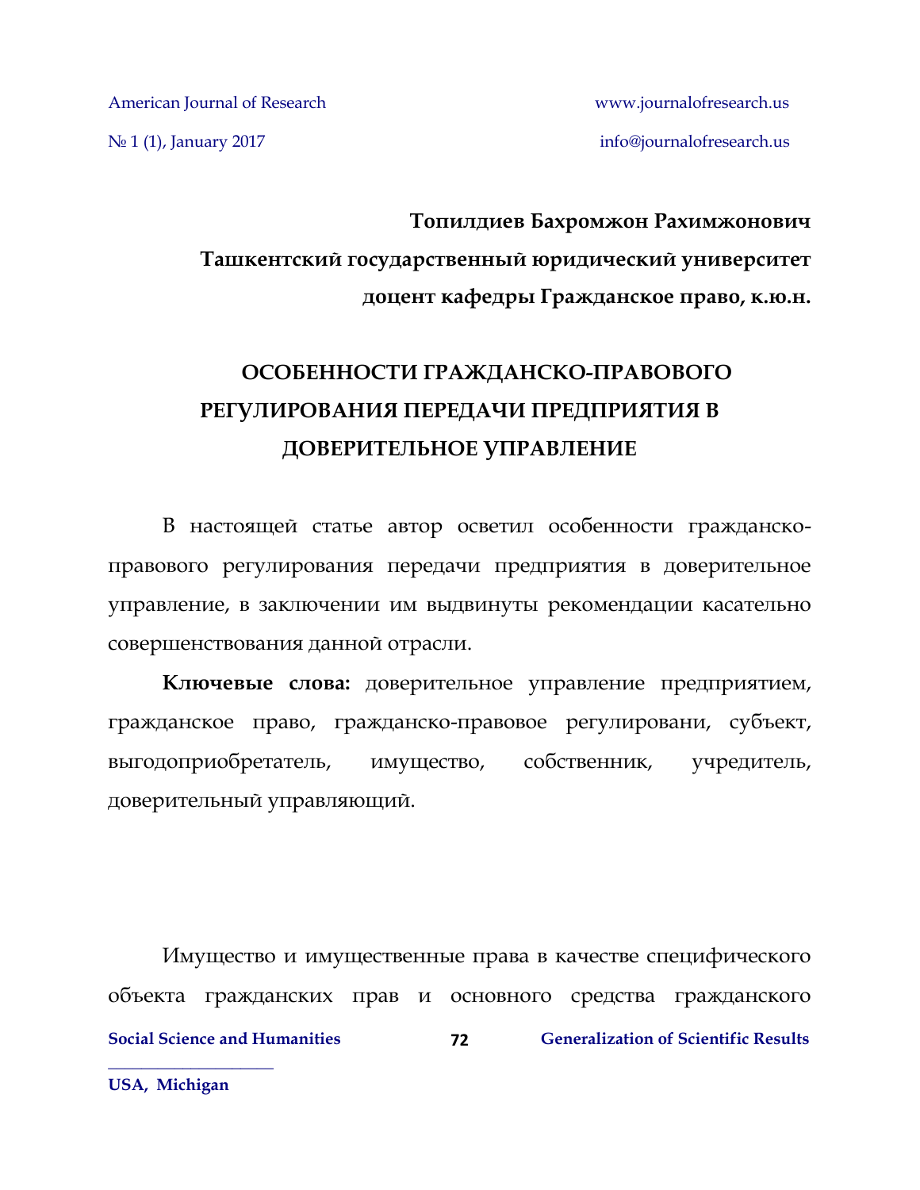**Топилдиев Бахромжон Рахимжонович**

**Ташкентский государственный юридический университет**

**доцент кафедры Гражданское право, к.ю.н.**

# ОСОБЕННОСТИ ГРАЖДАНСКО-ПРАВОВОГО РЕГУЛИРОВАНИЯ ПЕРЕДАЧИ ПРЕДПРИЯТИЯ В ДОВЕРИТЕЛЬНОЕ УПРАВЛЕНИЕ

В настоящей статье автор осветил особенности гражданско-правового регулирования передачи предприятия в доверительное управление, в заключении им выдвинуты рекомендации касательно совершенствования данной отрасли.

**Ключевые слова:** доверительное управление предприятием, гражданское право, гражданско-правовое регулировани, субъект, выгодоприобретатель, имущество, собственник, учредитель, доверительный управляющий.

Имущество и имущественные права в качестве специфического объекта гражданских прав и основного средства гражданского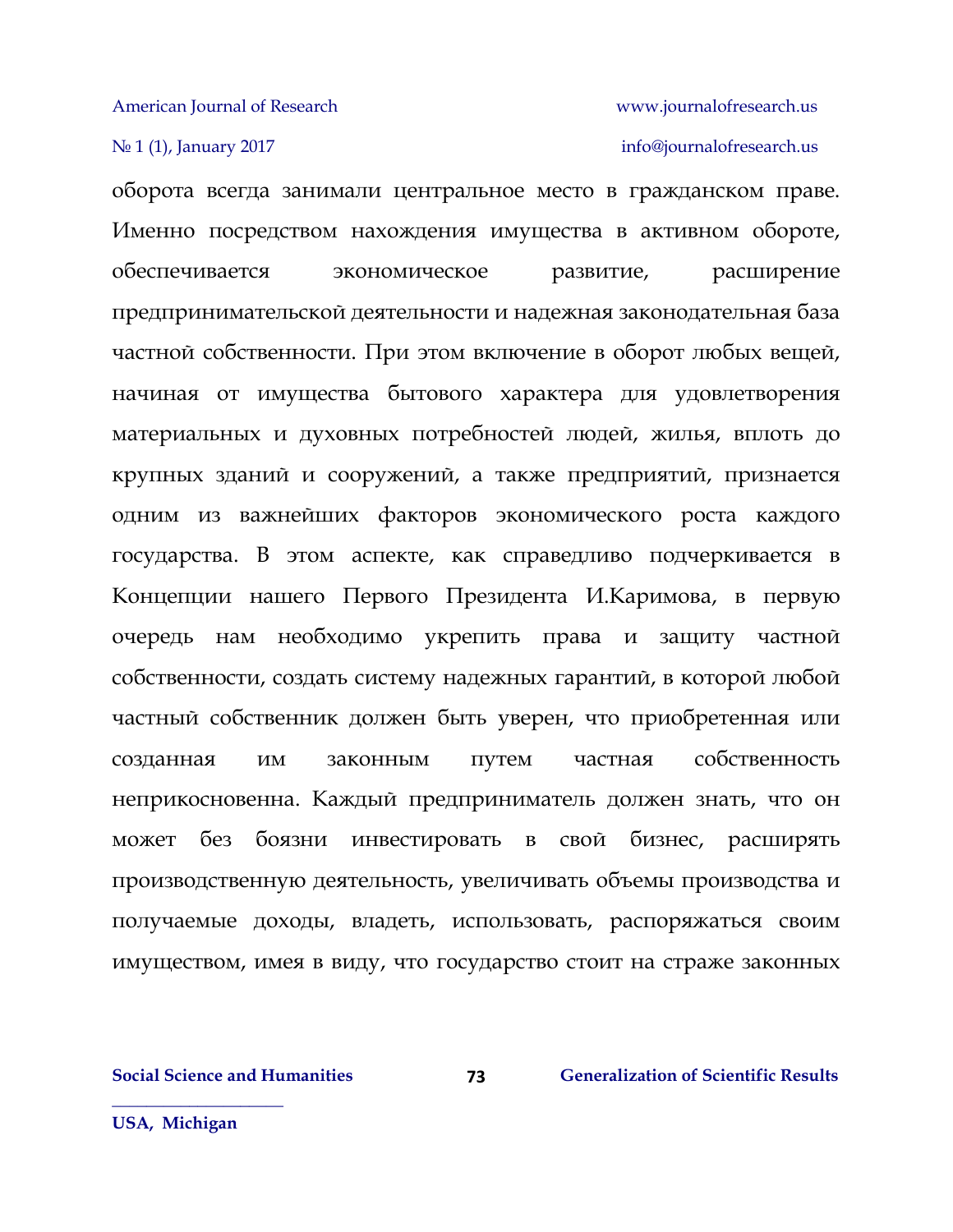оборота всегда занимали центральное место в гражданском праве. Именно посредством нахождения имущества в активном обороте, обеспечивается экономическое развитие, расширение предпринимательской деятельности и надежная законодательная база частной собственности. При этом включение в оборот любых вещей, начиная от имущества бытового характера для удовлетворения материальных и духовных потребностей людей, жилья, вплоть до крупных зданий и сооружений, а также предприятий, признается одним из важнейших факторов экономического роста каждого государства. В этом аспекте, как справедливо подчеркивается в Концепции нашего Первого Президента И.Каримова, в первую очередь нам необходимо укрепить права и защиту частной собственности, создать систему надежных гарантий, в которой любой частный собственник должен быть уверен, что приобретенная или созданная им законным путем частная собственность неприкосновенна. Каждый предприниматель должен знать, что он может без боязни инвестировать в свой бизнес, расширять производственную деятельность, увеличивать объемы производства и получаемые доходы, владеть, использовать, распоряжаться своим имуществом, имея в виду, что государство стоит на страже законных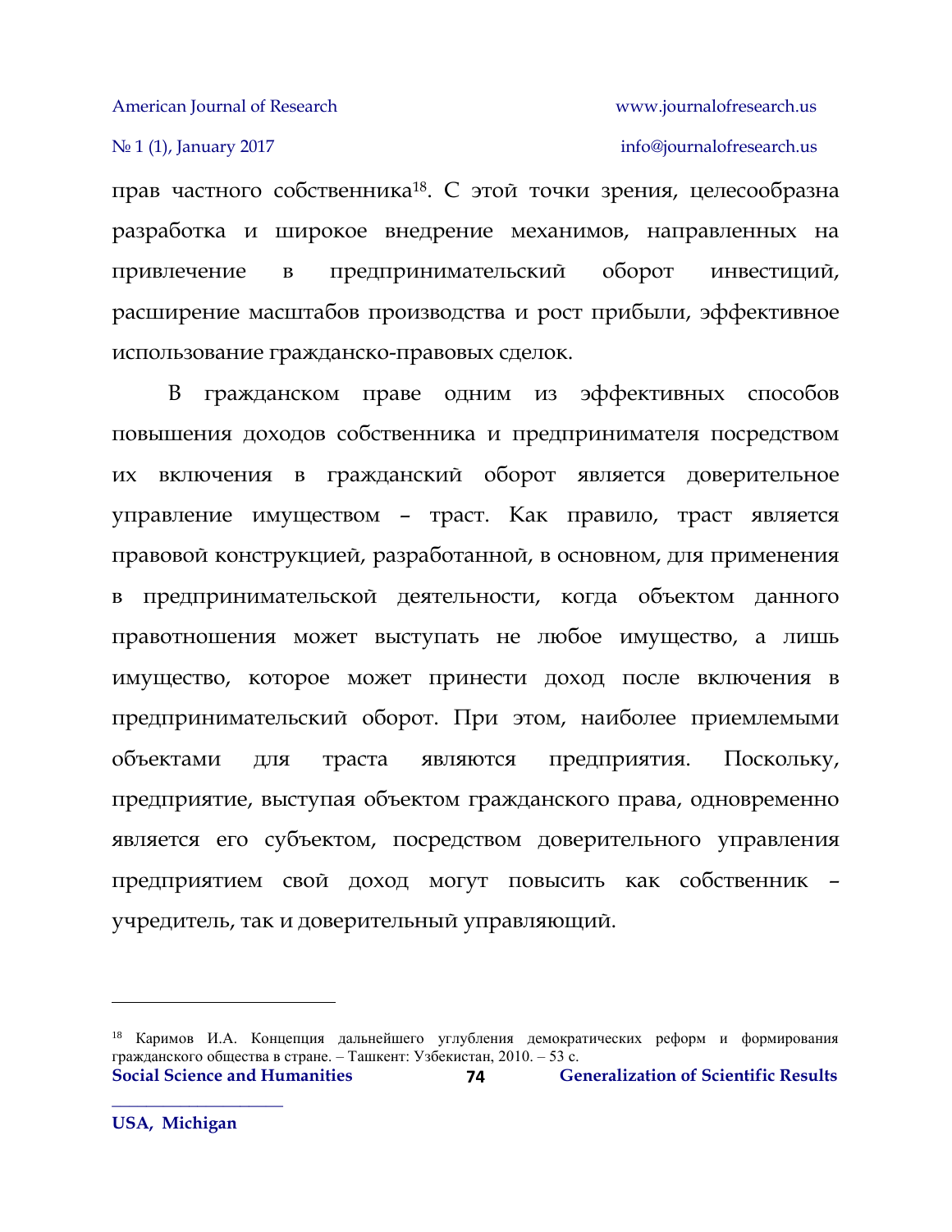прав частного собственника[18]. С этой точки зрения, целесообразна разработка и широкое внедрение механимов, направленных на привлечение в предпринимательский оборот инвестиций, расширение масштабов производства и рост прибыли, эффективное использование гражданско-правовых сделок.

В гражданском праве одним из эффективных способов повышения доходов собственника и предпринимателя посредством их включения в гражданский оборот является доверительное управление имуществом – траст. Как правило, траст является правовой конструкцией, разработанной, в основном, для применения в предпринимательской деятельности, когда объектом данного правотношения может выступать не любое имущество, а лишь имущество, которое может принести доход после включения в предпринимательский оборот. При этом, наиболее приемлемыми объектами для траста являются предприятия. Поскольку, предприятие, выступая объектом гражданского права, одновременно является его субъектом, посредством доверительного управления предприятием свой доход могут повысить как собственник – учредитель, так и доверительный управляющий.

---

[18] Каримов И.А. Концепция дальнейшего углубления демократических реформ и формирования гражданского общества в стране. – Ташкент: Узбекистан, 2010. – 53 с.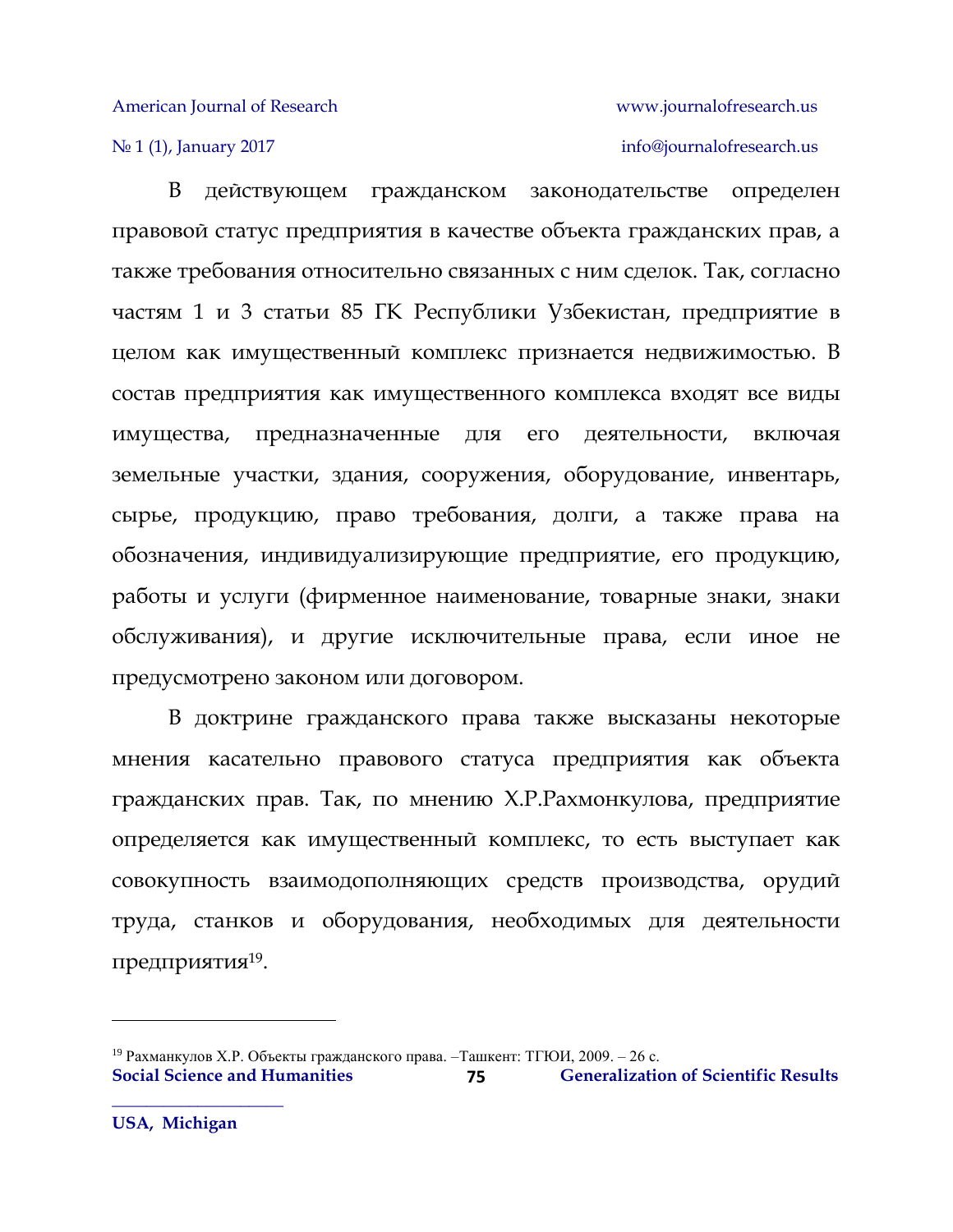В действующем гражданском законодательстве определен правовой статус предприятия в качестве объекта гражданских прав, а также требования относительно связанных с ним сделок. Так, согласно частям 1 и 3 статьи 85 ГК Республики Узбекистан, предприятие в целом как имущественный комплекс признается недвижимостью. В состав предприятия как имущественного комплекса входят все виды имущества, предназначенные для его деятельности, включая земельные участки, здания, сооружения, оборудование, инвентарь, сырье, продукцию, право требования, долги, а также права на обозначения, индивидуализирующие предприятие, его продукцию, работы и услуги (фирменное наименование, товарные знаки, знаки обслуживания), и другие исключительные права, если иное не предусмотрено законом или договором.

В доктрине гражданского права также высказаны некоторые мнения касательно правового статуса предприятия как объекта гражданских прав. Так, по мнению Х.Р.Рахмонкулова, предприятие определяется как имущественный комплекс, то есть выступает как совокупность взаимодополняющих средств производства, орудий труда, станков и оборудования, необходимых для деятельности предприятия[19].

---

[19] Рахманкулов Х.Р. Объекты гражданского права. –Ташкент: ТГЮИ, 2009. – 26 с.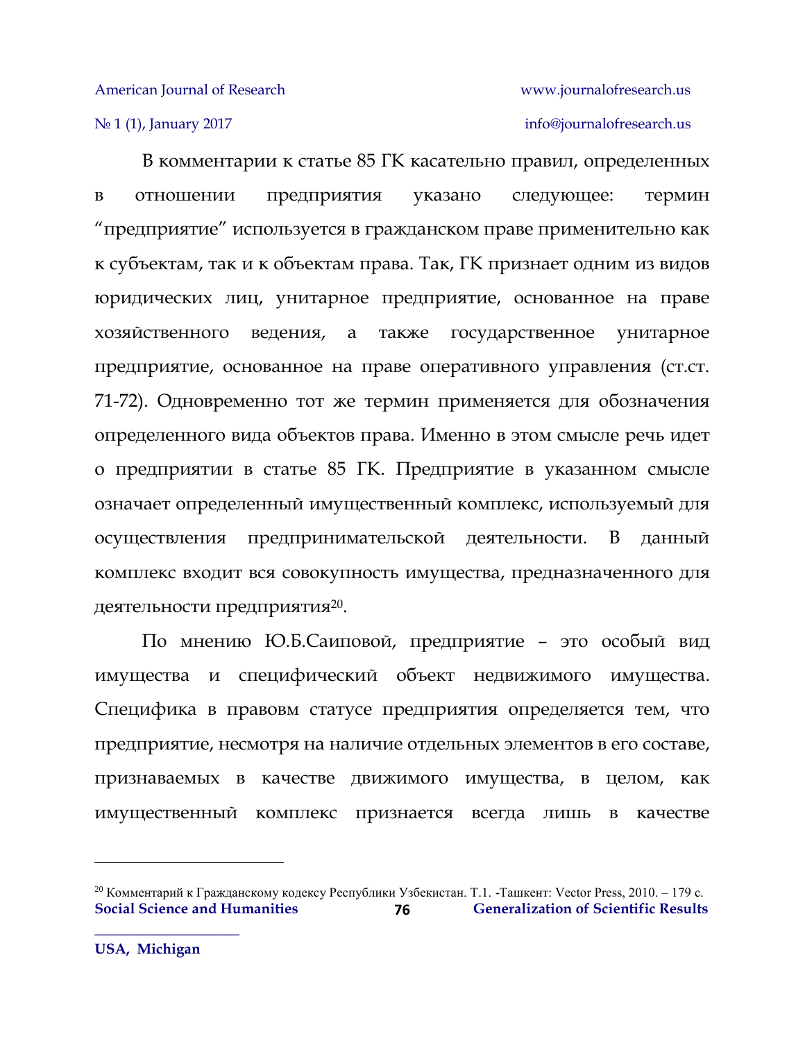В комментарии к статье 85 ГК касательно правил, определенных в отношении предприятия указано следующее: термин "предприятие" используется в гражданском праве применительно как к субъектам, так и к объектам права. Так, ГК признает одним из видов юридических лиц, унитарное предприятие, основанное на праве хозяйственного ведения, а также государственное унитарное предприятие, основанное на праве оперативного управления (ст.ст. 71-72). Одновременно тот же термин применяется для обозначения определенного вида объектов права. Именно в этом смысле речь идет о предприятии в статье 85 ГК. Предприятие в указанном смысле означает определенный имущественный комплекс, используемый для осуществления предпринимательской деятельности. В данный комплекс входит вся совокупность имущества, предназначенного для деятельности предприятия[20].

По мнению Ю.Б.Саиповой, предприятие – это особый вид имущества и специфический объект недвижимого имущества. Специфика в правовм статусе предприятия определяется тем, что предприятие, несмотря на наличие отдельных элементов в его составе, признаваемых в качестве движимого имущества, в целом, как имущественный комплекс признается всегда лишь в качестве

---

[20] Комментарий к Гражданскому кодексу Республики Узбекистан. Т.1. -Ташкент: Vector Press, 2010. – 179 с.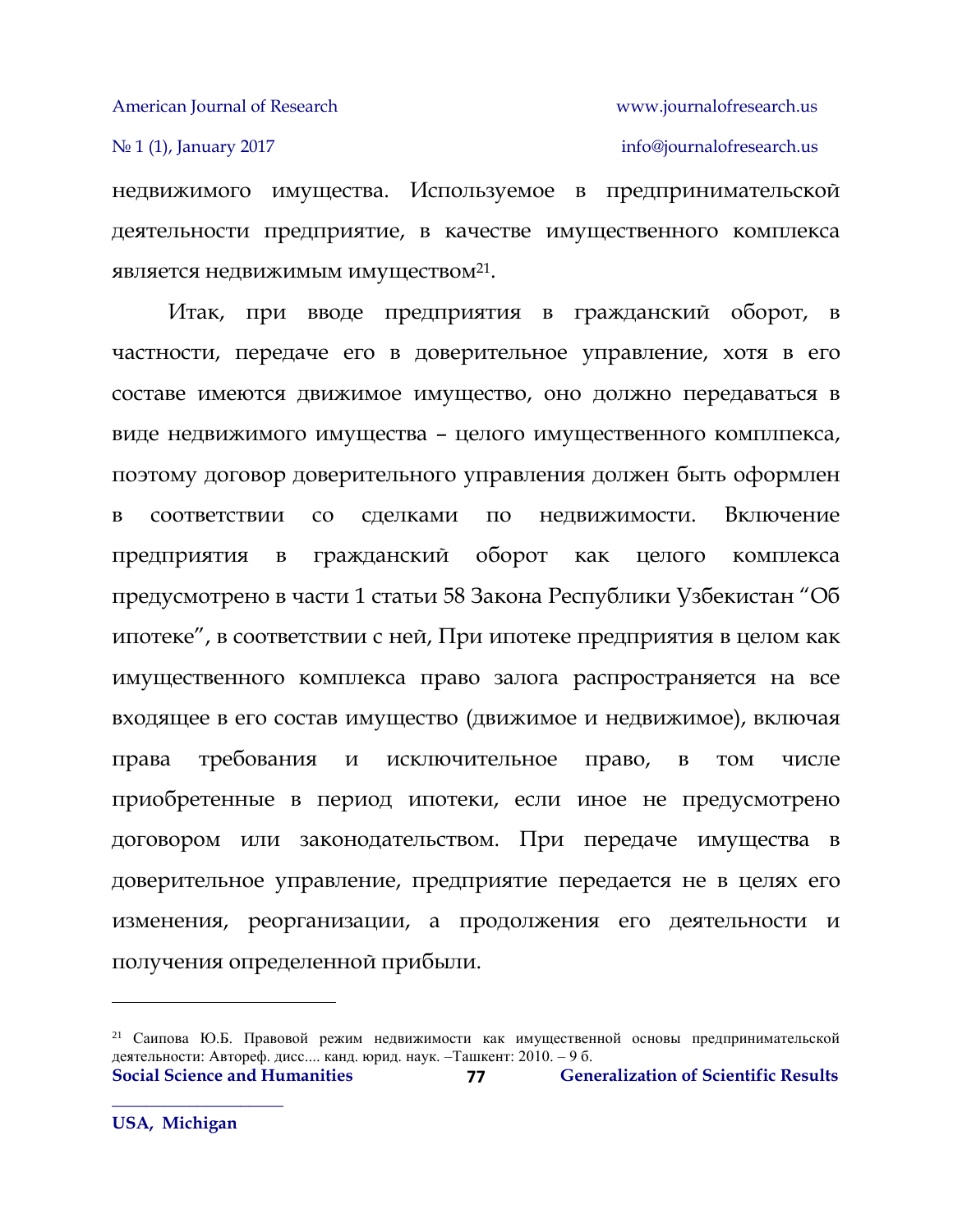недвижимого имущества. Используемое в предпринимательской деятельности предприятие, в качестве имущественного комплекса является недвижимым имуществом[21].

Итак, при вводе предприятия в гражданский оборот, в частности, передаче его в доверительное управление, хотя в его составе имеются движимое имущество, оно должно передаваться в виде недвижимого имущества – целого имущественного комплпекса, поэтому договор доверительного управления должен быть оформлен в соответствии со сделками по недвижимости. Включение предприятия в гражданский оборот как целого комплекса предусмотрено в части 1 статьи 58 Закона Республики Узбекистан "Об ипотеке", в соответствии с ней, При ипотеке предприятия в целом как имущественного комплекса право залога распространяется на все входящее в его состав имущество (движимое и недвижимое), включая права требования и исключительное право, в том числе приобретенные в период ипотеки, если иное не предусмотрено договором или законодательством. При передаче имущества в доверительное управление, предприятие передается не в целях его изменения, реорганизации, а продолжения его деятельности и получения определенной прибыли.

---

[21] Саипова Ю.Б. Правовой режим недвижимости как имущественной основы предпринимательской деятельности: Автореф. дисс.... канд. юрид. наук. –Ташкент: 2010. – 9 б.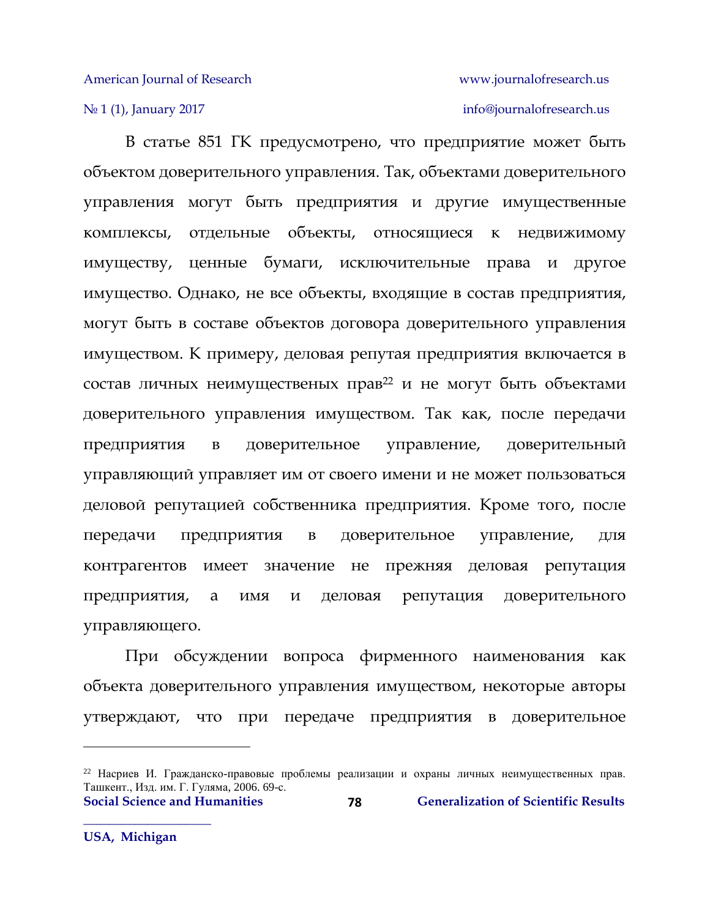В статье 851 ГК предусмотрено, что предприятие может быть объектом доверительного управления. Так, объектами доверительного управления могут быть предприятия и другие имущественные комплексы, отдельные объекты, относящиеся к недвижимому имуществу, ценные бумаги, исключительные права и другое имущество. Однако, не все объекты, входящие в состав предприятия, могут быть в составе объектов договора доверительного управления имуществом. К примеру, деловая репутая предприятия включается в состав личных неимущественых прав[22] и не могут быть объектами доверительного управления имуществом. Так как, после передачи предприятия в доверительное управление, доверительный управляющий управляет им от своего имени и не может пользоваться деловой репутацией собственника предприятия. Кроме того, после передачи предприятия в доверительное управление, для контрагентов имеет значение не прежняя деловая репутация предприятия, а имя и деловая репутация доверительного управляющего.

При обсуждении вопроса фирменного наименования как объекта доверительного управления имуществом, некоторые авторы утверждают, что при передаче предприятия в доверительное

---

[22] Насриев И. Гражданско-правовые проблемы реализации и охраны личных неимущественных прав. Ташкент., Изд. им. Г. Гуляма, 2006. 69-с.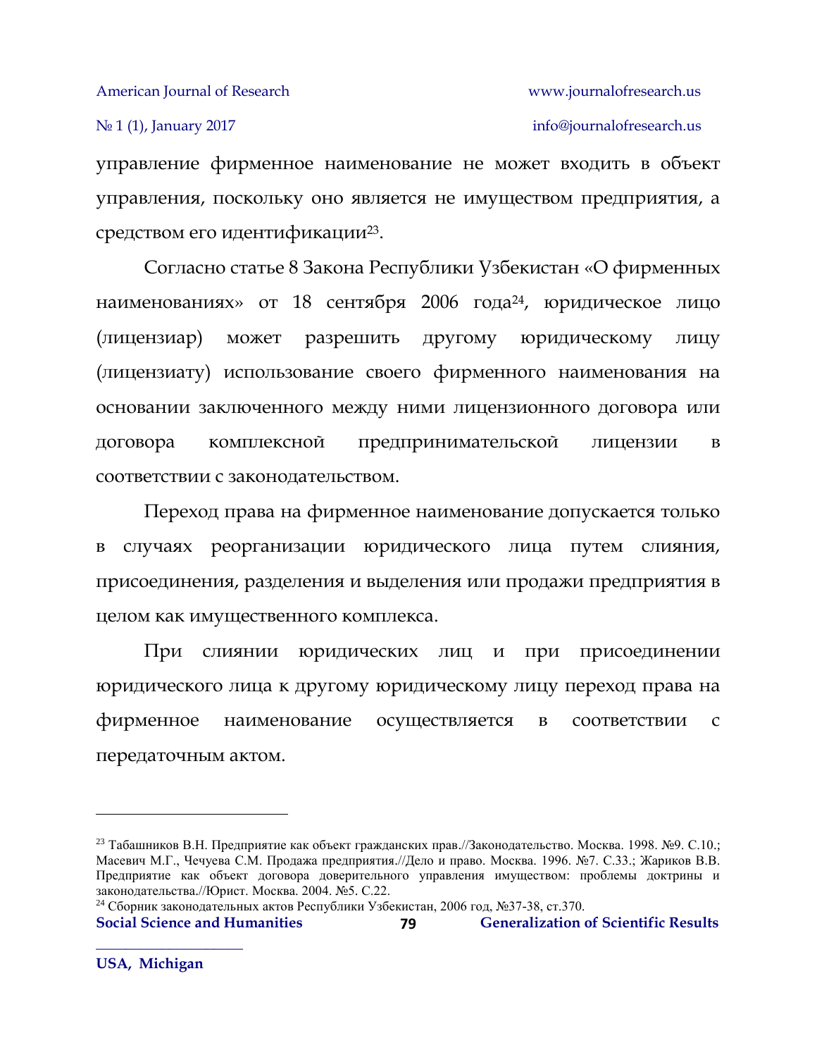управление фирменное наименование не может входить в объект управления, поскольку оно является не имуществом предприятия, а средством его идентификации[23].

Согласно статье 8 Закона Республики Узбекистан «О фирменных наименованиях» от 18 сентября 2006 года[24], юридическое лицо (лицензиар) может разрешить другому юридическому лицу (лицензиату) использование своего фирменного наименования на основании заключенного между ними лицензионного договора или договора комплексной предпринимательской лицензии в соответствии с законодательством.

Переход права на фирменное наименование допускается только в случаях реорганизации юридического лица путем слияния, присоединения, разделения и выделения или продажи предприятия в целом как имущественного комплекса.

При слиянии юридических лиц и при присоединении юридического лица к другому юридическому лицу переход права на фирменное наименование осуществляется в соответствии с передаточным актом.

---

[23] Табашников В.Н. Предприятие как объект гражданских прав.//Законодательство. Москва. 1998. №9. С.10.; Масевич М.Г., Чечуева С.М. Продажа предприятия.//Дело и право. Москва. 1996. №7. С.33.; Жариков В.В. Предприятие как объект договора доверительного управления имуществом: проблемы доктрины и законодательства.//Юрист. Москва. 2004. №5. С.22.

[24] Сборник законодательных актов Республики Узбекистан, 2006 год, №37-38, ст.370.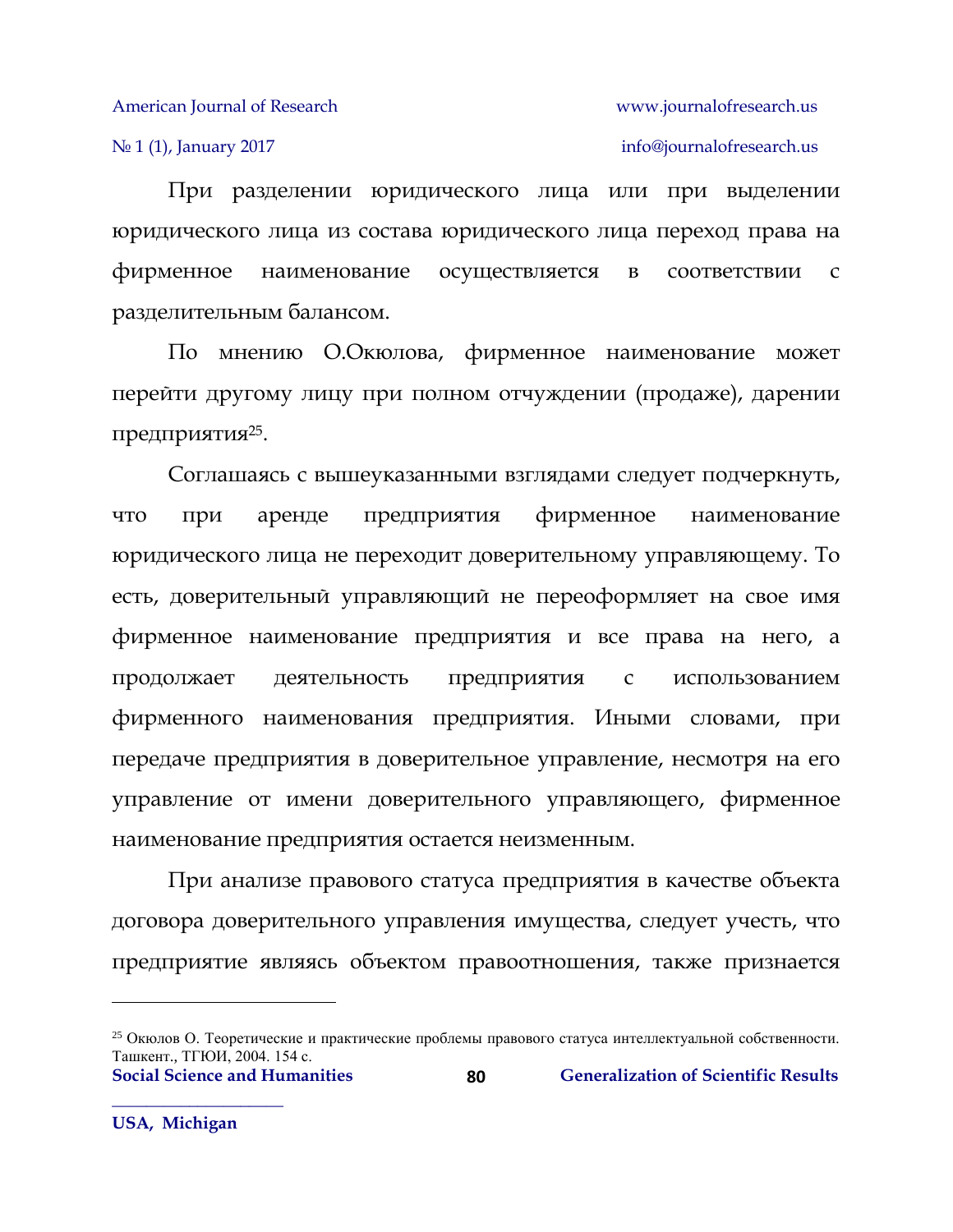При разделении юридического лица или при выделении юридического лица из состава юридического лица переход права на фирменное наименование осуществляется в соответствии с разделительным балансом.

По мнению О.Окюлова, фирменное наименование может перейти другому лицу при полном отчуждении (продаже), дарении предприятия[25].

Соглашаясь с вышеуказанными взглядами следует подчеркнуть, что при аренде предприятия фирменное наименование юридического лица не переходит доверительному управляющему. То есть, доверительный управляющий не переоформляет на свое имя фирменное наименование предприятия и все права на него, а продолжает деятельность предприятия с использованием фирменного наименования предприятия. Иными словами, при передаче предприятия в доверительное управление, несмотря на его управление от имени доверительного управляющего, фирменное наименование предприятия остается неизменным.

При анализе правового статуса предприятия в качестве объекта договора доверительного управления имущества, следует учесть, что предприятие являясь объектом правоотношения, также признается

---

[25] Окюлов О. Теоретические и практические проблемы правового статуса интеллектуальной собственности. Ташкент., ТГЮИ, 2004. 154 с.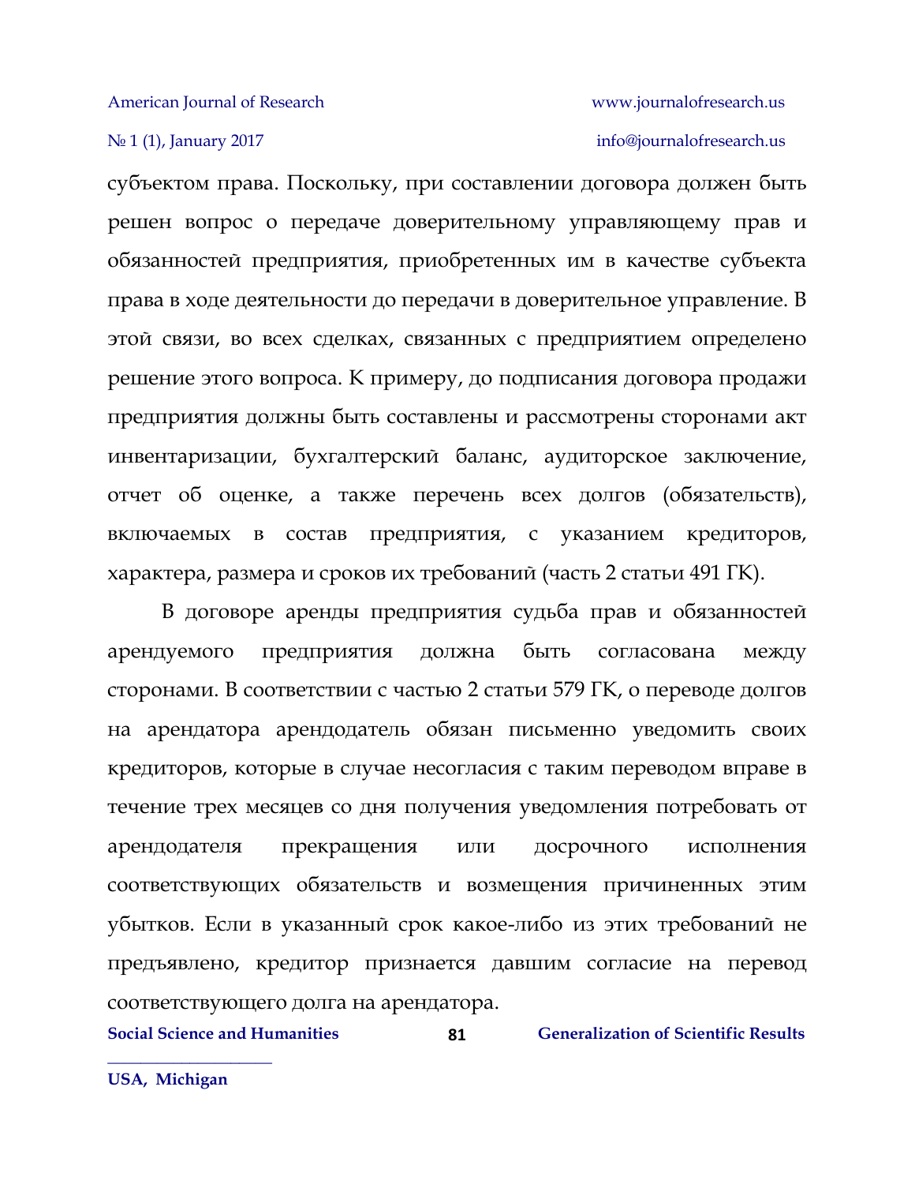субъектом права. Поскольку, при составлении договора должен быть решен вопрос о передаче доверительному управляющему прав и обязанностей предприятия, приобретенных им в качестве субъекта права в ходе деятельности до передачи в доверительное управление. В этой связи, во всех сделках, связанных с предприятием определено решение этого вопроса. К примеру, до подписания договора продажи предприятия должны быть составлены и рассмотрены сторонами акт инвентаризации, бухгалтерский баланс, аудиторское заключение, отчет об оценке, а также перечень всех долгов (обязательств), включаемых в состав предприятия, с указанием кредиторов, характера, размера и сроков их требований (часть 2 статьи 491 ГК).

В договоре аренды предприятия судьба прав и обязанностей арендуемого предприятия должна быть согласована между сторонами. В соответствии с частью 2 статьи 579 ГК, о переводе долгов на арендатора арендодатель обязан письменно уведомить своих кредиторов, которые в случае несогласия с таким переводом вправе в течение трех месяцев со дня получения уведомления потребовать от арендодателя прекращения или досрочного исполнения соответствующих обязательств и возмещения причиненных этим убытков. Если в указанный срок какое-либо из этих требований не предъявлено, кредитор признается давшим согласие на перевод соответствующего долга на арендатора.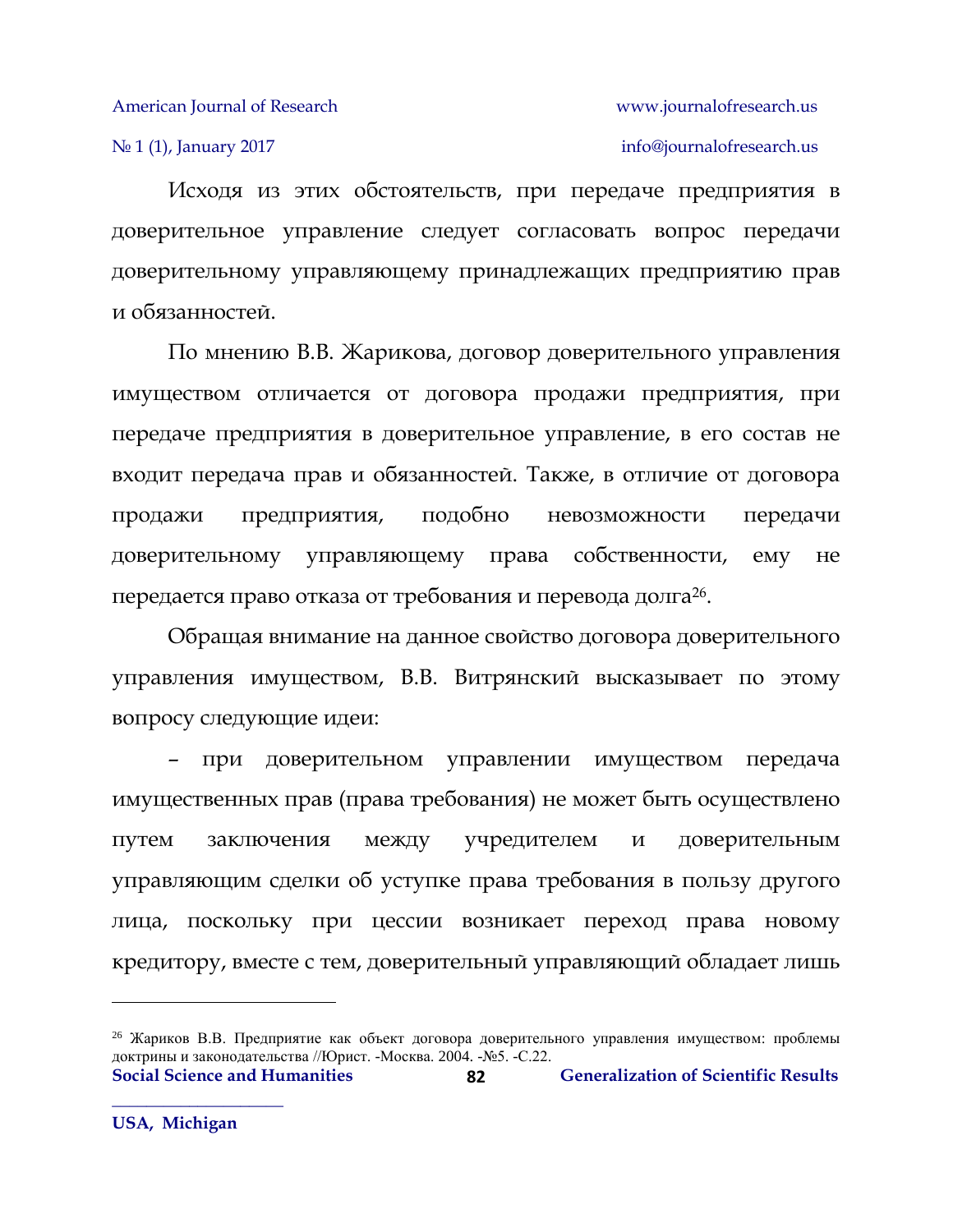Исходя из этих обстоятельств, при передаче предприятия в доверительное управление следует согласовать вопрос передачи доверительному управляющему принадлежащих предприятию прав и обязанностей.

По мнению В.В. Жарикова, договор доверительного управления имуществом отличается от договора продажи предприятия, при передаче предприятия в доверительное управление, в его состав не входит передача прав и обязанностей. Также, в отличие от договора продажи предприятия, подобно невозможности передачи доверительному управляющему права собственности, ему не передается право отказа от требования и перевода долга[26].

Обращая внимание на данное свойство договора доверительного управления имуществом, В.В. Витрянский высказывает по этому вопросу следующие идеи:

– при доверительном управлении имуществом передача имущественных прав (права требования) не может быть осуществлено путем заключения между учредителем и доверительным управляющим сделки об уступке права требования в пользу другого лица, поскольку при цессии возникает переход права новому кредитору, вместе с тем, доверительный управляющий обладает лишь

---

[26] Жариков В.В. Предприятие как объект договора доверительного управления имуществом: проблемы доктрины и законодательства //Юрист. -Москва. 2004. -№5. -С.22.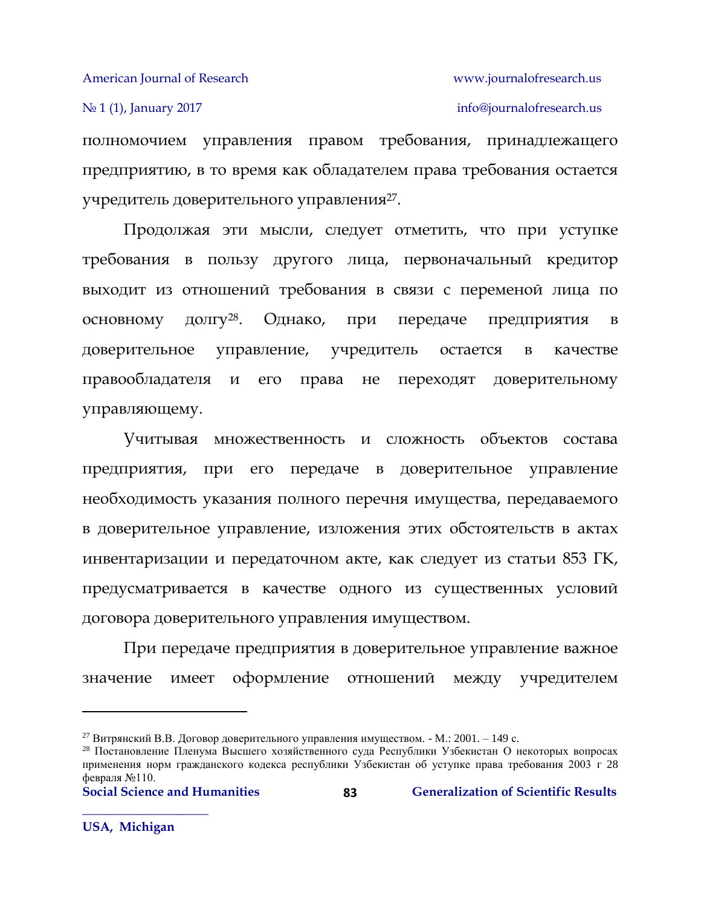полномочием управления правом требования, принадлежащего предприятию, в то время как обладателем права требования остается учредитель доверительного управления[27].

Продолжая эти мысли, следует отметить, что при уступке требования в пользу другого лица, первоначальный кредитор выходит из отношений требования в связи с переменой лица по основному долгу[28]. Однако, при передаче предприятия в доверительное управление, учредитель остается в качестве правообладателя и его права не переходят доверительному управляющему.

Учитывая множественность и сложность объектов состава предприятия, при его передаче в доверительное управление необходимость указания полного перечня имущества, передаваемого в доверительное управление, изложения этих обстоятельств в актах инвентаризации и передаточном акте, как следует из статьи 853 ГК, предусматривается в качестве одного из существенных условий договора доверительного управления имуществом.

При передаче предприятия в доверительное управление важное значение имеет оформление отношений между учредителем

---

[27] Витрянский В.В. Договор доверительного управления имуществом. - М.: 2001. – 149 с.

[28] Постановление Пленума Высшего хозяйственного суда Республики Узбекистан О некоторых вопросах применения норм гражданского кодекса республики Узбекистан об уступке права требования 2003 г 28 февраля №110.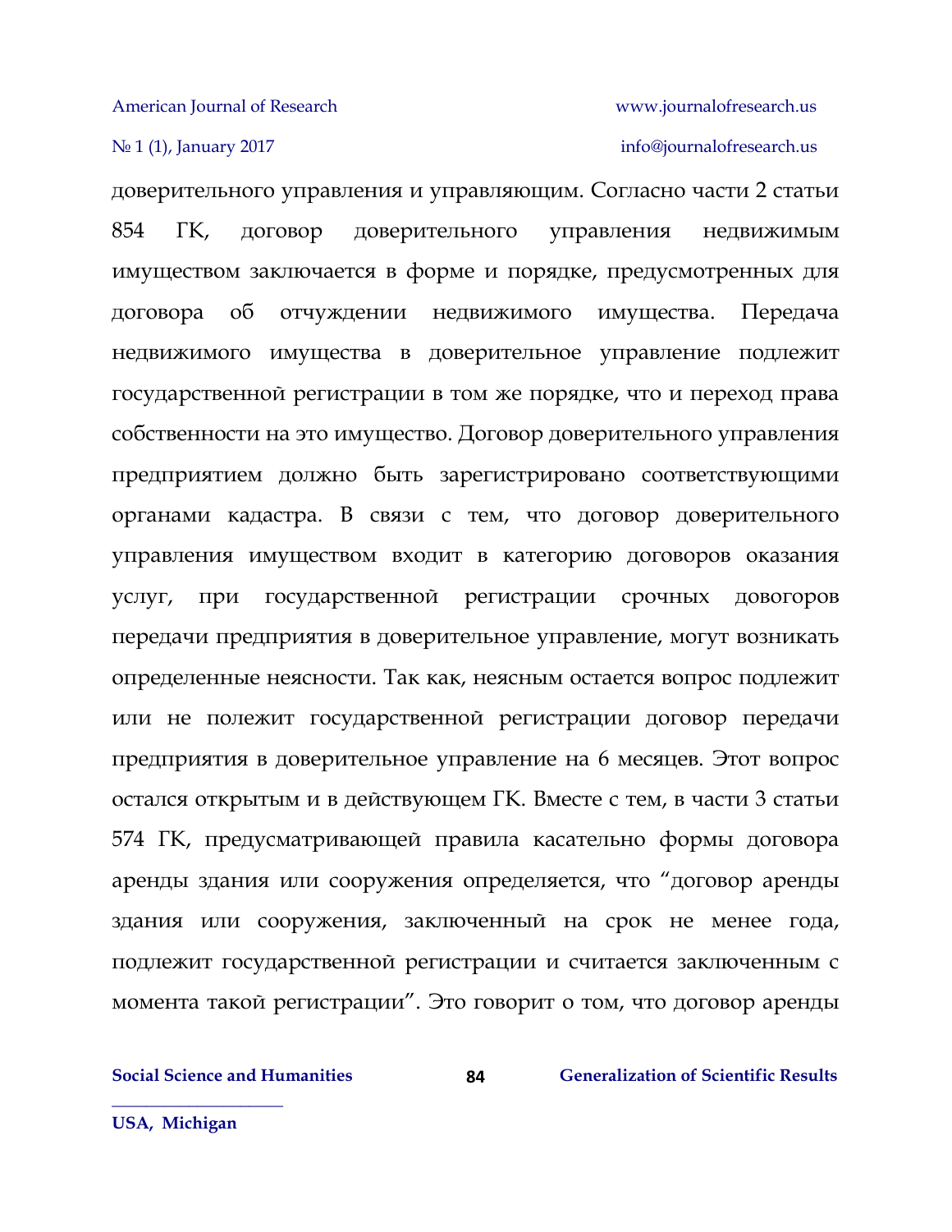доверительного управления и управляющим. Согласно части 2 статьи 854 ГК, договор доверительного управления недвижимым имуществом заключается в форме и порядке, предусмотренных для договора об отчуждении недвижимого имущества. Передача недвижимого имущества в доверительное управление подлежит государственной регистрации в том же порядке, что и переход права собственности на это имущество. Договор доверительного управления предприятием должно быть зарегистрировано соответствующими органами кадастра. В связи с тем, что договор доверительного управления имуществом входит в категорию договоров оказания услуг, при государственной регистрации срочных довогоров передачи предприятия в доверительное управление, могут возникать определенные неясности. Так как, неясным остается вопрос подлежит или не полежит государственной регистрации договор передачи предприятия в доверительное управление на 6 месяцев. Этот вопрос остался открытым и в действующем ГК. Вместе с тем, в части 3 статьи 574 ГК, предусматривающей правила касательно формы договора аренды здания или сооружения определяется, что “договор аренды здания или сооружения, заключенный на срок не менее года, подлежит государственной регистрации и считается заключенным с момента такой регистрации”. Это говорит о том, что договор аренды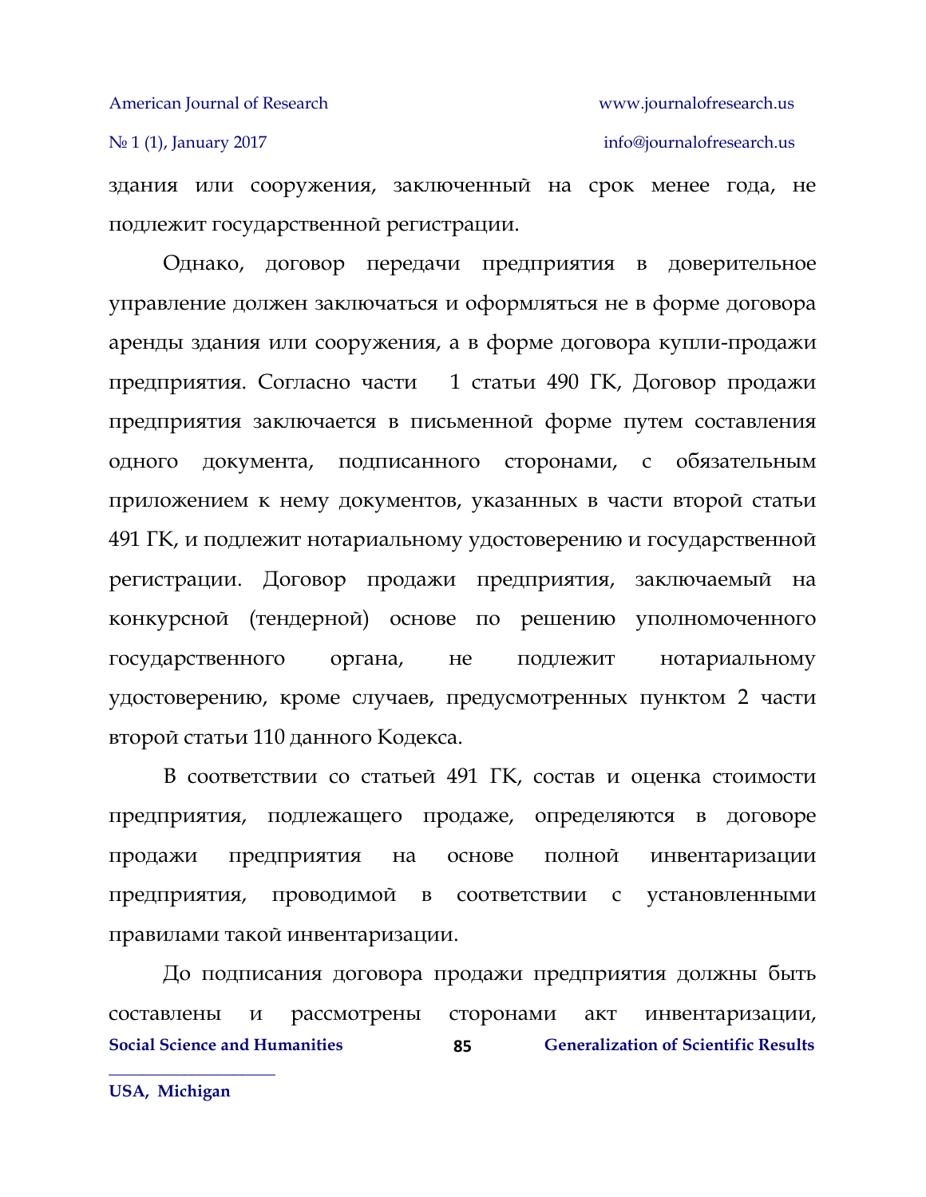здания или сооружения, заключенный на срок менее года, не подлежит государственной регистрации.

Однако, договор передачи предприятия в доверительное управление должен заключаться и оформляться не в форме договора аренды здания или сооружения, а в форме договора купли-продажи предприятия. Согласно части  1 статьи 490 ГК, Договор продажи предприятия заключается в письменной форме путем составления одного документа, подписанного сторонами, с обязательным приложением к нему документов, указанных в части второй статьи 491 ГК, и подлежит нотариальному удостоверению и государственной регистрации. Договор продажи предприятия, заключаемый на конкурсной (тендерной) основе по решению уполномоченного государственного органа, не подлежит нотариальному удостоверению, кроме случаев, предусмотренных пунктом 2 части второй статьи 110 данного Кодекса.

В соответствии со статьей 491 ГК, состав и оценка стоимости предприятия, подлежащего продаже, определяются в договоре продажи предприятия на основе полной инвентаризации предприятия, проводимой в соответствии с установленными правилами такой инвентаризации.

До подписания договора продажи предприятия должны быть составлены и рассмотрены сторонами акт инвентаризации,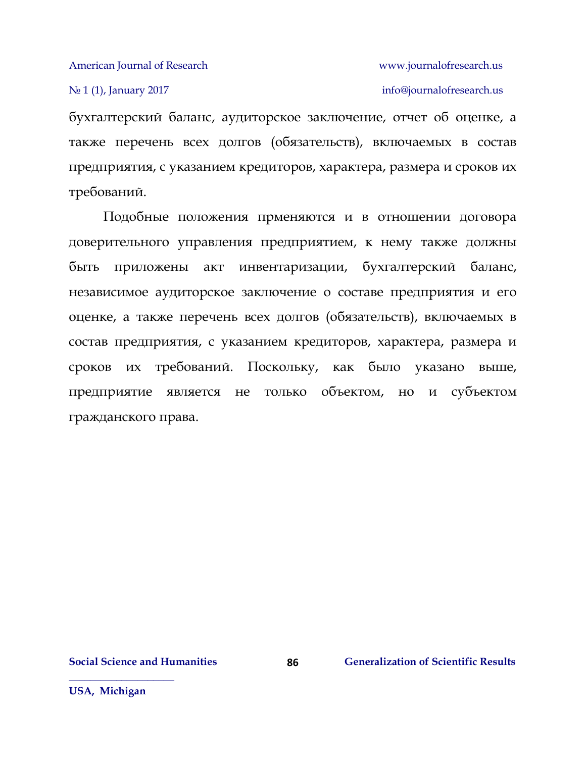бухгалтерский баланс, аудиторское заключение, отчет об оценке, а также перечень всех долгов (обязательств), включаемых в состав предприятия, с указанием кредиторов, характера, размера и сроков их требований.

Подобные положения прменяются и в отношении договора доверительного управления предприятием, к нему также должны быть приложены акт инвентаризации, бухгалтерский баланс, независимое аудиторское заключение о составе предприятия и его оценке, а также перечень всех долгов (обязательств), включаемых в состав предприятия, с указанием кредиторов, характера, размера и сроков их требований. Поскольку, как было указано выше, предприятие является не только объектом, но и субъектом гражданского права.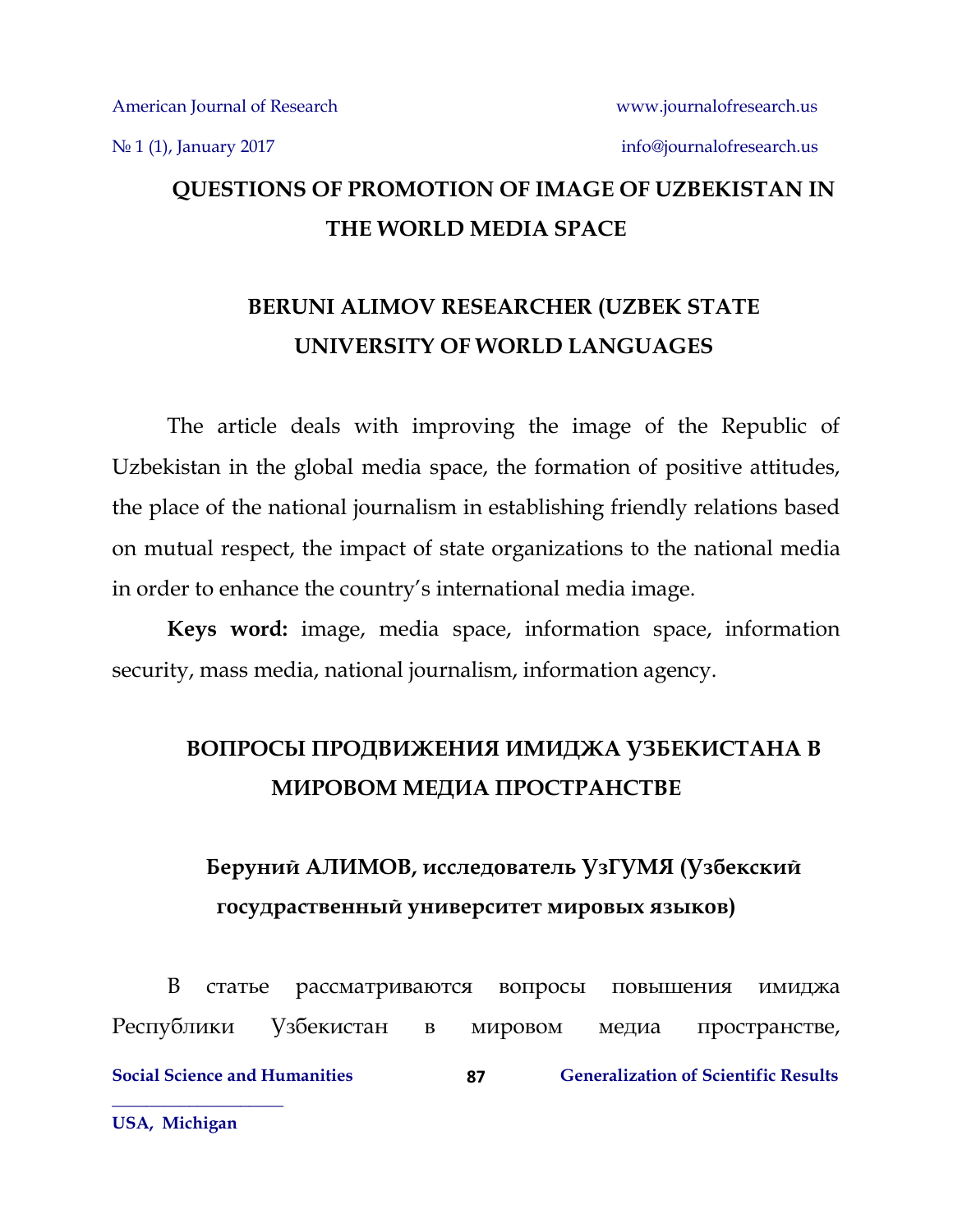# QUESTIONS OF PROMOTION OF IMAGE OF UZBEKISTAN IN THE WORLD MEDIA SPACE

**BERUNI ALIMOV RESEARCHER (UZBEK STATE UNIVERSITY OF WORLD LANGUAGES**

The article deals with improving the image of the Republic of Uzbekistan in the global media space, the formation of positive attitudes, the place of the national journalism in establishing friendly relations based on mutual respect, the impact of state organizations to the national media in order to enhance the country's international media image.

**Keys word:** image, media space, information space, information security, mass media, national journalism, information agency.

# ВОПРОСЫ ПРОДВИЖЕНИЯ ИМИДЖА УЗБЕКИСТАНА В МИРОВОМ МЕДИА ПРОСТРАНСТВЕ

**Беруний АЛИМОВ, исследователь УзГУМЯ (Узбекский государственный университет мировых языков)**

В статье рассматриваются вопросы повышения имиджа Республики Узбекистан в мировом медиа пространстве,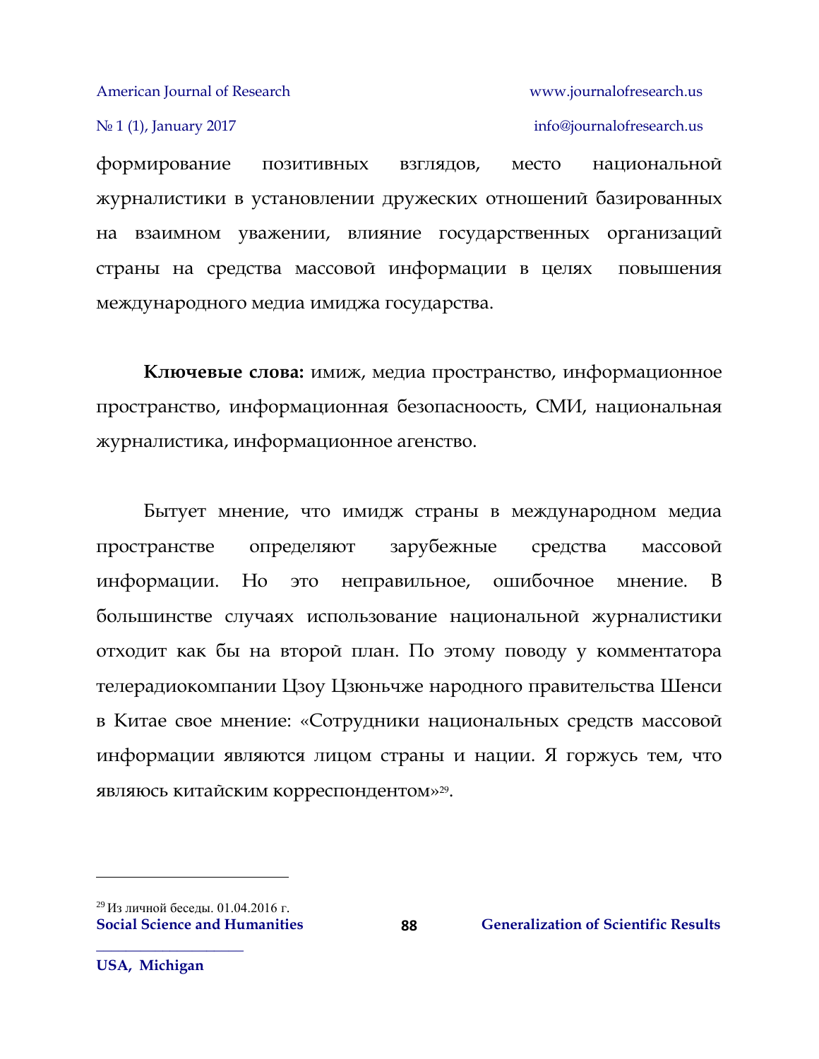формирование позитивных взглядов, место национальной журналистики в установлении дружеских отношений базированных на взаимном уважении, влияние государственных организаций страны на средства массовой информации в целях повышения международного медиа имиджа государства.

**Ключевые слова:** имиж, медиа пространство, информационное пространство, информационная безопасноость, СМИ, национальная журналистика, информационное агенство.

Бытует мнение, что имидж страны в международном медиа пространстве определяют зарубежные средства массовой информации. Но это неправильное, ошибочное мнение. В большинстве случаях использование национальной журналистики отходит как бы на второй план. По этому поводу у комментатора телерадиокомпании Цзоу Цзюньчже народного правительства Шенси в Китае свое мнение: «Сотрудники национальных средств массовой информации являются лицом страны и нации. Я горжусь тем, что являюсь китайским корреспондентом»[29].

---

[29] Из личной беседы. 01.04.2016 г.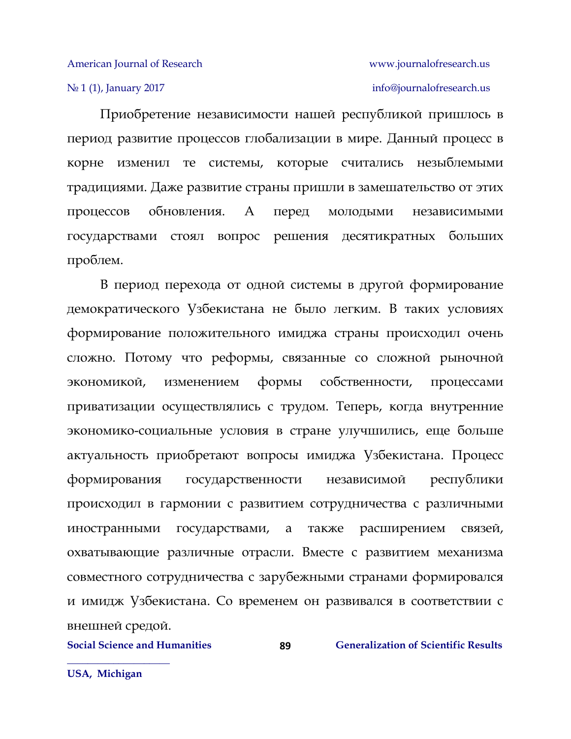Приобретение независимости нашей республикой пришлось в период развитие процессов глобализации в мире. Данный процесс в корне изменил те системы, которые считались незыблемыми традициями. Даже развитие страны пришли в замешательство от этих процессов обновления. А перед молодыми независимыми государствами стоял вопрос решения десятикратных больших проблем.

В период перехода от одной системы в другой формирование демократического Узбекистана не было легким. В таких условиях формирование положительного имиджа страны происходил очень сложно. Потому что реформы, связанные со сложной рыночной экономикой, изменением формы собственности, процессами приватизации осуществлялись с трудом. Теперь, когда внутренние экономико-социальные условия в стране улучшились, еще больше актуальность приобретают вопросы имиджа Узбекистана. Процесс формирования государственности независимой республики происходил в гармонии с развитием сотрудничества с различными иностранными государствами, а также расширением связей, охватывающие различные отрасли. Вместе с развитием механизма совместного сотрудничества с зарубежными странами формировался и имидж Узбекистана. Со временем он развивался в соответствии с внешней средой.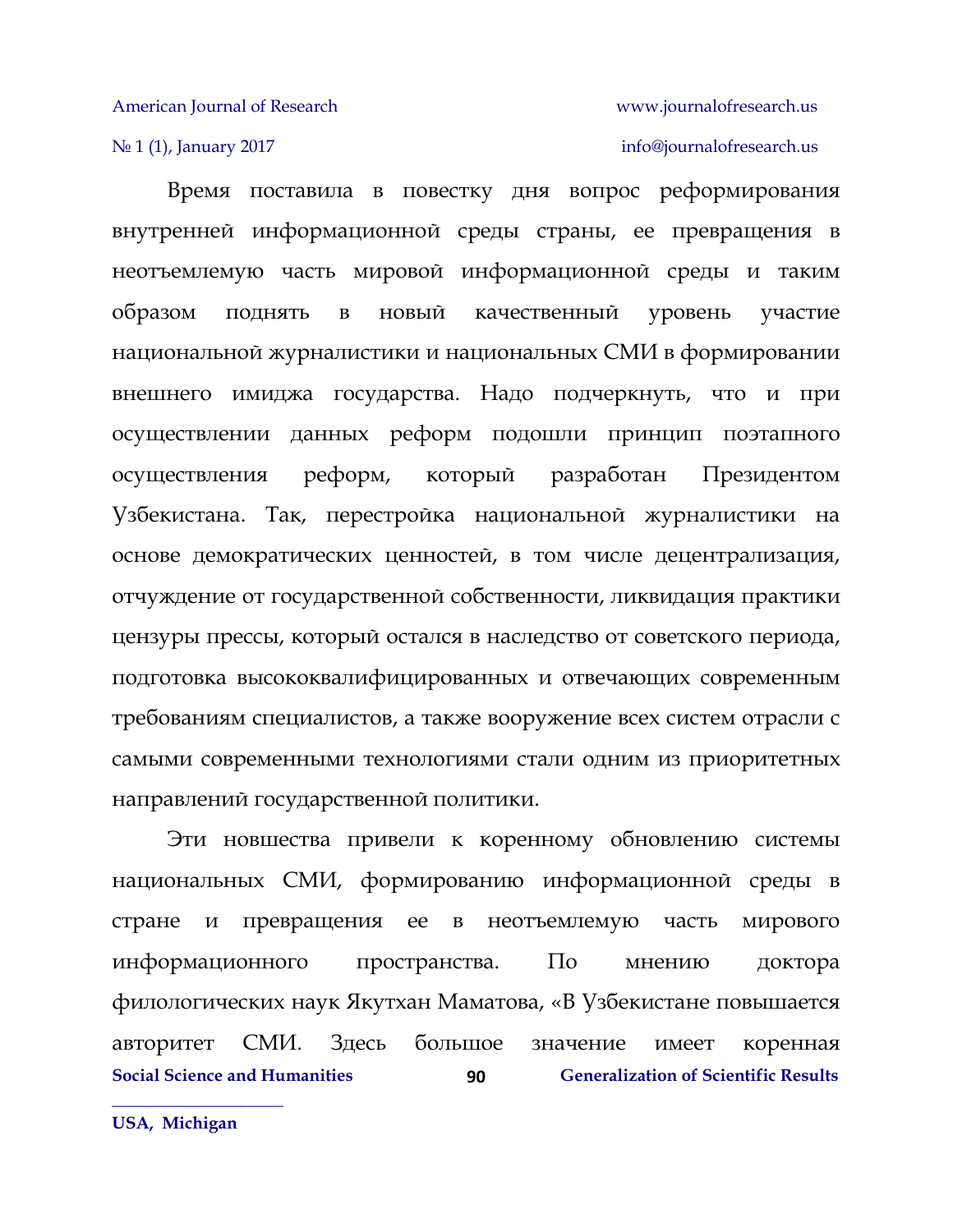Время поставила в повестку дня вопрос реформирования внутренней информационной среды страны, ее превращения в неотъемлемую часть мировой информационной среды и таким образом поднять в новый качественный уровень участие национальной журналистики и национальных СМИ в формировании внешнего имиджа государства. Надо подчеркнуть, что и при осуществлении данных реформ подошли принцип поэтапного осуществления реформ, который разработан Президентом Узбекистана. Так, перестройка национальной журналистики на основе демократических ценностей, в том числе децентрализация, отчуждение от государственной собственности, ликвидация практики цензуры прессы, который остался в наследство от советского периода, подготовка высококвалифицированных и отвечающих современным требованиям специалистов, а также вооружение всех систем отрасли с самыми современными технологиями стали одним из приоритетных направлений государственной политики.

Эти новшества привели к коренному обновлению системы национальных СМИ, формированию информационной среды в стране и превращения ее в неотъемлемую часть мирового информационного пространства. По мнению доктора филологических наук Якутхан Маматова, «В Узбекистане повышается авторитет СМИ. Здесь большое значение имеет коренная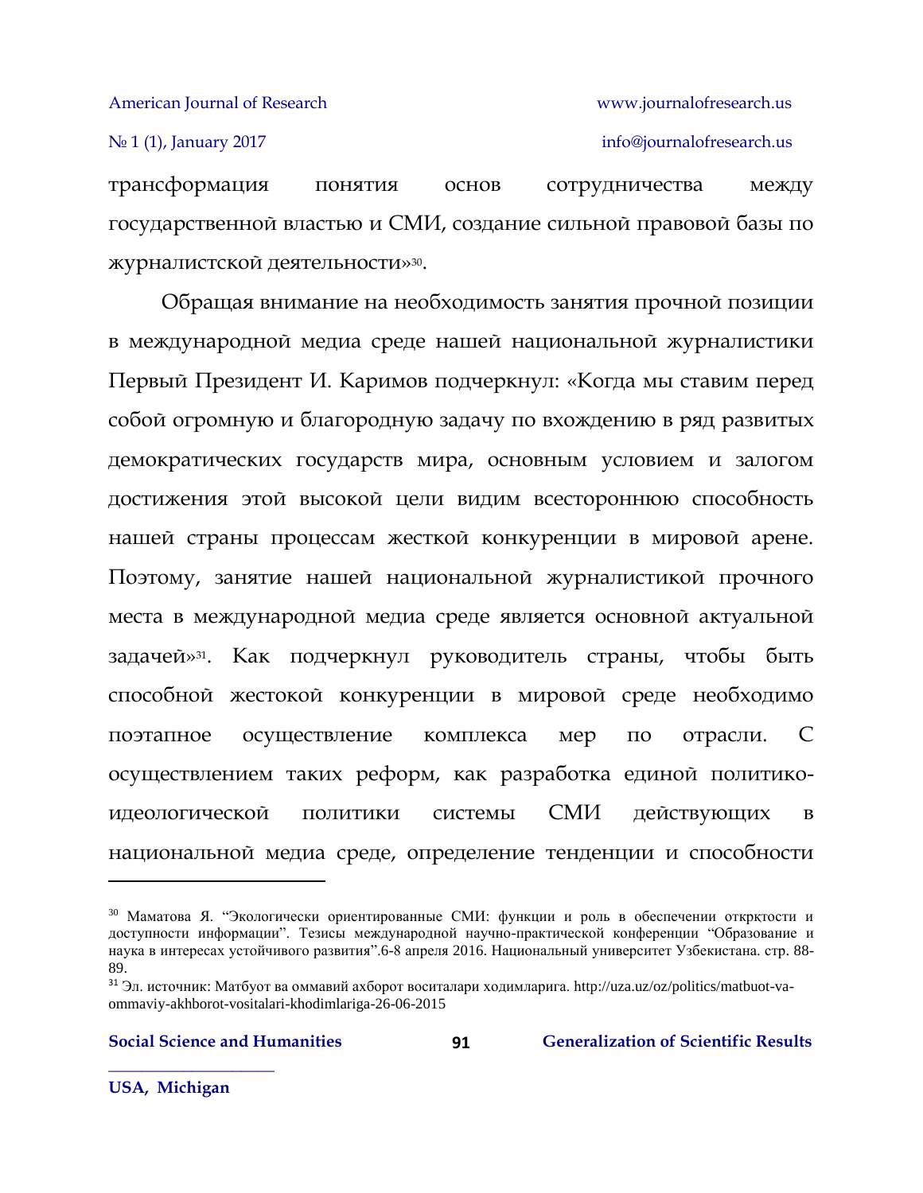трансформация понятия основ сотрудничества между государственной властью и СМИ, создание сильной правовой базы по журналистской деятельности»[30].

Обращая внимание на необходимость занятия прочной позиции в международной медиа среде нашей национальной журналистики Первый Президент И. Каримов подчеркнул: «Когда мы ставим перед собой огромную и благородную задачу по вхождению в ряд развитых демократических государств мира, основным условием и залогом достижения этой высокой цели видим всестороннюю способность нашей страны процессам жесткой конкуренции в мировой арене. Поэтому, занятие нашей национальной журналистикой прочного места в международной медиа среде является основной актуальной задачей»[31]. Как подчеркнул руководитель страны, чтобы быть способной жестокой конкуренции в мировой среде необходимо поэтапное осуществление комплекса мер по отрасли. С осуществлением таких реформ, как разработка единой политико-идеологической политики системы СМИ действующих в национальной медиа среде, определение тенденции и способности

---

[30] Маматова Я. "Экологически ориентированные СМИ: функции и роль в обеспечении открктости и доступности информации". Тезисы международной научно-практической конференции "Образование и наука в интересах устойчивого развития".6-8 апреля 2016. Национальный университет Узбекистана. стр. 88-89.

[31] Эл. источник: Матбуот ва оммавий ахборот воситалари ходимларига. http://uza.uz/oz/politics/matbuot-va-ommaviy-akhborot-vositalari-khodimlariga-26-06-2015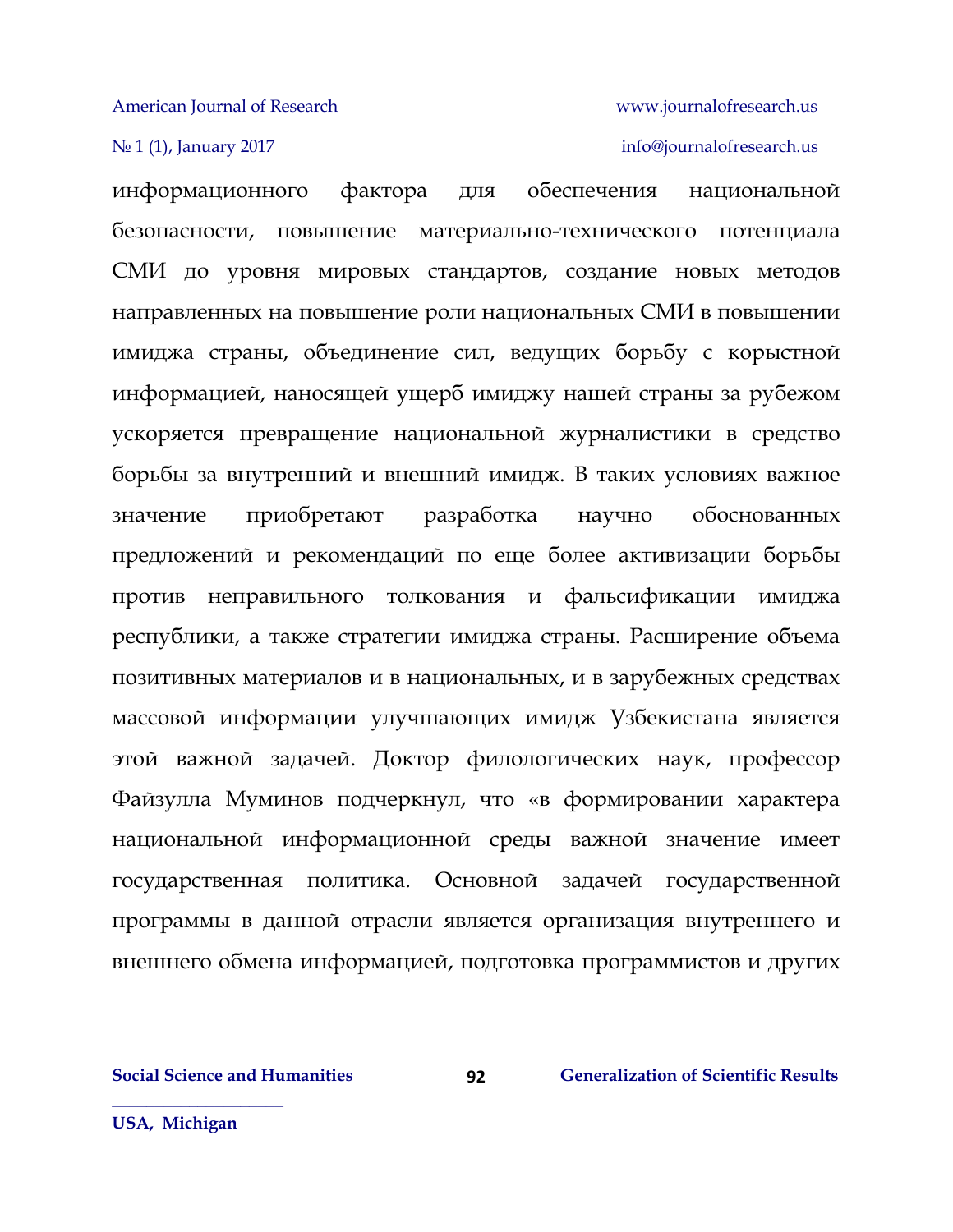информационного фактора для обеспечения национальной безопасности, повышение материально-технического потенциала СМИ до уровня мировых стандартов, создание новых методов направленных на повышение роли национальных СМИ в повышении имиджа страны, объединение сил, ведущих борьбу с корыстной информацией, наносящей ущерб имиджу нашей страны за рубежом ускоряется превращение национальной журналистики в средство борьбы за внутренний и внешний имидж. В таких условиях важное значение приобретают разработка научно обоснованных предложений и рекомендаций по еще более активизации борьбы против неправильного толкования и фальсификации имиджа республики, а также стратегии имиджа страны. Расширение объема позитивных материалов и в национальных, и в зарубежных средствах массовой информации улучшающих имидж Узбекистана является этой важной задачей. Доктор филологических наук, профессор Файзулла Муминов подчеркнул, что «в формировании характера национальной информационной среды важной значение имеет государственная политика. Основной задачей государственной программы в данной отрасли является организация внутреннего и внешнего обмена информацией, подготовка программистов и других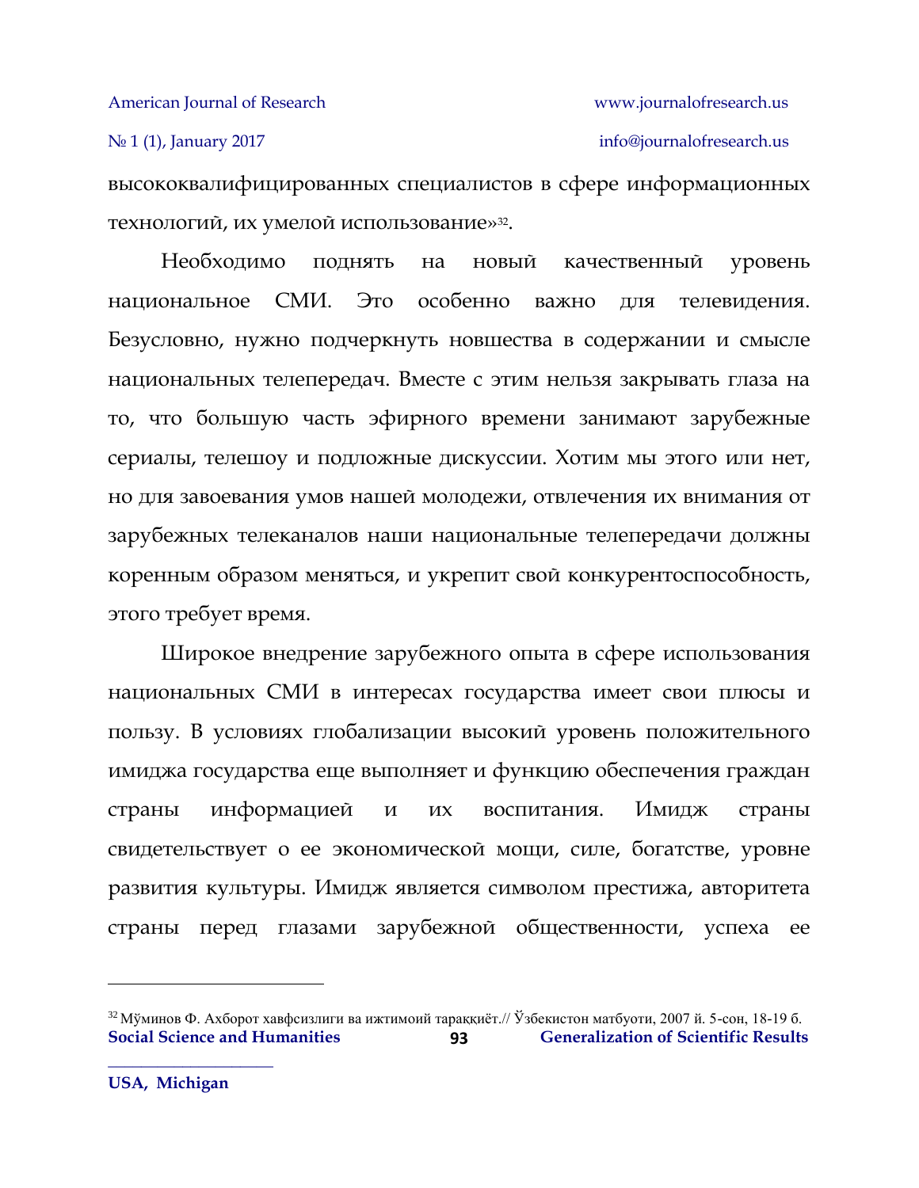высококвалифицированных специалистов в сфере информационных технологий, их умелой использование»[32].

Необходимо поднять на новый качественный уровень национальное СМИ. Это особенно важно для телевидения. Безусловно, нужно подчеркнуть новшества в содержании и смысле национальных телепередач. Вместе с этим нельзя закрывать глаза на то, что большую часть эфирного времени занимают зарубежные сериалы, телешоу и подложные дискуссии. Хотим мы этого или нет, но для завоевания умов нашей молодежи, отвлечения их внимания от зарубежных телеканалов наши национальные телепередачи должны коренным образом меняться, и укрепит свой конкурентоспособность, этого требует время.

Широкое внедрение зарубежного опыта в сфере использования национальных СМИ в интересах государства имеет свои плюсы и пользу. В условиях глобализации высокий уровень положительного имиджа государства еще выполняет и функцию обеспечения граждан страны информацией и их воспитания. Имидж страны свидетельствует о ее экономической мощи, силе, богатстве, уровне развития культуры. Имидж является символом престижа, авторитета страны перед глазами зарубежной общественности, успеха ее

---

[32] Мўминов Ф. Ахборот хавфсизлиги ва ижтимоий тараққиёт.// Ўзбекистон матбуоти, 2007 й. 5-сон, 18-19 б.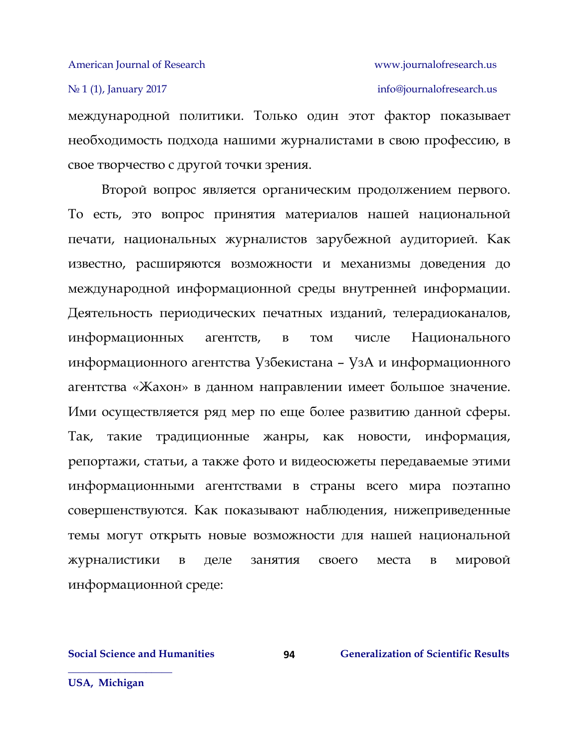международной политики. Только один этот фактор показывает необходимость подхода нашими журналистами в свою профессию, в свое творчество с другой точки зрения.

Второй вопрос является органическим продолжением первого. То есть, это вопрос принятия материалов нашей национальной печати, национальных журналистов зарубежной аудиторией. Как известно, расширяются возможности и механизмы доведения до международной информационной среды внутренней информации. Деятельность периодических печатных изданий, телерадиоканалов, информационных агентств, в том числе Национального информационного агентства Узбекистана – УзА и информационного агентства «Жахон» в данном направлении имеет большое значение. Ими осуществляется ряд мер по еще более развитию данной сферы. Так, такие традиционные жанры, как новости, информация, репортажи, статьи, а также фото и видеосюжеты передаваемые этими информационными агентствами в страны всего мира поэтапно совершенствуются. Как показывают наблюдения, нижеприведенные темы могут открыть новые возможности для нашей национальной журналистики в деле занятия своего места в мировой информационной среде: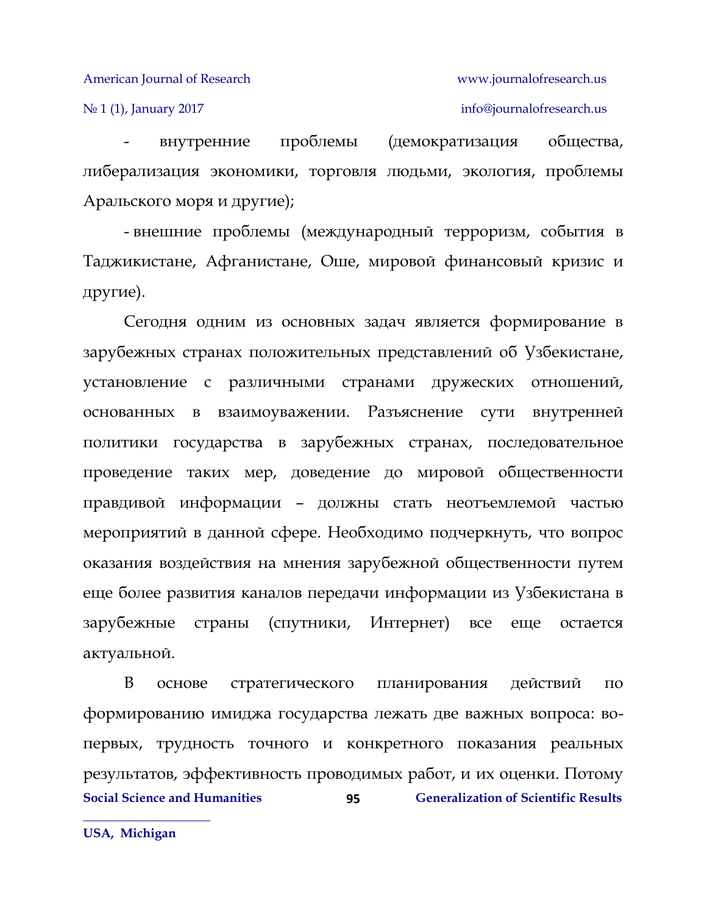- внутренние проблемы (демократизация общества, либерализация экономики, торговля людьми, экология, проблемы Аральского моря и другие);

- внешние проблемы (международный терроризм, события в Таджикистане, Афганистане, Оше, мировой финансовый кризис и другие).

Сегодня одним из основных задач является формирование в зарубежных странах положительных представлений об Узбекистане, установление с различными странами дружеских отношений, основанных в взаимоуважении. Разъяснение сути внутренней политики государства в зарубежных странах, последовательное проведение таких мер, доведение до мировой общественности правдивой информации – должны стать неотъемлемой частью мероприятий в данной сфере. Необходимо подчеркнуть, что вопрос оказания воздействия на мнения зарубежной общественности путем еще более развития каналов передачи информации из Узбекистана в зарубежные страны (спутники, Интернет) все еще остается актуальной.

В основе стратегического планирования действий по формированию имиджа государства лежать две важных вопроса: во-первых, трудность точного и конкретного показания реальных результатов, эффективность проводимых работ, и их оценки. Потому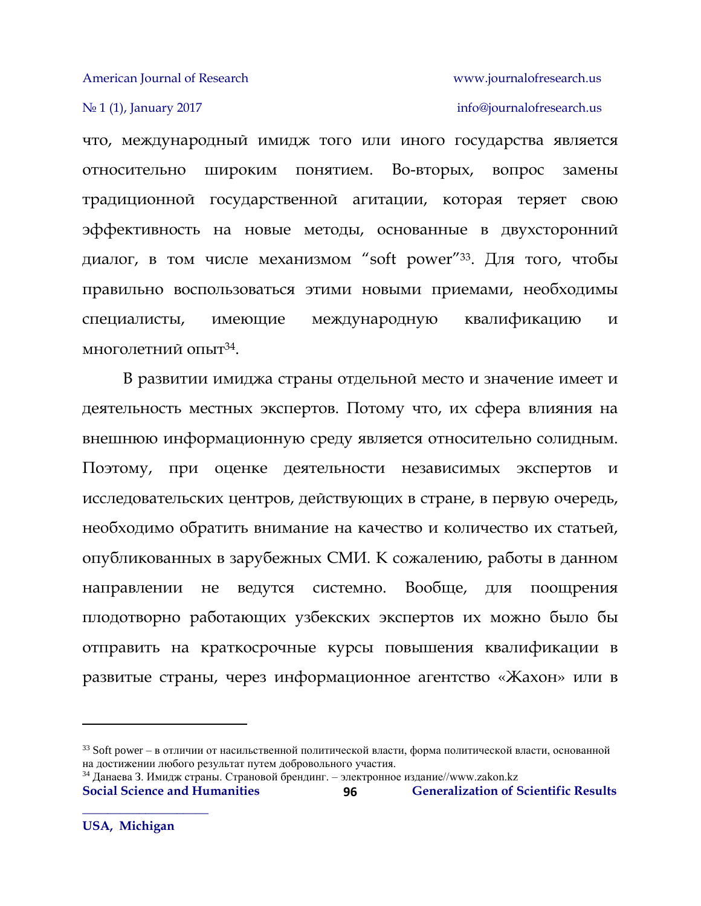что, международный имидж того или иного государства является относительно широким понятием. Во-вторых, вопрос замены традиционной государственной агитации, которая теряет свою эффективность на новые методы, основанные в двухсторонний диалог, в том числе механизмом "soft power"[33]. Для того, чтобы правильно воспользоваться этими новыми приемами, необходимы специалисты, имеющие международную квалификацию и многолетний опыт[34].

В развитии имиджа страны отдельной место и значение имеет и деятельность местных экспертов. Потому что, их сфера влияния на внешнюю информационную среду является относительно солидным. Поэтому, при оценке деятельности независимых экспертов и исследовательских центров, действующих в стране, в первую очередь, необходимо обратить внимание на качество и количество их статьей, опубликованных в зарубежных СМИ. К сожалению, работы в данном направлении не ведутся системно. Вообще, для поощрения плодотворно работающих узбекских экспертов их можно было бы отправить на краткосрочные курсы повышения квалификации в развитые страны, через информационное агентство «Жахон» или в

---

[33] Soft power – в отличии от насильственной политической власти, форма политической власти, основанной на достижении любого результат путем добровольного участия.

[34] Данаева З. Имидж страны. Страновой брендинг. – электронное издание//www.zakon.kz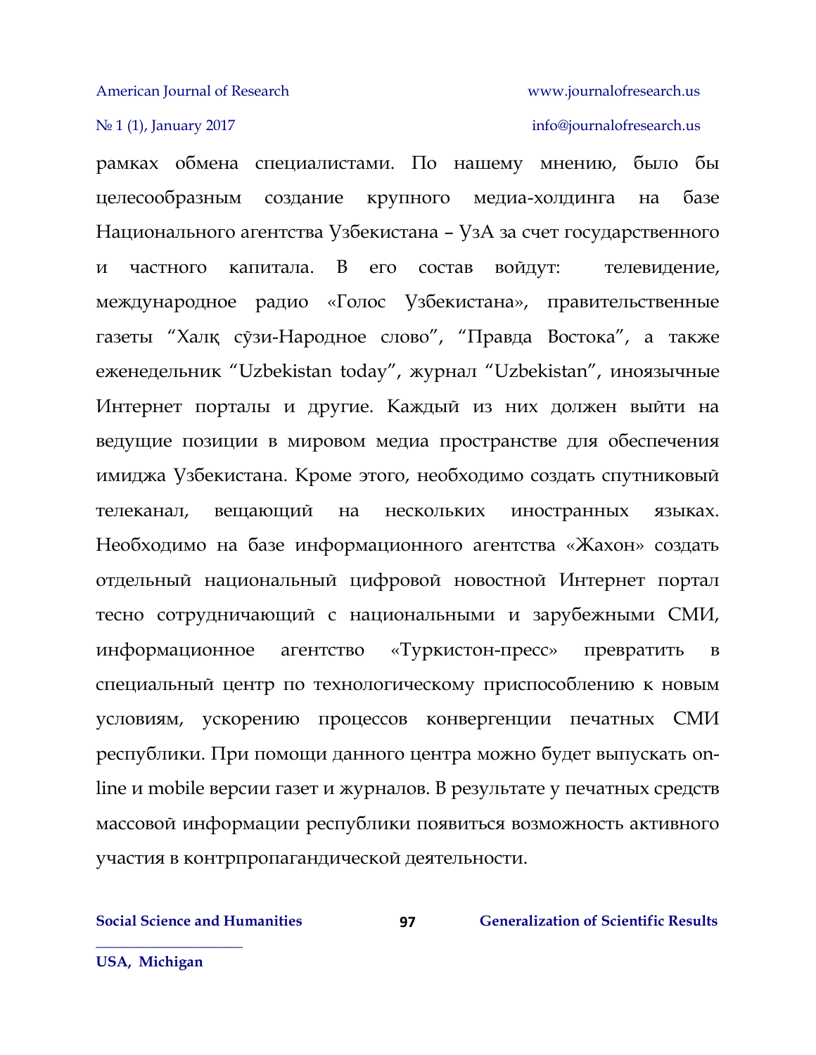рамках обмена специалистами. По нашему мнению, было бы целесообразным создание крупного медиа-холдинга на базе Национального агентства Узбекистана – УзА за счет государственного и частного капитала. В его состав войдут: телевидение, международное радио «Голос Узбекистана», правительственные газеты “Халқ сўзи-Народное слово”, “Правда Востока”, а также еженедельник “Uzbekistan today”, журнал “Uzbekistan”, иноязычные Интернет порталы и другие. Каждый из них должен выйти на ведущие позиции в мировом медиа пространстве для обеспечения имиджа Узбекистана. Кроме этого, необходимо создать спутниковый телеканал, вещающий на нескольких иностранных языках. Необходимо на базе информационного агентства «Жахон» создать отдельный национальный цифровой новостной Интернет портал тесно сотрудничающий с национальными и зарубежными СМИ, информационное агентство «Туркистон-пресс» превратить в специальный центр по технологическому приспособлению к новым условиям, ускорению процессов конвергенции печатных СМИ республики. При помощи данного центра можно будет выпускать on-line и mobile версии газет и журналов. В результате у печатных средств массовой информации республики появиться возможность активного участия в контрпропагандической деятельности.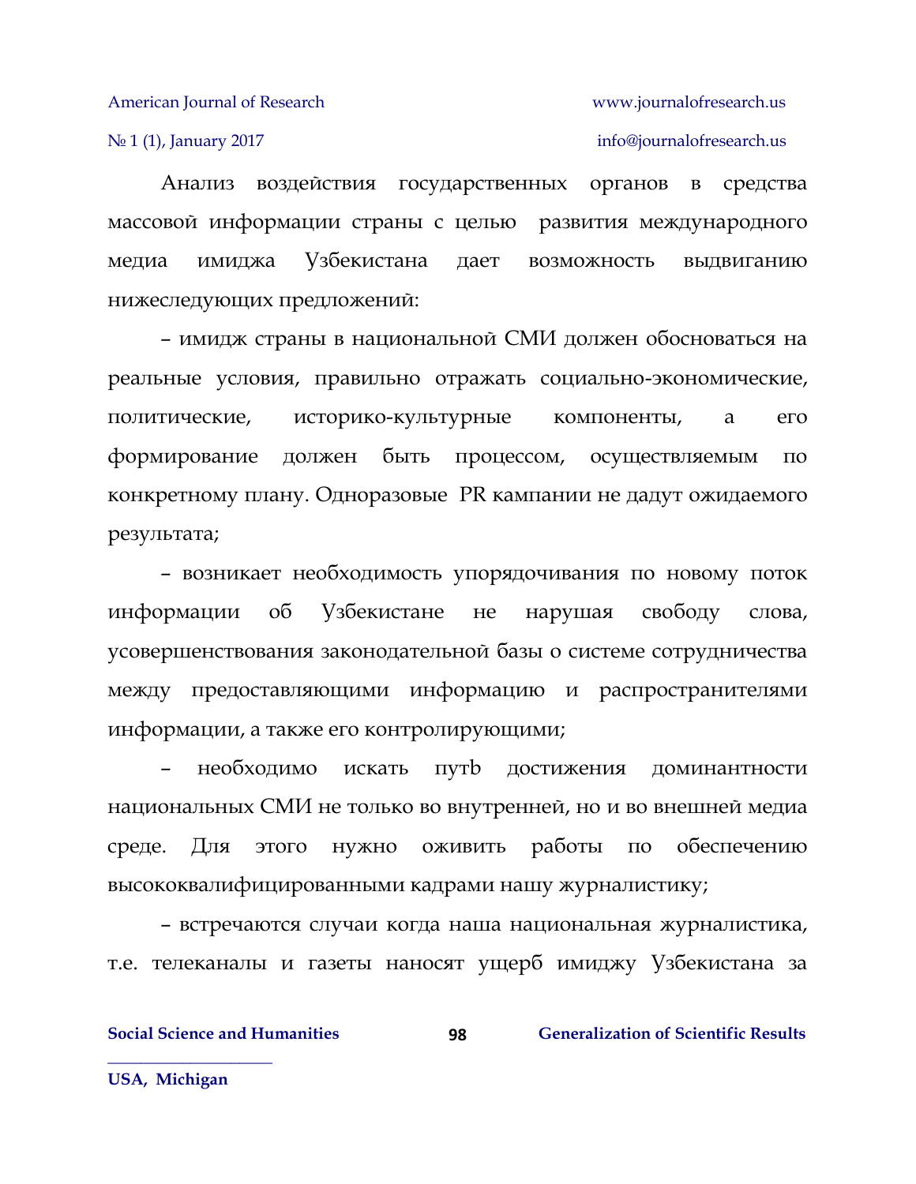Анализ воздействия государственных органов в средства массовой информации страны с целью развития международного медиа имиджа Узбекистана дает возможность выдвиганию нижеследующих предложений:

– имидж страны в национальной СМИ должен обосноваться на реальные условия, правильно отражать социально-экономические, политические, историко-культурные компоненты, а его формирование должен быть процессом, осуществляемым по конкретному плану. Одноразовые PR кампании не дадут ожидаемого результата;

– возникает необходимость упорядочивания по новому поток информации об Узбекистане не нарушая свободу слова, усовершенствования законодательной базы о системе сотрудничества между предоставляющими информацию и распространителями информации, а также его контролирующими;

– необходимо искать путь достижения доминантности национальных СМИ не только во внутренней, но и во внешней медиа среде. Для этого нужно оживить работы по обеспечению высококвалифицированными кадрами нашу журналистику;

– встречаются случаи когда наша национальная журналистика, т.е. телеканалы и газеты наносят ущерб имиджу Узбекистана за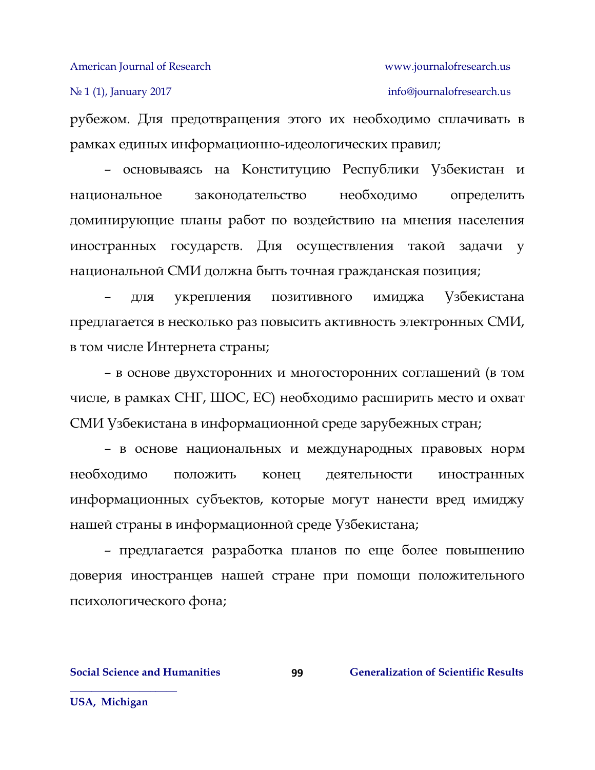рубежом. Для предотвращения этого их необходимо сплачивать в рамках единых информационно-идеологических правил;

– основываясь на Конституцию Республики Узбекистан и национальное законодательство необходимо определить доминирующие планы работ по воздействию на мнения населения иностранных государств. Для осуществления такой задачи у национальной СМИ должна быть точная гражданская позиция;

– для укрепления позитивного имиджа Узбекистана предлагается в несколько раз повысить активность электронных СМИ, в том числе Интернета страны;

– в основе двухсторонних и многосторонних соглашений (в том числе, в рамках СНГ, ШОС, ЕС) необходимо расширить место и охват СМИ Узбекистана в информационной среде зарубежных стран;

– в основе национальных и международных правовых норм необходимо положить конец деятельности иностранных информационных субъектов, которые могут нанести вред имиджу нашей страны в информационной среде Узбекистана;

– предлагается разработка планов по еще более повышению доверия иностранцев нашей стране при помощи положительного психологического фона;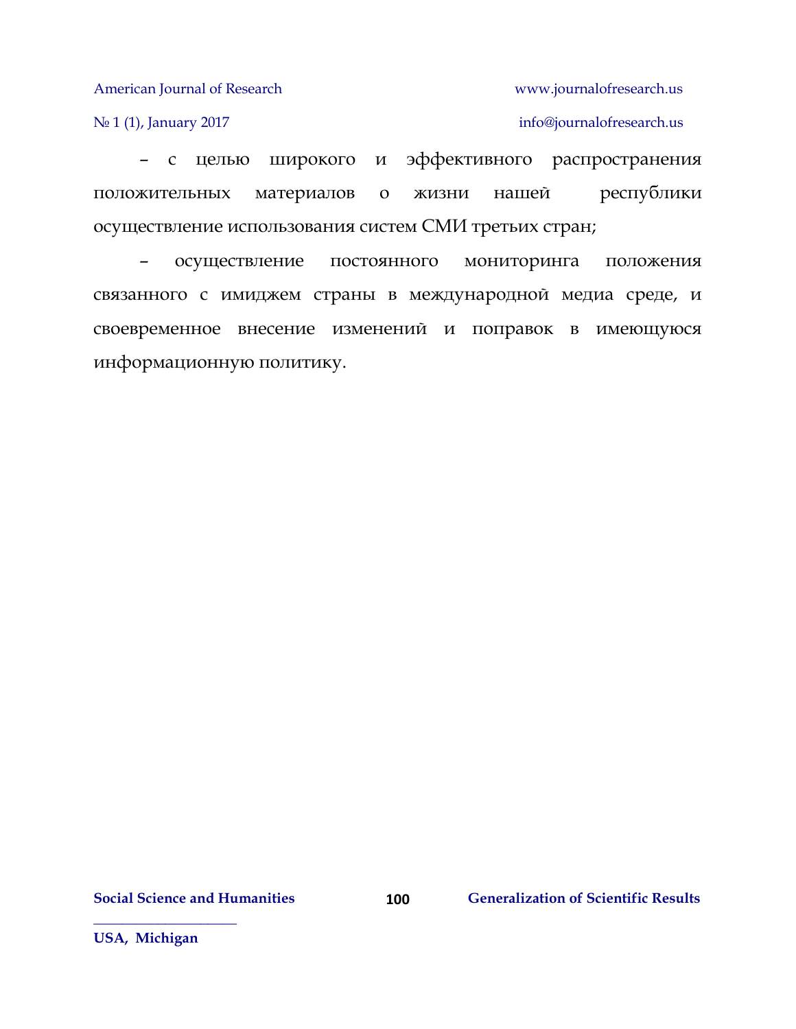– с целью широкого и эффективного распространения положительных материалов о жизни нашей республики осуществление использования систем СМИ третьих стран;

– осуществление постоянного мониторинга положения связанного с имиджем страны в международной медиа среде, и своевременное внесение изменений и поправок в имеющуюся информационную политику.